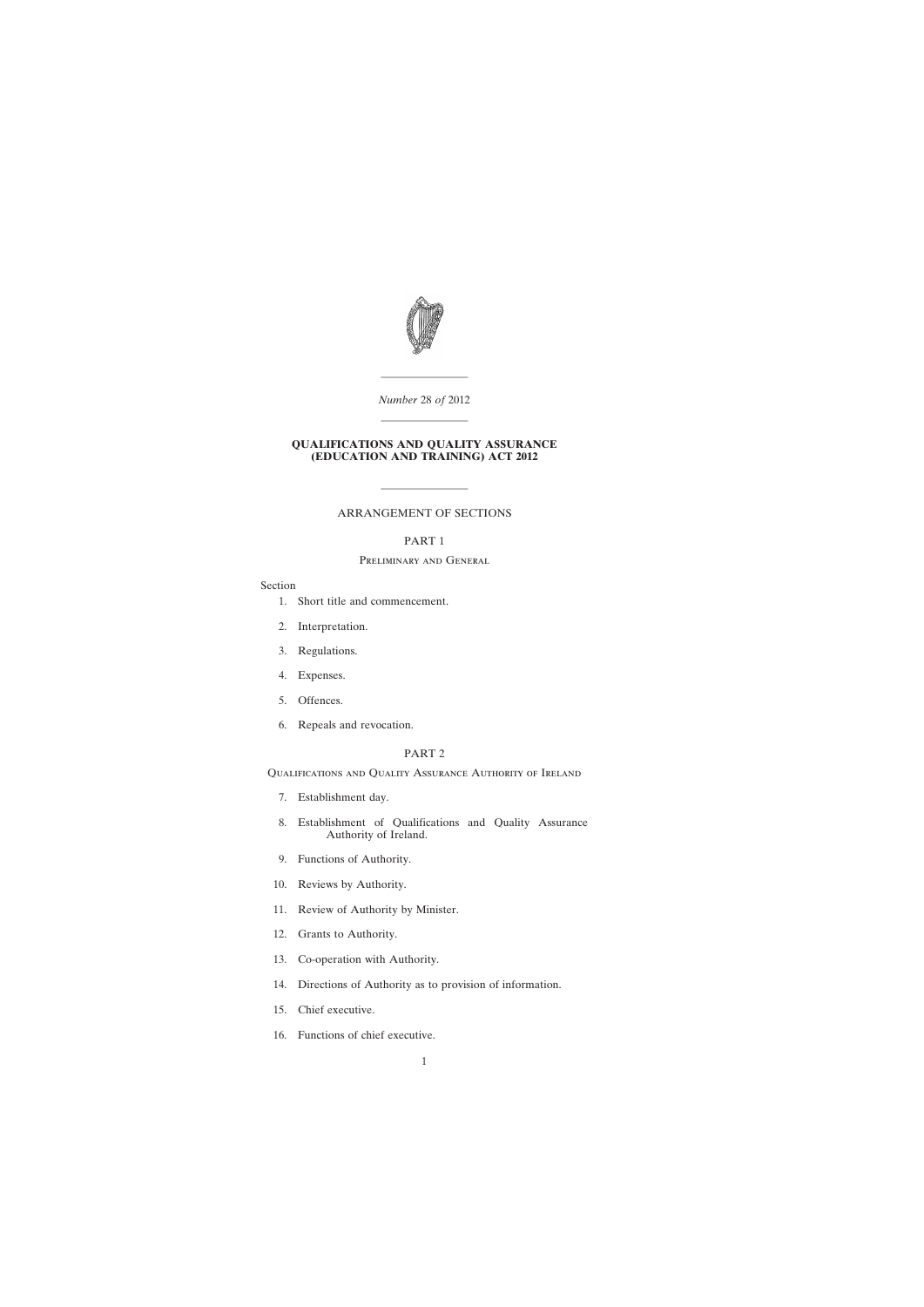*Number* 28 *of* 2012

---

# QUALIFICATIONS AND QUALITY ASSURANCE (EDUCATION AND TRAINING) ACT 2012

---

ARRANGEMENT OF SECTIONS

PART 1

Preliminary and General

Section

1. Short title and commencement.
2. Interpretation.
3. Regulations.
4. Expenses.
5. Offences.
6. Repeals and revocation.

PART 2

Qualifications and Quality Assurance Authority of Ireland

7. Establishment day.
8. Establishment of Qualifications and Quality Assurance Authority of Ireland.
9. Functions of Authority.
10. Reviews by Authority.
11. Review of Authority by Minister.
12. Grants to Authority.
13. Co-operation with Authority.
14. Directions of Authority as to provision of information.
15. Chief executive.
16. Functions of chief executive.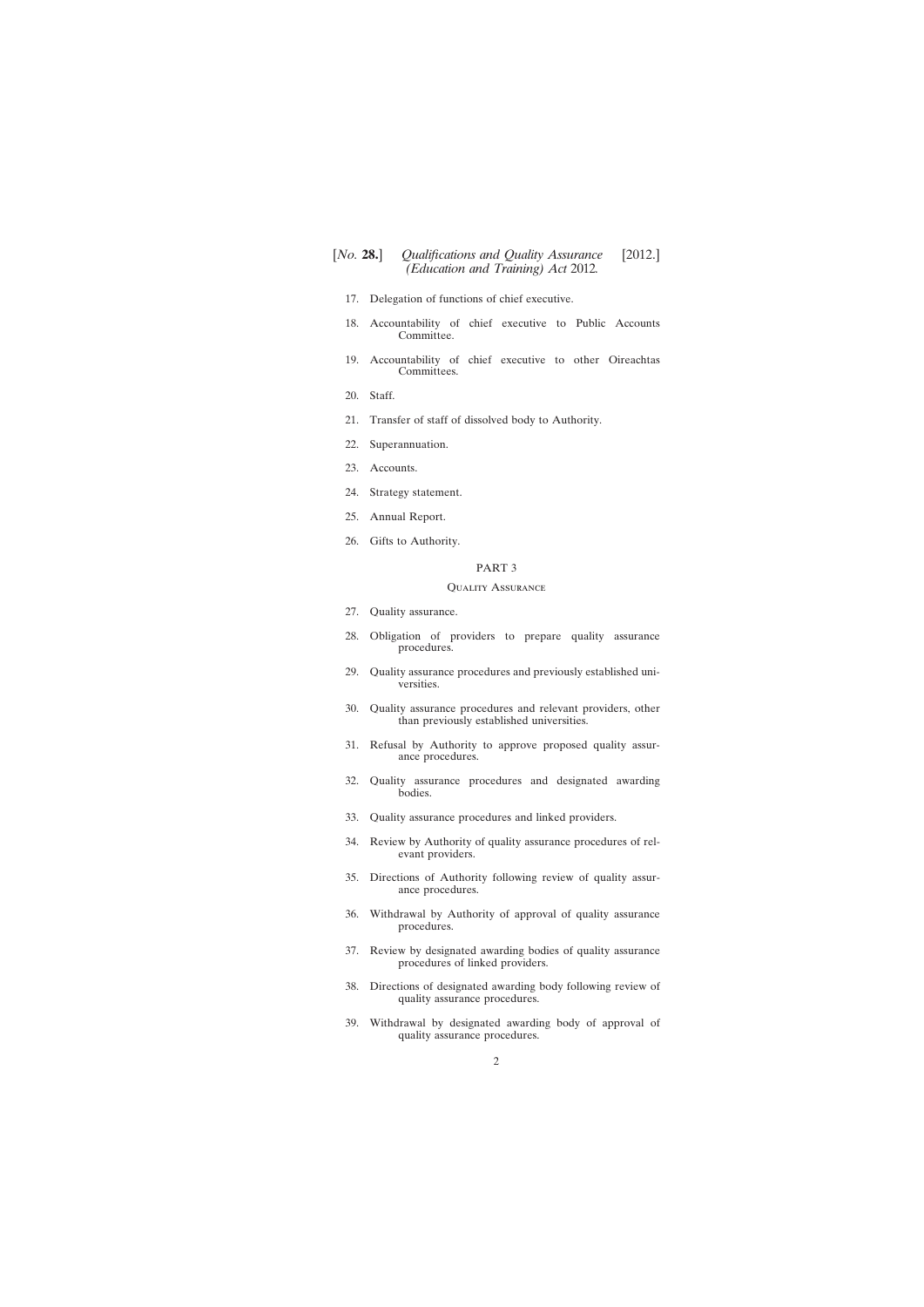17. Delegation of functions of chief executive.

18. Accountability of chief executive to Public Accounts Committee.

19. Accountability of chief executive to other Oireachtas Committees.

20. Staff.

21. Transfer of staff of dissolved body to Authority.

22. Superannuation.

23. Accounts.

24. Strategy statement.

25. Annual Report.

26. Gifts to Authority.

PART 3

Quality Assurance

27. Quality assurance.

28. Obligation of providers to prepare quality assurance procedures.

29. Quality assurance procedures and previously established universities.

30. Quality assurance procedures and relevant providers, other than previously established universities.

31. Refusal by Authority to approve proposed quality assurance procedures.

32. Quality assurance procedures and designated awarding bodies.

33. Quality assurance procedures and linked providers.

34. Review by Authority of quality assurance procedures of relevant providers.

35. Directions of Authority following review of quality assurance procedures.

36. Withdrawal by Authority of approval of quality assurance procedures.

37. Review by designated awarding bodies of quality assurance procedures of linked providers.

38. Directions of designated awarding body following review of quality assurance procedures.

39. Withdrawal by designated awarding body of approval of quality assurance procedures.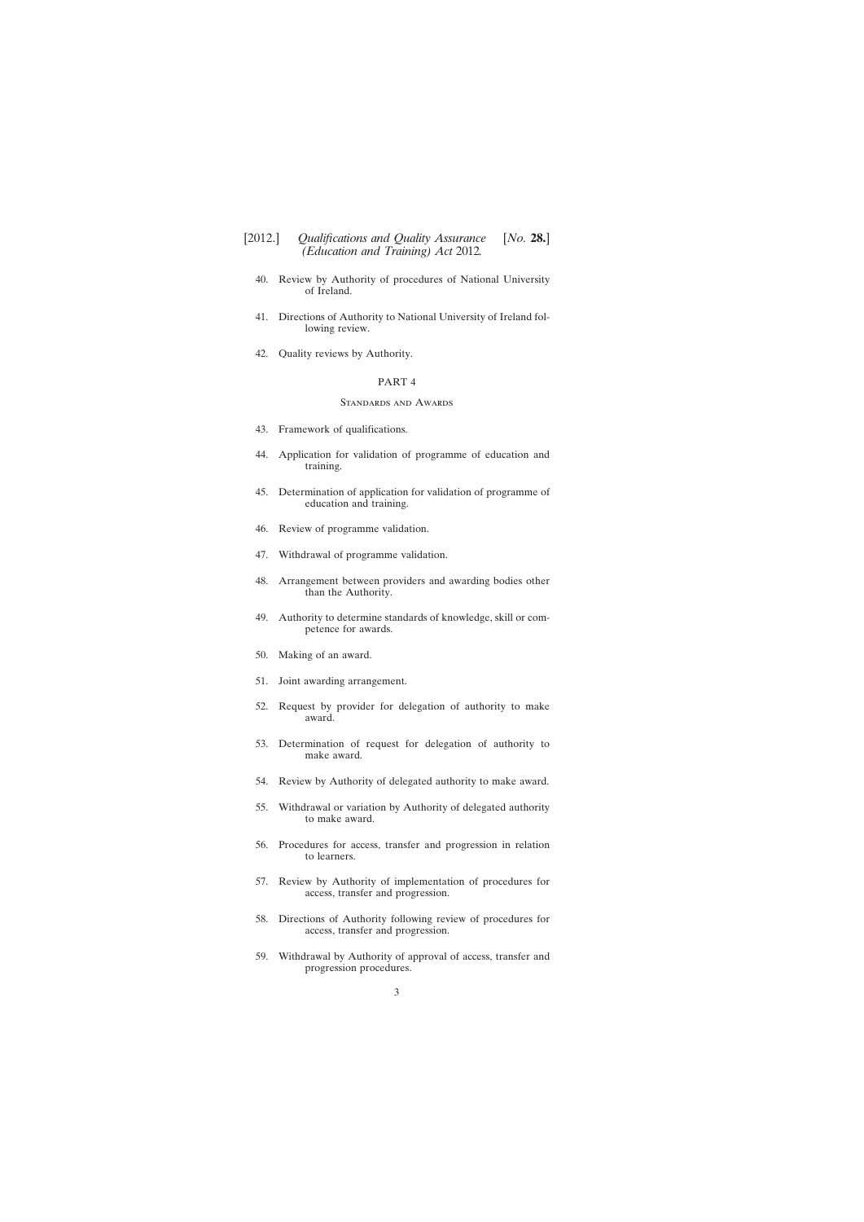40. Review by Authority of procedures of National University of Ireland.

41. Directions of Authority to National University of Ireland following review.

42. Quality reviews by Authority.

## PART 4

### Standards and Awards

43. Framework of qualifications.

44. Application for validation of programme of education and training.

45. Determination of application for validation of programme of education and training.

46. Review of programme validation.

47. Withdrawal of programme validation.

48. Arrangement between providers and awarding bodies other than the Authority.

49. Authority to determine standards of knowledge, skill or competence for awards.

50. Making of an award.

51. Joint awarding arrangement.

52. Request by provider for delegation of authority to make award.

53. Determination of request for delegation of authority to make award.

54. Review by Authority of delegated authority to make award.

55. Withdrawal or variation by Authority of delegated authority to make award.

56. Procedures for access, transfer and progression in relation to learners.

57. Review by Authority of implementation of procedures for access, transfer and progression.

58. Directions of Authority following review of procedures for access, transfer and progression.

59. Withdrawal by Authority of approval of access, transfer and progression procedures.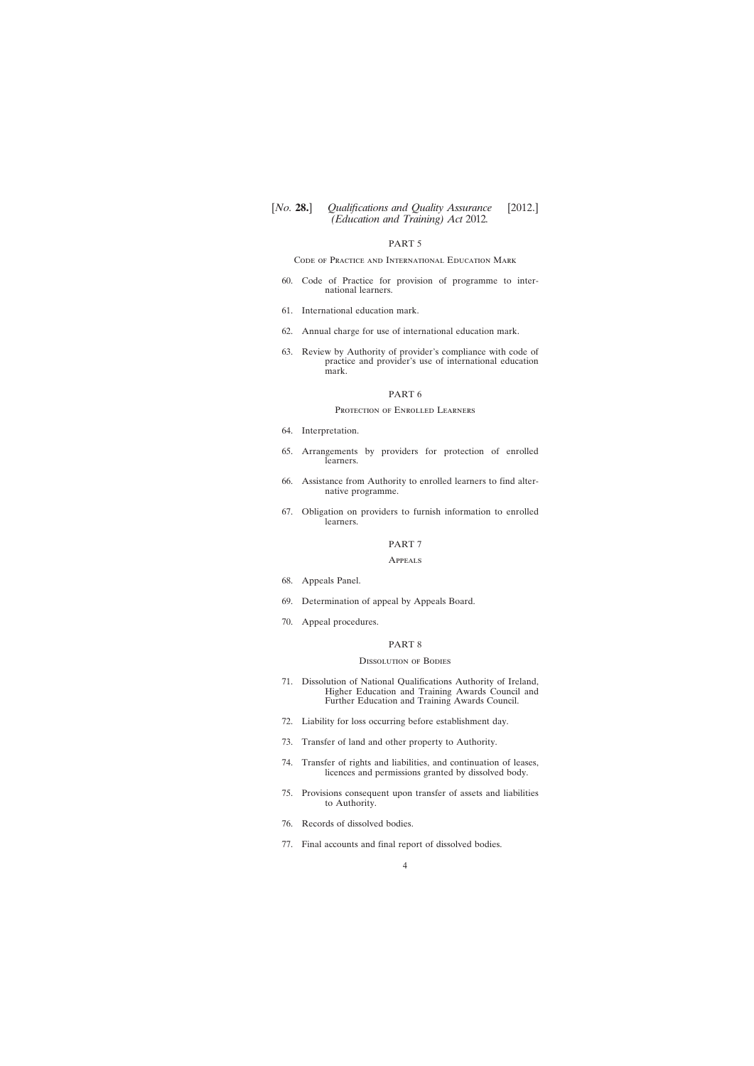## PART 5

### Code of Practice and International Education Mark

60. Code of Practice for provision of programme to international learners.

61. International education mark.

62. Annual charge for use of international education mark.

63. Review by Authority of provider's compliance with code of practice and provider's use of international education mark.

## PART 6

### Protection of Enrolled Learners

64. Interpretation.

65. Arrangements by providers for protection of enrolled learners.

66. Assistance from Authority to enrolled learners to find alternative programme.

67. Obligation on providers to furnish information to enrolled learners.

## PART 7

### Appeals

68. Appeals Panel.

69. Determination of appeal by Appeals Board.

70. Appeal procedures.

## PART 8

### Dissolution of Bodies

71. Dissolution of National Qualifications Authority of Ireland, Higher Education and Training Awards Council and Further Education and Training Awards Council.

72. Liability for loss occurring before establishment day.

73. Transfer of land and other property to Authority.

74. Transfer of rights and liabilities, and continuation of leases, licences and permissions granted by dissolved body.

75. Provisions consequent upon transfer of assets and liabilities to Authority.

76. Records of dissolved bodies.

77. Final accounts and final report of dissolved bodies.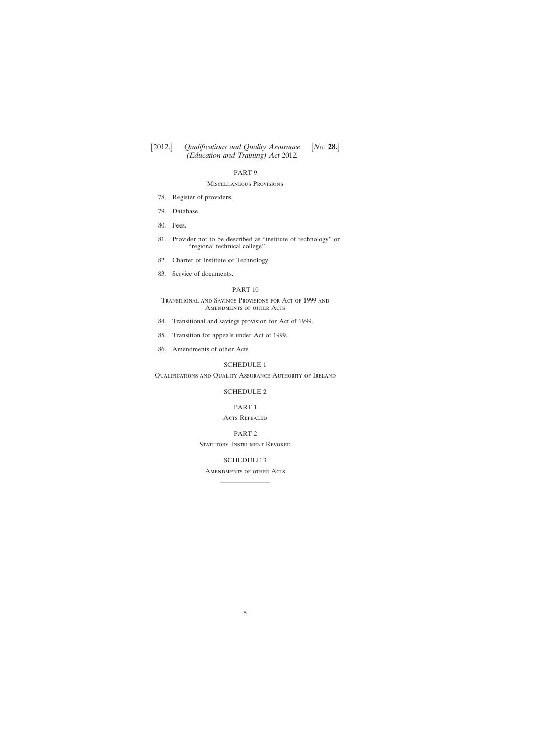PART 9

Miscellaneous Provisions

78. Register of providers.

79. Database.

80. Fees.

81. Provider not to be described as "institute of technology" or "regional technical college".

82. Charter of Institute of Technology.

83. Service of documents.

PART 10

Transitional and Savings Provisions for Act of 1999 and Amendments of other Acts

84. Transitional and savings provision for Act of 1999.

85. Transition for appeals under Act of 1999.

86. Amendments of other Acts.

SCHEDULE 1

Qualifications and Quality Assurance Authority of Ireland

SCHEDULE 2

PART 1

Acts Repealed

PART 2

Statutory Instrument Revoked

SCHEDULE 3

Amendments of other Acts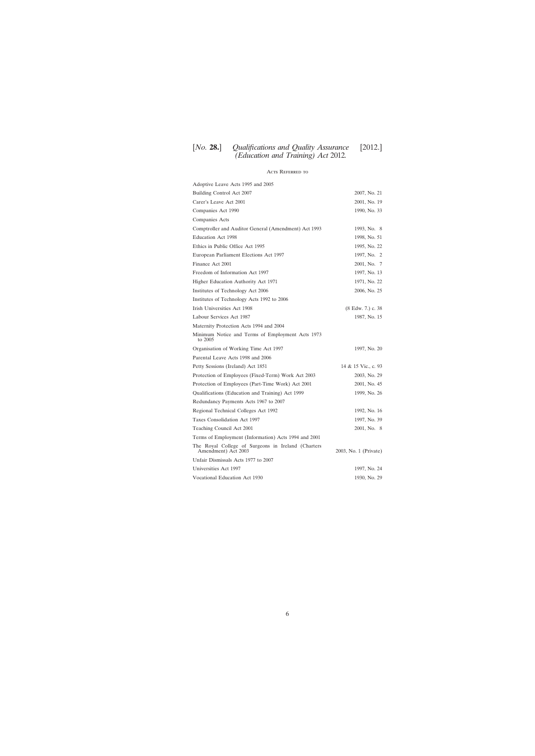## Acts Referred to

| | |
|---|---|
| Adoptive Leave Acts 1995 and 2005 | |
| Building Control Act 2007 | 2007, No. 21 |
| Carer's Leave Act 2001 | 2001, No. 19 |
| Companies Act 1990 | 1990, No. 33 |
| Companies Acts | |
| Comptroller and Auditor General (Amendment) Act 1993 | 1993, No. 8 |
| Education Act 1998 | 1998, No. 51 |
| Ethics in Public Office Act 1995 | 1995, No. 22 |
| European Parliament Elections Act 1997 | 1997, No. 2 |
| Finance Act 2001 | 2001, No. 7 |
| Freedom of Information Act 1997 | 1997, No. 13 |
| Higher Education Authority Act 1971 | 1971, No. 22 |
| Institutes of Technology Act 2006 | 2006, No. 25 |
| Institutes of Technology Acts 1992 to 2006 | |
| Irish Universities Act 1908 | (8 Edw. 7.) c. 38 |
| Labour Services Act 1987 | 1987, No. 15 |
| Maternity Protection Acts 1994 and 2004 | |
| Minimum Notice and Terms of Employment Acts 1973 to 2005 | |
| Organisation of Working Time Act 1997 | 1997, No. 20 |
| Parental Leave Acts 1998 and 2006 | |
| Petty Sessions (Ireland) Act 1851 | 14 & 15 Vic., c. 93 |
| Protection of Employees (Fixed-Term) Work Act 2003 | 2003, No. 29 |
| Protection of Employees (Part-Time Work) Act 2001 | 2001, No. 45 |
| Qualifications (Education and Training) Act 1999 | 1999, No. 26 |
| Redundancy Payments Acts 1967 to 2007 | |
| Regional Technical Colleges Act 1992 | 1992, No. 16 |
| Taxes Consolidation Act 1997 | 1997, No. 39 |
| Teaching Council Act 2001 | 2001, No. 8 |
| Terms of Employment (Information) Acts 1994 and 2001 | |
| The Royal College of Surgeons in Ireland (Charters Amendment) Act 2003 | 2003, No. 1 (Private) |
| Unfair Dismissals Acts 1977 to 2007 | |
| Universities Act 1997 | 1997, No. 24 |
| Vocational Education Act 1930 | 1930, No. 29 |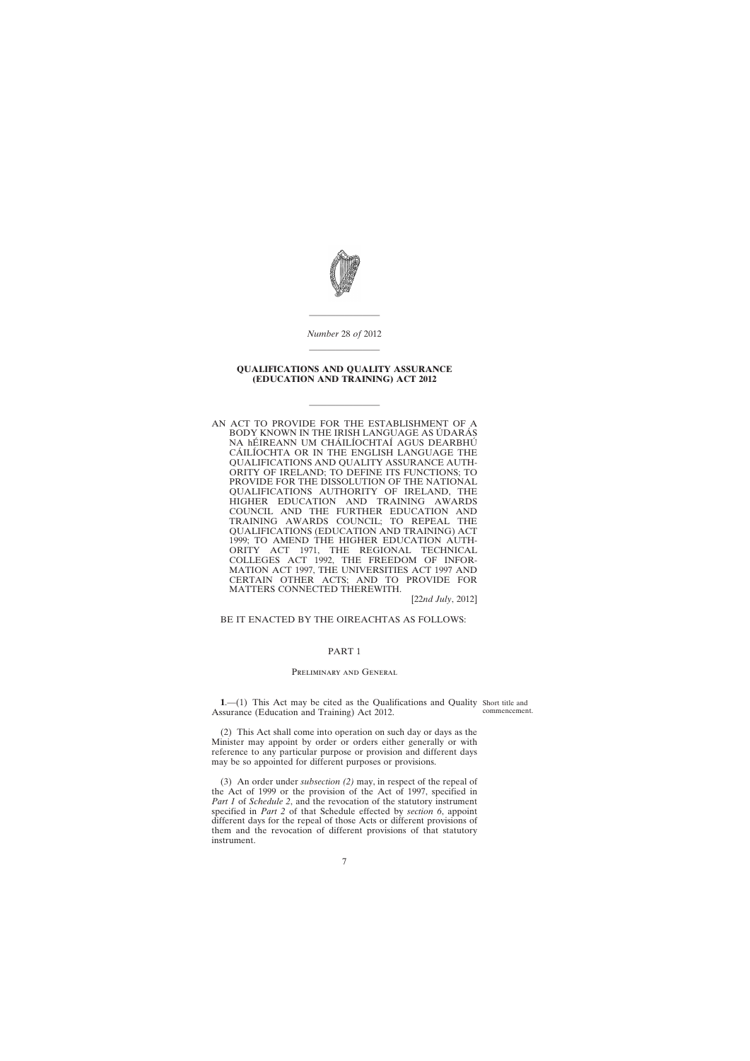*Number* 28 *of* 2012

**QUALIFICATIONS AND QUALITY ASSURANCE (EDUCATION AND TRAINING) ACT 2012**

AN ACT TO PROVIDE FOR THE ESTABLISHMENT OF A BODY KNOWN IN THE IRISH LANGUAGE AS ÚDARÁS NA hÉIREANN UM CHÁILÍOCHTAÍ AGUS DEARBHÚ CÁILÍOCHTA OR IN THE ENGLISH LANGUAGE THE QUALIFICATIONS AND QUALITY ASSURANCE AUTHORITY OF IRELAND; TO DEFINE ITS FUNCTIONS; TO PROVIDE FOR THE DISSOLUTION OF THE NATIONAL QUALIFICATIONS AUTHORITY OF IRELAND, THE HIGHER EDUCATION AND TRAINING AWARDS COUNCIL AND THE FURTHER EDUCATION AND TRAINING AWARDS COUNCIL; TO REPEAL THE QUALIFICATIONS (EDUCATION AND TRAINING) ACT 1999; TO AMEND THE HIGHER EDUCATION AUTHORITY ACT 1971, THE REGIONAL TECHNICAL COLLEGES ACT 1992, THE FREEDOM OF INFORMATION ACT 1997, THE UNIVERSITIES ACT 1997 AND CERTAIN OTHER ACTS; AND TO PROVIDE FOR MATTERS CONNECTED THEREWITH.

[22*nd July*, 2012]

BE IT ENACTED BY THE OIREACHTAS AS FOLLOWS:

## PART 1

### Preliminary and General

Short title and commencement.

**1**.—(1) This Act may be cited as the Qualifications and Quality Assurance (Education and Training) Act 2012.

(2) This Act shall come into operation on such day or days as the Minister may appoint by order or orders either generally or with reference to any particular purpose or provision and different days may be so appointed for different purposes or provisions.

(3) An order under *subsection (2)* may, in respect of the repeal of the Act of 1999 or the provision of the Act of 1997, specified in *Part 1* of *Schedule 2*, and the revocation of the statutory instrument specified in *Part 2* of that Schedule effected by *section 6*, appoint different days for the repeal of those Acts or different provisions of them and the revocation of different provisions of that statutory instrument.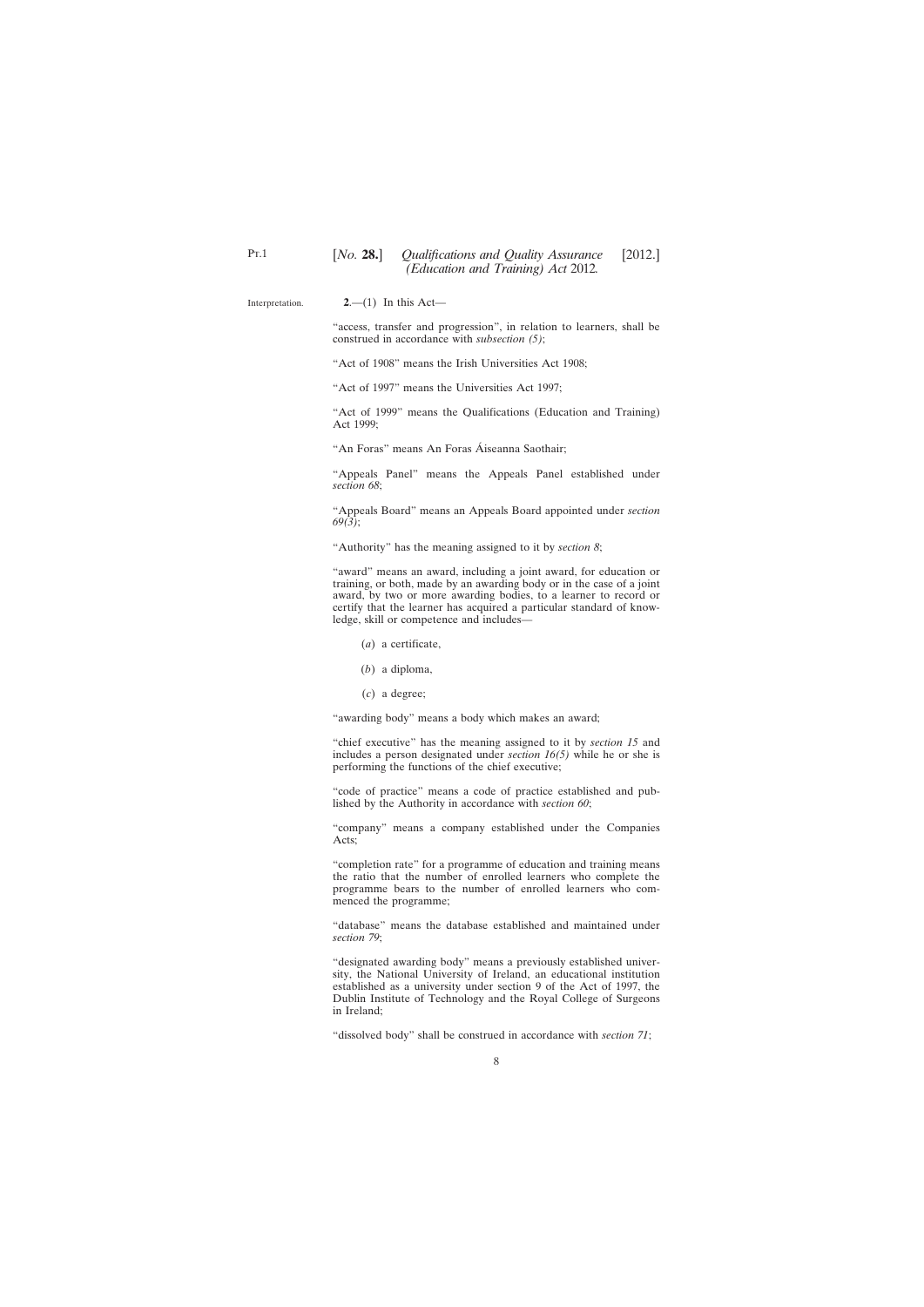Interpretation.

**2**.—(1) In this Act—

"access, transfer and progression", in relation to learners, shall be construed in accordance with *subsection (5)*;

"Act of 1908" means the Irish Universities Act 1908;

"Act of 1997" means the Universities Act 1997;

"Act of 1999" means the Qualifications (Education and Training) Act 1999;

"An Foras" means An Foras Áiseanna Saothair;

"Appeals Panel" means the Appeals Panel established under *section 68*;

"Appeals Board" means an Appeals Board appointed under *section 69(3)*;

"Authority" has the meaning assigned to it by *section 8*;

"award" means an award, including a joint award, for education or training, or both, made by an awarding body or in the case of a joint award, by two or more awarding bodies, to a learner to record or certify that the learner has acquired a particular standard of knowledge, skill or competence and includes—

(*a*) a certificate,

(*b*) a diploma,

(*c*) a degree;

"awarding body" means a body which makes an award;

"chief executive" has the meaning assigned to it by *section 15* and includes a person designated under *section 16(5)* while he or she is performing the functions of the chief executive;

"code of practice" means a code of practice established and published by the Authority in accordance with *section 60*;

"company" means a company established under the Companies Acts;

"completion rate" for a programme of education and training means the ratio that the number of enrolled learners who complete the programme bears to the number of enrolled learners who commenced the programme;

"database" means the database established and maintained under *section 79*;

"designated awarding body" means a previously established university, the National University of Ireland, an educational institution established as a university under section 9 of the Act of 1997, the Dublin Institute of Technology and the Royal College of Surgeons in Ireland;

"dissolved body" shall be construed in accordance with *section 71*;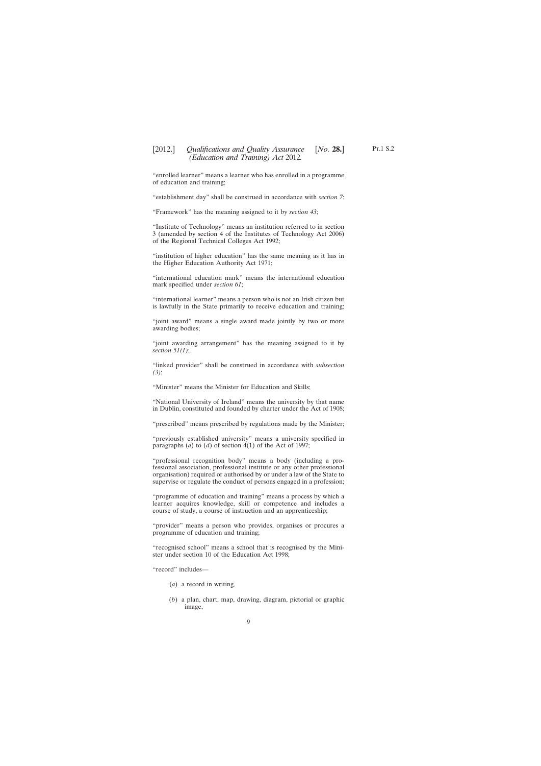"enrolled learner" means a learner who has enrolled in a programme of education and training;

"establishment day" shall be construed in accordance with *section 7*;

"Framework" has the meaning assigned to it by *section 43*;

"Institute of Technology" means an institution referred to in section 3 (amended by section 4 of the Institutes of Technology Act 2006) of the Regional Technical Colleges Act 1992;

"institution of higher education" has the same meaning as it has in the Higher Education Authority Act 1971;

"international education mark" means the international education mark specified under *section 61*;

"international learner" means a person who is not an Irish citizen but is lawfully in the State primarily to receive education and training;

"joint award" means a single award made jointly by two or more awarding bodies;

"joint awarding arrangement" has the meaning assigned to it by *section 51(1)*;

"linked provider" shall be construed in accordance with *subsection (3)*;

"Minister" means the Minister for Education and Skills;

"National University of Ireland" means the university by that name in Dublin, constituted and founded by charter under the Act of 1908;

"prescribed" means prescribed by regulations made by the Minister;

"previously established university" means a university specified in paragraphs (*a*) to (*d*) of section 4(1) of the Act of 1997;

"professional recognition body" means a body (including a professional association, professional institute or any other professional organisation) required or authorised by or under a law of the State to supervise or regulate the conduct of persons engaged in a profession;

"programme of education and training" means a process by which a learner acquires knowledge, skill or competence and includes a course of study, a course of instruction and an apprenticeship;

"provider" means a person who provides, organises or procures a programme of education and training;

"recognised school" means a school that is recognised by the Minister under section 10 of the Education Act 1998;

"record" includes—

(*a*) a record in writing,

(*b*) a plan, chart, map, drawing, diagram, pictorial or graphic image,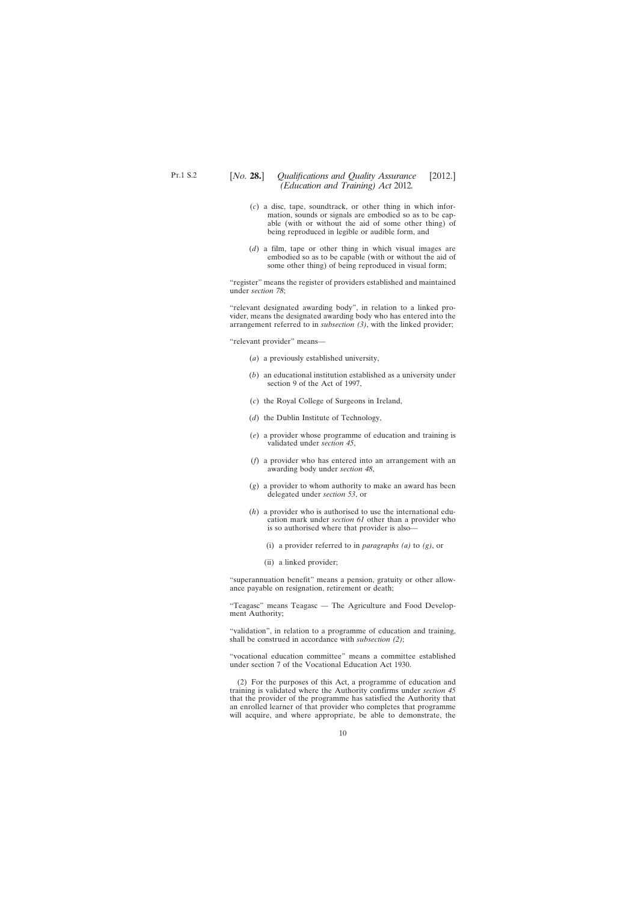(*c*) a disc, tape, soundtrack, or other thing in which information, sounds or signals are embodied so as to be capable (with or without the aid of some other thing) of being reproduced in legible or audible form, and

(*d*) a film, tape or other thing in which visual images are embodied so as to be capable (with or without the aid of some other thing) of being reproduced in visual form;

"register" means the register of providers established and maintained under *section 78*;

"relevant designated awarding body", in relation to a linked provider, means the designated awarding body who has entered into the arrangement referred to in *subsection (3)*, with the linked provider;

"relevant provider" means—

(*a*) a previously established university,

(*b*) an educational institution established as a university under section 9 of the Act of 1997,

(*c*) the Royal College of Surgeons in Ireland,

(*d*) the Dublin Institute of Technology,

(*e*) a provider whose programme of education and training is validated under *section 45*,

(*f*) a provider who has entered into an arrangement with an awarding body under *section 48*,

(*g*) a provider to whom authority to make an award has been delegated under *section 53*, or

(*h*) a provider who is authorised to use the international education mark under *section 61* other than a provider who is so authorised where that provider is also—

(i) a provider referred to in *paragraphs (a)* to *(g)*, or

(ii) a linked provider;

"superannuation benefit" means a pension, gratuity or other allowance payable on resignation, retirement or death;

"Teagasc" means Teagasc — The Agriculture and Food Development Authority;

"validation", in relation to a programme of education and training, shall be construed in accordance with *subsection (2)*;

"vocational education committee" means a committee established under section 7 of the Vocational Education Act 1930.

(2) For the purposes of this Act, a programme of education and training is validated where the Authority confirms under *section 45* that the provider of the programme has satisfied the Authority that an enrolled learner of that provider who completes that programme will acquire, and where appropriate, be able to demonstrate, the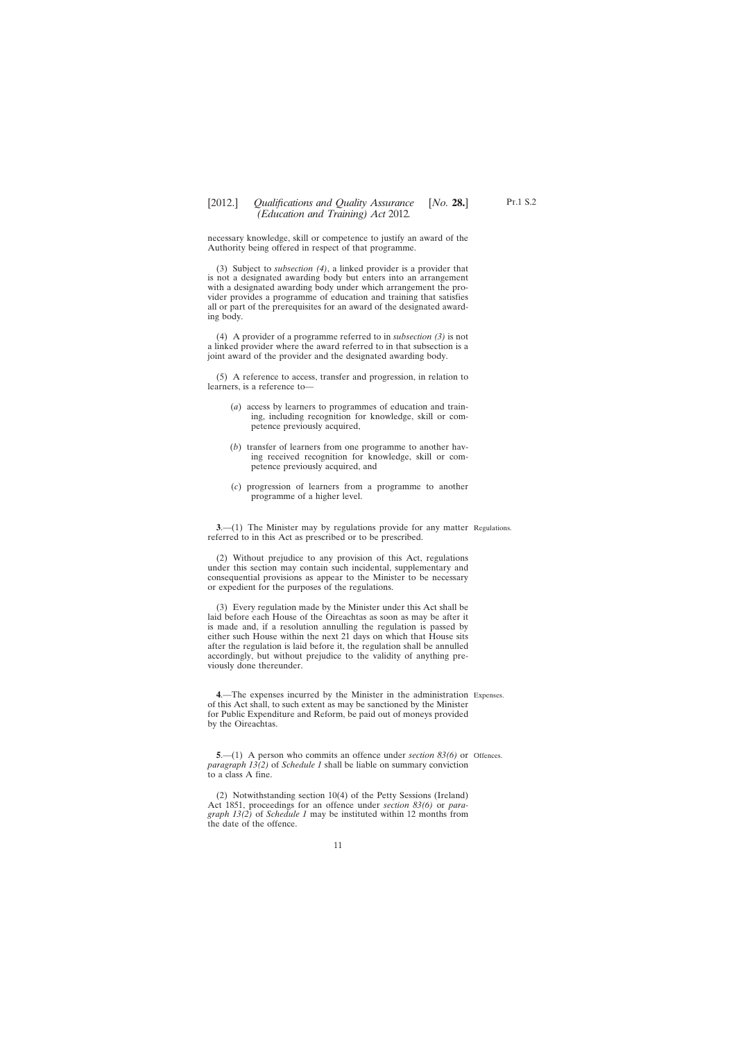necessary knowledge, skill or competence to justify an award of the Authority being offered in respect of that programme.

(3) Subject to *subsection (4)*, a linked provider is a provider that is not a designated awarding body but enters into an arrangement with a designated awarding body under which arrangement the provider provides a programme of education and training that satisfies all or part of the prerequisites for an award of the designated awarding body.

(4) A provider of a programme referred to in *subsection (3)* is not a linked provider where the award referred to in that subsection is a joint award of the provider and the designated awarding body.

(5) A reference to access, transfer and progression, in relation to learners, is a reference to—

(*a*) access by learners to programmes of education and training, including recognition for knowledge, skill or competence previously acquired,

(*b*) transfer of learners from one programme to another having received recognition for knowledge, skill or competence previously acquired, and

(*c*) progression of learners from a programme to another programme of a higher level.

Regulations.

**3**.—(1) The Minister may by regulations provide for any matter referred to in this Act as prescribed or to be prescribed.

(2) Without prejudice to any provision of this Act, regulations under this section may contain such incidental, supplementary and consequential provisions as appear to the Minister to be necessary or expedient for the purposes of the regulations.

(3) Every regulation made by the Minister under this Act shall be laid before each House of the Oireachtas as soon as may be after it is made and, if a resolution annulling the regulation is passed by either such House within the next 21 days on which that House sits after the regulation is laid before it, the regulation shall be annulled accordingly, but without prejudice to the validity of anything previously done thereunder.

Expenses.

**4**.—The expenses incurred by the Minister in the administration of this Act shall, to such extent as may be sanctioned by the Minister for Public Expenditure and Reform, be paid out of moneys provided by the Oireachtas.

Offences.

**5**.—(1) A person who commits an offence under *section 83(6)* or *paragraph 13(2)* of *Schedule 1* shall be liable on summary conviction to a class A fine.

(2) Notwithstanding section 10(4) of the Petty Sessions (Ireland) Act 1851, proceedings for an offence under *section 83(6)* or *paragraph 13(2)* of *Schedule 1* may be instituted within 12 months from the date of the offence.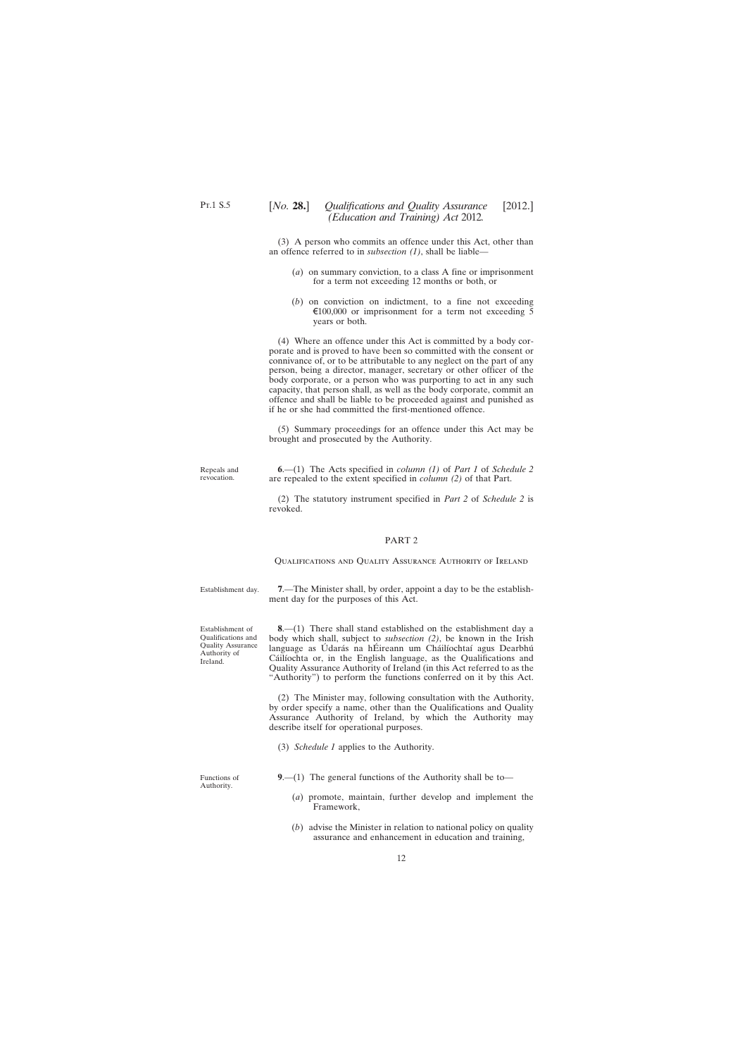(3) A person who commits an offence under this Act, other than an offence referred to in *subsection (1)*, shall be liable—

(*a*) on summary conviction, to a class A fine or imprisonment for a term not exceeding 12 months or both, or

(*b*) on conviction on indictment, to a fine not exceeding €100,000 or imprisonment for a term not exceeding 5 years or both.

(4) Where an offence under this Act is committed by a body corporate and is proved to have been so committed with the consent or connivance of, or to be attributable to any neglect on the part of any person, being a director, manager, secretary or other officer of the body corporate, or a person who was purporting to act in any such capacity, that person shall, as well as the body corporate, commit an offence and shall be liable to be proceeded against and punished as if he or she had committed the first-mentioned offence.

(5) Summary proceedings for an offence under this Act may be brought and prosecuted by the Authority.

Repeals and revocation.

**6**.—(1) The Acts specified in *column (1)* of *Part 1* of *Schedule 2* are repealed to the extent specified in *column (2)* of that Part.

(2) The statutory instrument specified in *Part 2* of *Schedule 2* is revoked.

## PART 2

### Qualifications and Quality Assurance Authority of Ireland

Establishment day.

**7**.—The Minister shall, by order, appoint a day to be the establishment day for the purposes of this Act.

Establishment of Qualifications and Quality Assurance Authority of Ireland.

**8**.—(1) There shall stand established on the establishment day a body which shall, subject to *subsection (2)*, be known in the Irish language as Údarás na hÉireann um Cháilíochtaí agus Dearbhú Cáilíochta or, in the English language, as the Qualifications and Quality Assurance Authority of Ireland (in this Act referred to as the "Authority") to perform the functions conferred on it by this Act.

(2) The Minister may, following consultation with the Authority, by order specify a name, other than the Qualifications and Quality Assurance Authority of Ireland, by which the Authority may describe itself for operational purposes.

(3) *Schedule 1* applies to the Authority.

Functions of Authority.

**9**.—(1) The general functions of the Authority shall be to—

(*a*) promote, maintain, further develop and implement the Framework,

(*b*) advise the Minister in relation to national policy on quality assurance and enhancement in education and training,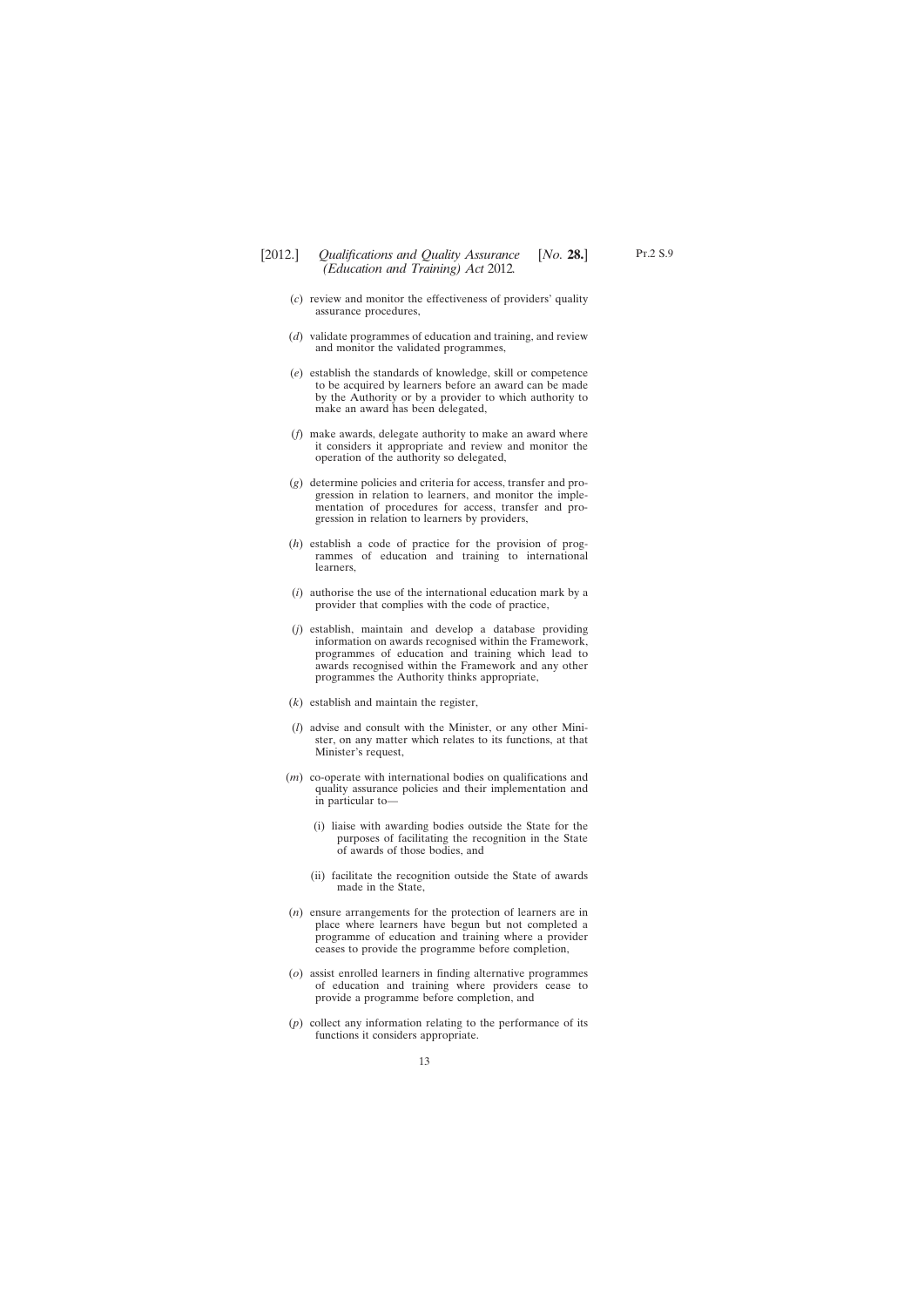(*c*) review and monitor the effectiveness of providers' quality assurance procedures,

(*d*) validate programmes of education and training, and review and monitor the validated programmes,

(*e*) establish the standards of knowledge, skill or competence to be acquired by learners before an award can be made by the Authority or by a provider to which authority to make an award has been delegated,

(*f*) make awards, delegate authority to make an award where it considers it appropriate and review and monitor the operation of the authority so delegated,

(*g*) determine policies and criteria for access, transfer and progression in relation to learners, and monitor the implementation of procedures for access, transfer and progression in relation to learners by providers,

(*h*) establish a code of practice for the provision of programmes of education and training to international learners,

(*i*) authorise the use of the international education mark by a provider that complies with the code of practice,

(*j*) establish, maintain and develop a database providing information on awards recognised within the Framework, programmes of education and training which lead to awards recognised within the Framework and any other programmes the Authority thinks appropriate,

(*k*) establish and maintain the register,

(*l*) advise and consult with the Minister, or any other Minister, on any matter which relates to its functions, at that Minister's request,

(*m*) co-operate with international bodies on qualifications and quality assurance policies and their implementation and in particular to—

- (i) liaise with awarding bodies outside the State for the purposes of facilitating the recognition in the State of awards of those bodies, and
- (ii) facilitate the recognition outside the State of awards made in the State,

(*n*) ensure arrangements for the protection of learners are in place where learners have begun but not completed a programme of education and training where a provider ceases to provide the programme before completion,

(*o*) assist enrolled learners in finding alternative programmes of education and training where providers cease to provide a programme before completion, and

(*p*) collect any information relating to the performance of its functions it considers appropriate.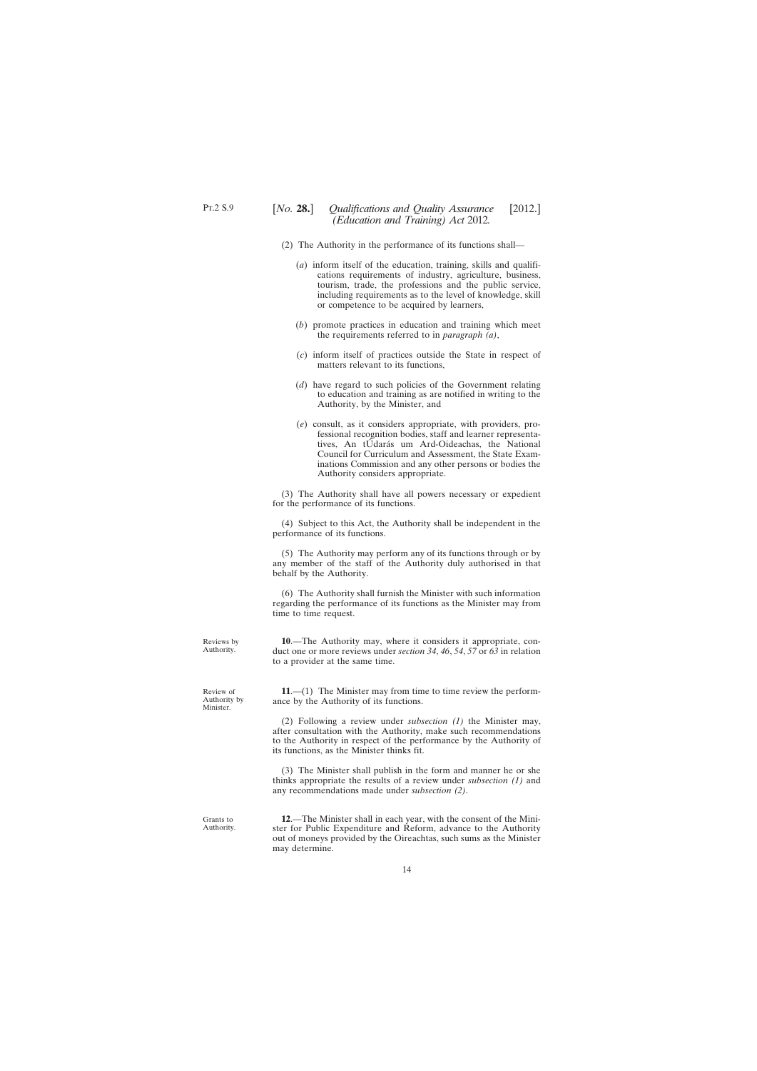(2) The Authority in the performance of its functions shall—

(*a*) inform itself of the education, training, skills and qualifications requirements of industry, agriculture, business, tourism, trade, the professions and the public service, including requirements as to the level of knowledge, skill or competence to be acquired by learners,

(*b*) promote practices in education and training which meet the requirements referred to in *paragraph (a)*,

(*c*) inform itself of practices outside the State in respect of matters relevant to its functions,

(*d*) have regard to such policies of the Government relating to education and training as are notified in writing to the Authority, by the Minister, and

(*e*) consult, as it considers appropriate, with providers, professional recognition bodies, staff and learner representatives, An tÚdarás um Ard-Oideachas, the National Council for Curriculum and Assessment, the State Examinations Commission and any other persons or bodies the Authority considers appropriate.

(3) The Authority shall have all powers necessary or expedient for the performance of its functions.

(4) Subject to this Act, the Authority shall be independent in the performance of its functions.

(5) The Authority may perform any of its functions through or by any member of the staff of the Authority duly authorised in that behalf by the Authority.

(6) The Authority shall furnish the Minister with such information regarding the performance of its functions as the Minister may from time to time request.

Reviews by Authority.

**10**.—The Authority may, where it considers it appropriate, conduct one or more reviews under *section 34*, *46*, *54*, *57* or *63* in relation to a provider at the same time.

Review of Authority by Minister.

**11**.—(1) The Minister may from time to time review the performance by the Authority of its functions.

(2) Following a review under *subsection (1)* the Minister may, after consultation with the Authority, make such recommendations to the Authority in respect of the performance by the Authority of its functions, as the Minister thinks fit.

(3) The Minister shall publish in the form and manner he or she thinks appropriate the results of a review under *subsection (1)* and any recommendations made under *subsection (2)*.

Grants to Authority.

**12**.—The Minister shall in each year, with the consent of the Minister for Public Expenditure and Reform, advance to the Authority out of moneys provided by the Oireachtas, such sums as the Minister may determine.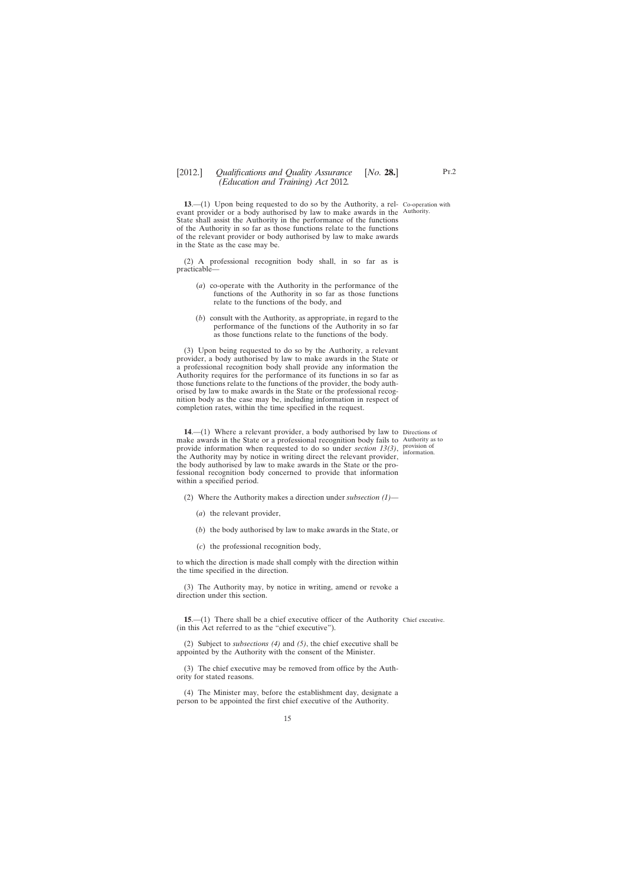**13**.—(1) Upon being requested to do so by the Authority, a relevant provider or a body authorised by law to make awards in the State shall assist the Authority in the performance of the functions of the Authority in so far as those functions relate to the functions of the relevant provider or body authorised by law to make awards in the State as the case may be.

Co-operation with Authority.

(2) A professional recognition body shall, in so far as is practicable—

(*a*) co-operate with the Authority in the performance of the functions of the Authority in so far as those functions relate to the functions of the body, and

(*b*) consult with the Authority, as appropriate, in regard to the performance of the functions of the Authority in so far as those functions relate to the functions of the body.

(3) Upon being requested to do so by the Authority, a relevant provider, a body authorised by law to make awards in the State or a professional recognition body shall provide any information the Authority requires for the performance of its functions in so far as those functions relate to the functions of the provider, the body authorised by law to make awards in the State or the professional recognition body as the case may be, including information in respect of completion rates, within the time specified in the request.

**14**.—(1) Where a relevant provider, a body authorised by law to make awards in the State or a professional recognition body fails to provide information when requested to do so under *section 13(3)*, the Authority may by notice in writing direct the relevant provider, the body authorised by law to make awards in the State or the professional recognition body concerned to provide that information within a specified period.

Directions of Authority as to provision of information.

(2) Where the Authority makes a direction under *subsection (1)*—

(*a*) the relevant provider,

(*b*) the body authorised by law to make awards in the State, or

(*c*) the professional recognition body,

to which the direction is made shall comply with the direction within the time specified in the direction.

(3) The Authority may, by notice in writing, amend or revoke a direction under this section.

**15**.—(1) There shall be a chief executive officer of the Authority (in this Act referred to as the "chief executive").

Chief executive.

(2) Subject to *subsections (4)* and *(5)*, the chief executive shall be appointed by the Authority with the consent of the Minister.

(3) The chief executive may be removed from office by the Authority for stated reasons.

(4) The Minister may, before the establishment day, designate a person to be appointed the first chief executive of the Authority.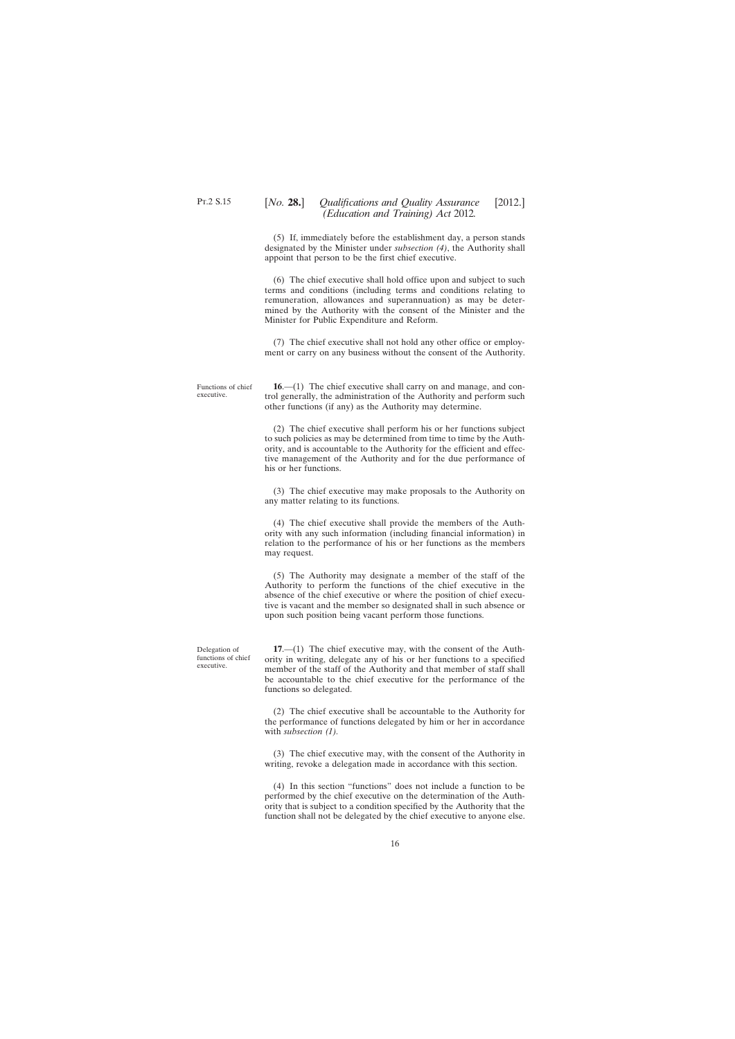(5) If, immediately before the establishment day, a person stands designated by the Minister under *subsection (4)*, the Authority shall appoint that person to be the first chief executive.

(6) The chief executive shall hold office upon and subject to such terms and conditions (including terms and conditions relating to remuneration, allowances and superannuation) as may be determined by the Authority with the consent of the Minister and the Minister for Public Expenditure and Reform.

(7) The chief executive shall not hold any other office or employment or carry on any business without the consent of the Authority.

Functions of chief executive.

**16**.—(1) The chief executive shall carry on and manage, and control generally, the administration of the Authority and perform such other functions (if any) as the Authority may determine.

(2) The chief executive shall perform his or her functions subject to such policies as may be determined from time to time by the Authority, and is accountable to the Authority for the efficient and effective management of the Authority and for the due performance of his or her functions.

(3) The chief executive may make proposals to the Authority on any matter relating to its functions.

(4) The chief executive shall provide the members of the Authority with any such information (including financial information) in relation to the performance of his or her functions as the members may request.

(5) The Authority may designate a member of the staff of the Authority to perform the functions of the chief executive in the absence of the chief executive or where the position of chief executive is vacant and the member so designated shall in such absence or upon such position being vacant perform those functions.

Delegation of functions of chief executive.

**17**.—(1) The chief executive may, with the consent of the Authority in writing, delegate any of his or her functions to a specified member of the staff of the Authority and that member of staff shall be accountable to the chief executive for the performance of the functions so delegated.

(2) The chief executive shall be accountable to the Authority for the performance of functions delegated by him or her in accordance with *subsection (1)*.

(3) The chief executive may, with the consent of the Authority in writing, revoke a delegation made in accordance with this section.

(4) In this section "functions" does not include a function to be performed by the chief executive on the determination of the Authority that is subject to a condition specified by the Authority that the function shall not be delegated by the chief executive to anyone else.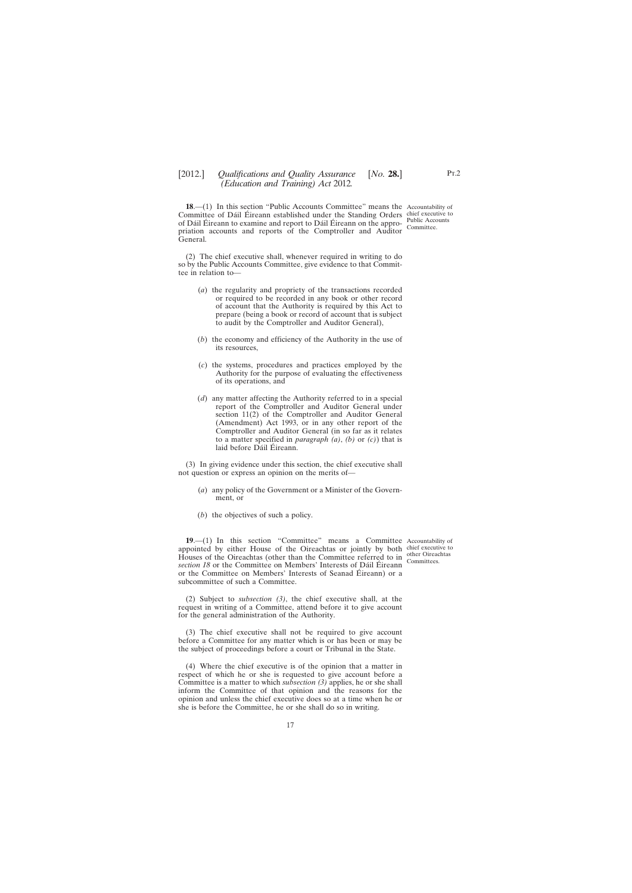**18**.—(1) In this section "Public Accounts Committee" means the Committee of Dáil Éireann established under the Standing Orders of Dáil Éireann to examine and report to Dáil Éireann on the appropriation accounts and reports of the Comptroller and Auditor General.

Accountability of chief executive to Public Accounts Committee.

(2) The chief executive shall, whenever required in writing to do so by the Public Accounts Committee, give evidence to that Committee in relation to—

(*a*) the regularity and propriety of the transactions recorded or required to be recorded in any book or other record of account that the Authority is required by this Act to prepare (being a book or record of account that is subject to audit by the Comptroller and Auditor General),

(*b*) the economy and efficiency of the Authority in the use of its resources,

(*c*) the systems, procedures and practices employed by the Authority for the purpose of evaluating the effectiveness of its operations, and

(*d*) any matter affecting the Authority referred to in a special report of the Comptroller and Auditor General under section 11(2) of the Comptroller and Auditor General (Amendment) Act 1993, or in any other report of the Comptroller and Auditor General (in so far as it relates to a matter specified in *paragraph (a)*, *(b)* or *(c)*) that is laid before Dáil Éireann.

(3) In giving evidence under this section, the chief executive shall not question or express an opinion on the merits of—

(*a*) any policy of the Government or a Minister of the Government, or

(*b*) the objectives of such a policy.

**19**.—(1) In this section "Committee" means a Committee appointed by either House of the Oireachtas or jointly by both Houses of the Oireachtas (other than the Committee referred to in *section 18* or the Committee on Members' Interests of Dáil Éireann or the Committee on Members' Interests of Seanad Éireann) or a subcommittee of such a Committee.

Accountability of chief executive to other Oireachtas Committees.

(2) Subject to *subsection (3)*, the chief executive shall, at the request in writing of a Committee, attend before it to give account for the general administration of the Authority.

(3) The chief executive shall not be required to give account before a Committee for any matter which is or has been or may be the subject of proceedings before a court or Tribunal in the State.

(4) Where the chief executive is of the opinion that a matter in respect of which he or she is requested to give account before a Committee is a matter to which *subsection (3)* applies, he or she shall inform the Committee of that opinion and the reasons for the opinion and unless the chief executive does so at a time when he or she is before the Committee, he or she shall do so in writing.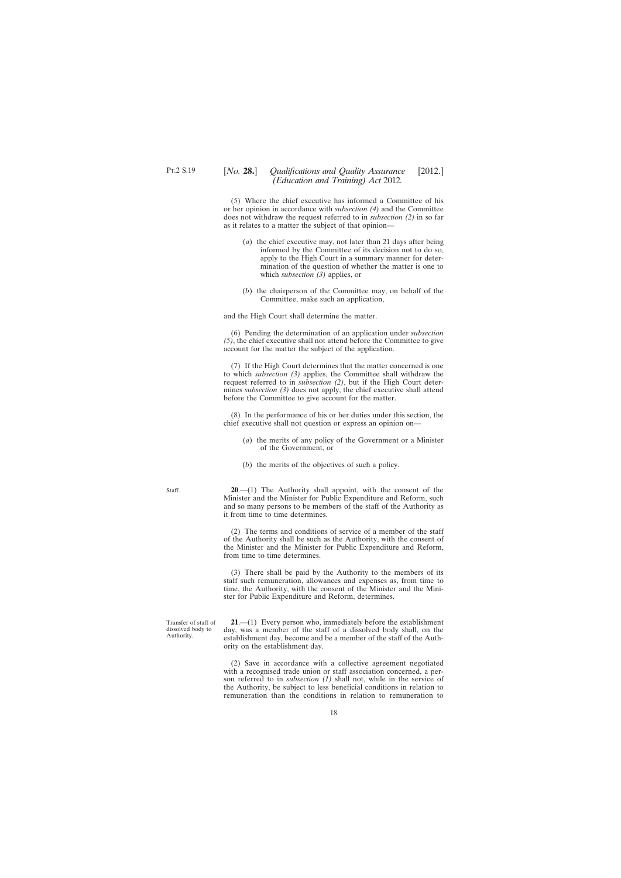(5) Where the chief executive has informed a Committee of his or her opinion in accordance with *subsection (4)* and the Committee does not withdraw the request referred to in *subsection (2)* in so far as it relates to a matter the subject of that opinion—

(*a*) the chief executive may, not later than 21 days after being informed by the Committee of its decision not to do so, apply to the High Court in a summary manner for determination of the question of whether the matter is one to which *subsection (3)* applies, or

(*b*) the chairperson of the Committee may, on behalf of the Committee, make such an application,

and the High Court shall determine the matter.

(6) Pending the determination of an application under *subsection (5)*, the chief executive shall not attend before the Committee to give account for the matter the subject of the application.

(7) If the High Court determines that the matter concerned is one to which *subsection (3)* applies, the Committee shall withdraw the request referred to in *subsection (2)*, but if the High Court determines *subsection (3)* does not apply, the chief executive shall attend before the Committee to give account for the matter.

(8) In the performance of his or her duties under this section, the chief executive shall not question or express an opinion on—

(*a*) the merits of any policy of the Government or a Minister of the Government, or

(*b*) the merits of the objectives of such a policy.

Staff.

**20**.—(1) The Authority shall appoint, with the consent of the Minister and the Minister for Public Expenditure and Reform, such and so many persons to be members of the staff of the Authority as it from time to time determines.

(2) The terms and conditions of service of a member of the staff of the Authority shall be such as the Authority, with the consent of the Minister and the Minister for Public Expenditure and Reform, from time to time determines.

(3) There shall be paid by the Authority to the members of its staff such remuneration, allowances and expenses as, from time to time, the Authority, with the consent of the Minister and the Minister for Public Expenditure and Reform, determines.

Transfer of staff of dissolved body to Authority.

**21**.—(1) Every person who, immediately before the establishment day, was a member of the staff of a dissolved body shall, on the establishment day, become and be a member of the staff of the Authority on the establishment day.

(2) Save in accordance with a collective agreement negotiated with a recognised trade union or staff association concerned, a person referred to in *subsection (1)* shall not, while in the service of the Authority, be subject to less beneficial conditions in relation to remuneration than the conditions in relation to remuneration to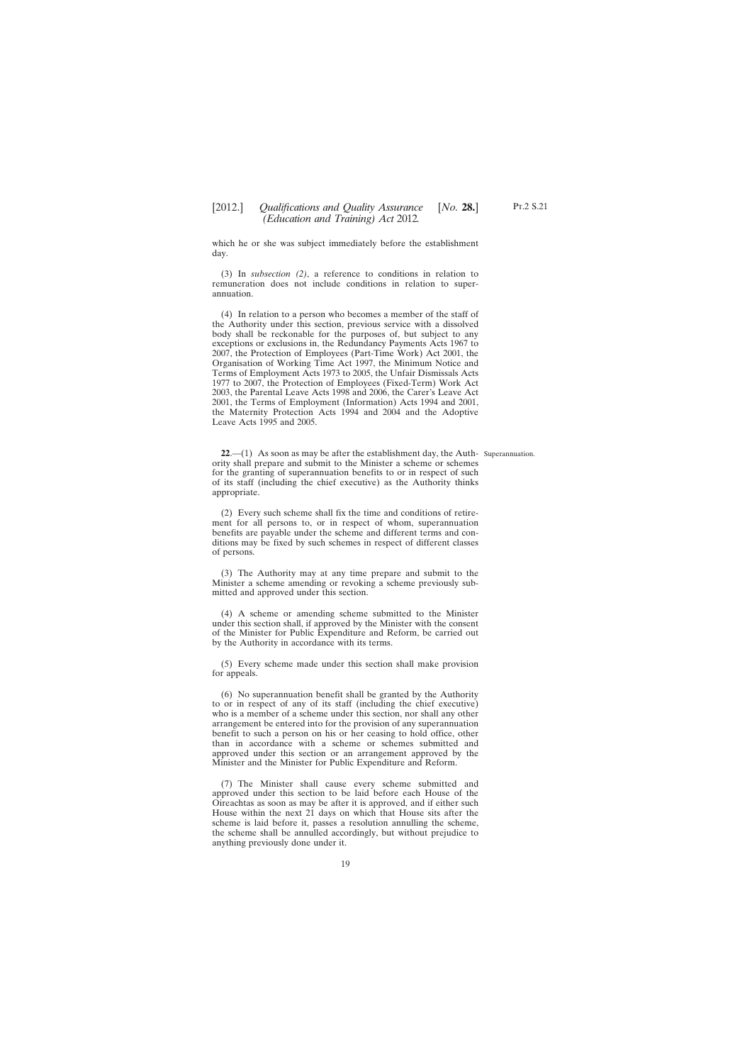which he or she was subject immediately before the establishment day.

(3) In *subsection (2)*, a reference to conditions in relation to remuneration does not include conditions in relation to superannuation.

(4) In relation to a person who becomes a member of the staff of the Authority under this section, previous service with a dissolved body shall be reckonable for the purposes of, but subject to any exceptions or exclusions in, the Redundancy Payments Acts 1967 to 2007, the Protection of Employees (Part-Time Work) Act 2001, the Organisation of Working Time Act 1997, the Minimum Notice and Terms of Employment Acts 1973 to 2005, the Unfair Dismissals Acts 1977 to 2007, the Protection of Employees (Fixed-Term) Work Act 2003, the Parental Leave Acts 1998 and 2006, the Carer's Leave Act 2001, the Terms of Employment (Information) Acts 1994 and 2001, the Maternity Protection Acts 1994 and 2004 and the Adoptive Leave Acts 1995 and 2005.

Superannuation.

**22**.—(1) As soon as may be after the establishment day, the Authority shall prepare and submit to the Minister a scheme or schemes for the granting of superannuation benefits to or in respect of such of its staff (including the chief executive) as the Authority thinks appropriate.

(2) Every such scheme shall fix the time and conditions of retirement for all persons to, or in respect of whom, superannuation benefits are payable under the scheme and different terms and conditions may be fixed by such schemes in respect of different classes of persons.

(3) The Authority may at any time prepare and submit to the Minister a scheme amending or revoking a scheme previously submitted and approved under this section.

(4) A scheme or amending scheme submitted to the Minister under this section shall, if approved by the Minister with the consent of the Minister for Public Expenditure and Reform, be carried out by the Authority in accordance with its terms.

(5) Every scheme made under this section shall make provision for appeals.

(6) No superannuation benefit shall be granted by the Authority to or in respect of any of its staff (including the chief executive) who is a member of a scheme under this section, nor shall any other arrangement be entered into for the provision of any superannuation benefit to such a person on his or her ceasing to hold office, other than in accordance with a scheme or schemes submitted and approved under this section or an arrangement approved by the Minister and the Minister for Public Expenditure and Reform.

(7) The Minister shall cause every scheme submitted and approved under this section to be laid before each House of the Oireachtas as soon as may be after it is approved, and if either such House within the next 21 days on which that House sits after the scheme is laid before it, passes a resolution annulling the scheme, the scheme shall be annulled accordingly, but without prejudice to anything previously done under it.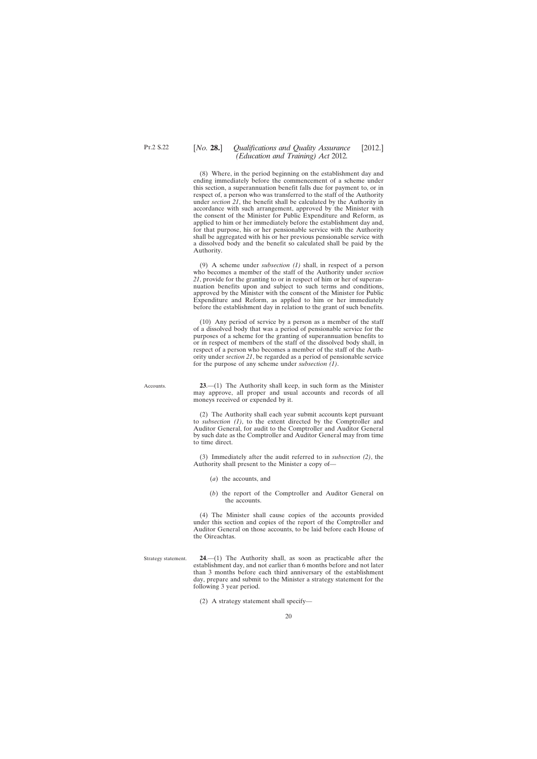(8) Where, in the period beginning on the establishment day and ending immediately before the commencement of a scheme under this section, a superannuation benefit falls due for payment to, or in respect of, a person who was transferred to the staff of the Authority under *section 21*, the benefit shall be calculated by the Authority in accordance with such arrangement, approved by the Minister with the consent of the Minister for Public Expenditure and Reform, as applied to him or her immediately before the establishment day and, for that purpose, his or her pensionable service with the Authority shall be aggregated with his or her previous pensionable service with a dissolved body and the benefit so calculated shall be paid by the Authority.

(9) A scheme under *subsection (1)* shall, in respect of a person who becomes a member of the staff of the Authority under *section 21*, provide for the granting to or in respect of him or her of superannuation benefits upon and subject to such terms and conditions, approved by the Minister with the consent of the Minister for Public Expenditure and Reform, as applied to him or her immediately before the establishment day in relation to the grant of such benefits.

(10) Any period of service by a person as a member of the staff of a dissolved body that was a period of pensionable service for the purposes of a scheme for the granting of superannuation benefits to or in respect of members of the staff of the dissolved body shall, in respect of a person who becomes a member of the staff of the Authority under *section 21*, be regarded as a period of pensionable service for the purpose of any scheme under *subsection (1)*.

Accounts.

**23**.—(1) The Authority shall keep, in such form as the Minister may approve, all proper and usual accounts and records of all moneys received or expended by it.

(2) The Authority shall each year submit accounts kept pursuant to *subsection (1)*, to the extent directed by the Comptroller and Auditor General, for audit to the Comptroller and Auditor General by such date as the Comptroller and Auditor General may from time to time direct.

(3) Immediately after the audit referred to in *subsection (2)*, the Authority shall present to the Minister a copy of—

(*a*) the accounts, and

(*b*) the report of the Comptroller and Auditor General on the accounts.

(4) The Minister shall cause copies of the accounts provided under this section and copies of the report of the Comptroller and Auditor General on those accounts, to be laid before each House of the Oireachtas.

Strategy statement.

**24**.—(1) The Authority shall, as soon as practicable after the establishment day, and not earlier than 6 months before and not later than 3 months before each third anniversary of the establishment day, prepare and submit to the Minister a strategy statement for the following 3 year period.

(2) A strategy statement shall specify—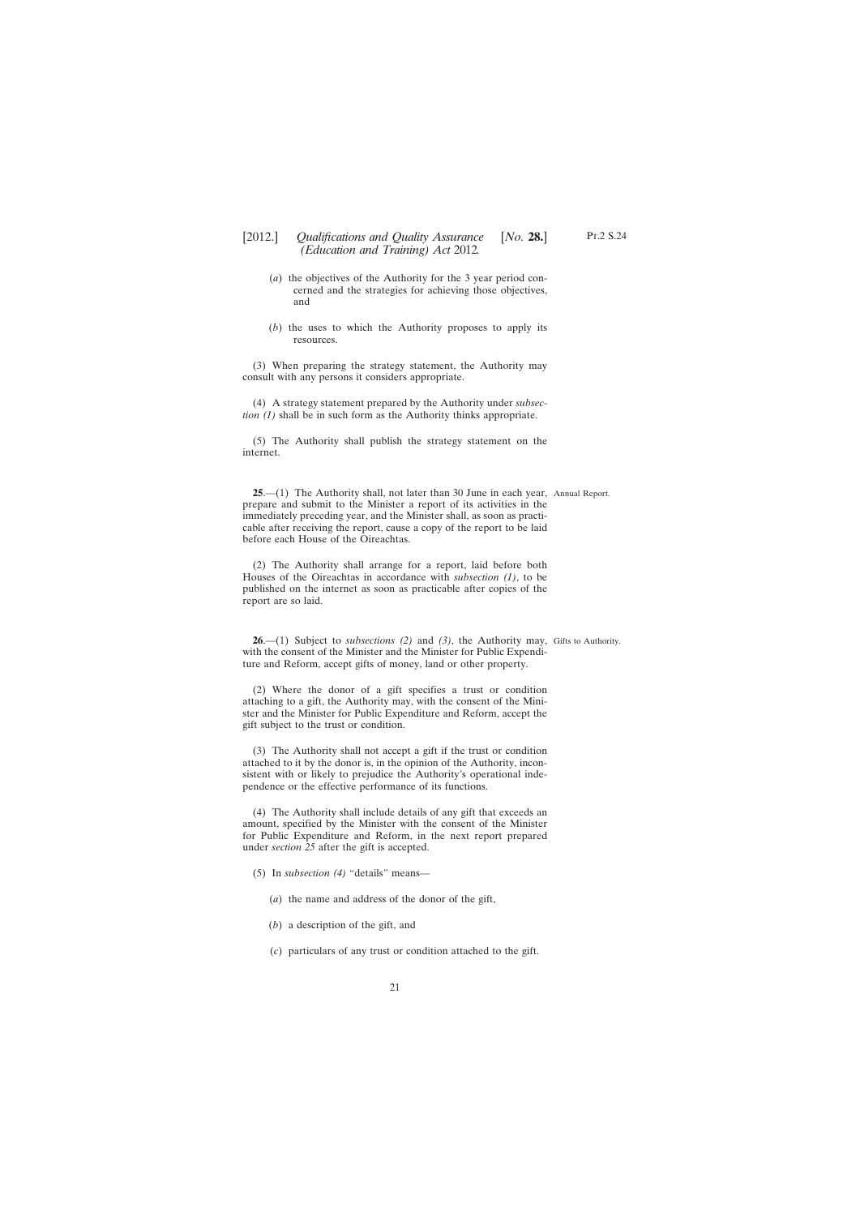(*a*) the objectives of the Authority for the 3 year period concerned and the strategies for achieving those objectives, and

(*b*) the uses to which the Authority proposes to apply its resources.

(3) When preparing the strategy statement, the Authority may consult with any persons it considers appropriate.

(4) A strategy statement prepared by the Authority under *subsection (1)* shall be in such form as the Authority thinks appropriate.

(5) The Authority shall publish the strategy statement on the internet.

Annual Report.

**25**.—(1) The Authority shall, not later than 30 June in each year, prepare and submit to the Minister a report of its activities in the immediately preceding year, and the Minister shall, as soon as practicable after receiving the report, cause a copy of the report to be laid before each House of the Oireachtas.

(2) The Authority shall arrange for a report, laid before both Houses of the Oireachtas in accordance with *subsection (1)*, to be published on the internet as soon as practicable after copies of the report are so laid.

Gifts to Authority.

**26**.—(1) Subject to *subsections (2)* and *(3)*, the Authority may, with the consent of the Minister and the Minister for Public Expenditure and Reform, accept gifts of money, land or other property.

(2) Where the donor of a gift specifies a trust or condition attaching to a gift, the Authority may, with the consent of the Minister and the Minister for Public Expenditure and Reform, accept the gift subject to the trust or condition.

(3) The Authority shall not accept a gift if the trust or condition attached to it by the donor is, in the opinion of the Authority, inconsistent with or likely to prejudice the Authority's operational independence or the effective performance of its functions.

(4) The Authority shall include details of any gift that exceeds an amount, specified by the Minister with the consent of the Minister for Public Expenditure and Reform, in the next report prepared under *section 25* after the gift is accepted.

(5) In *subsection (4)* "details" means—

(*a*) the name and address of the donor of the gift,

(*b*) a description of the gift, and

(*c*) particulars of any trust or condition attached to the gift.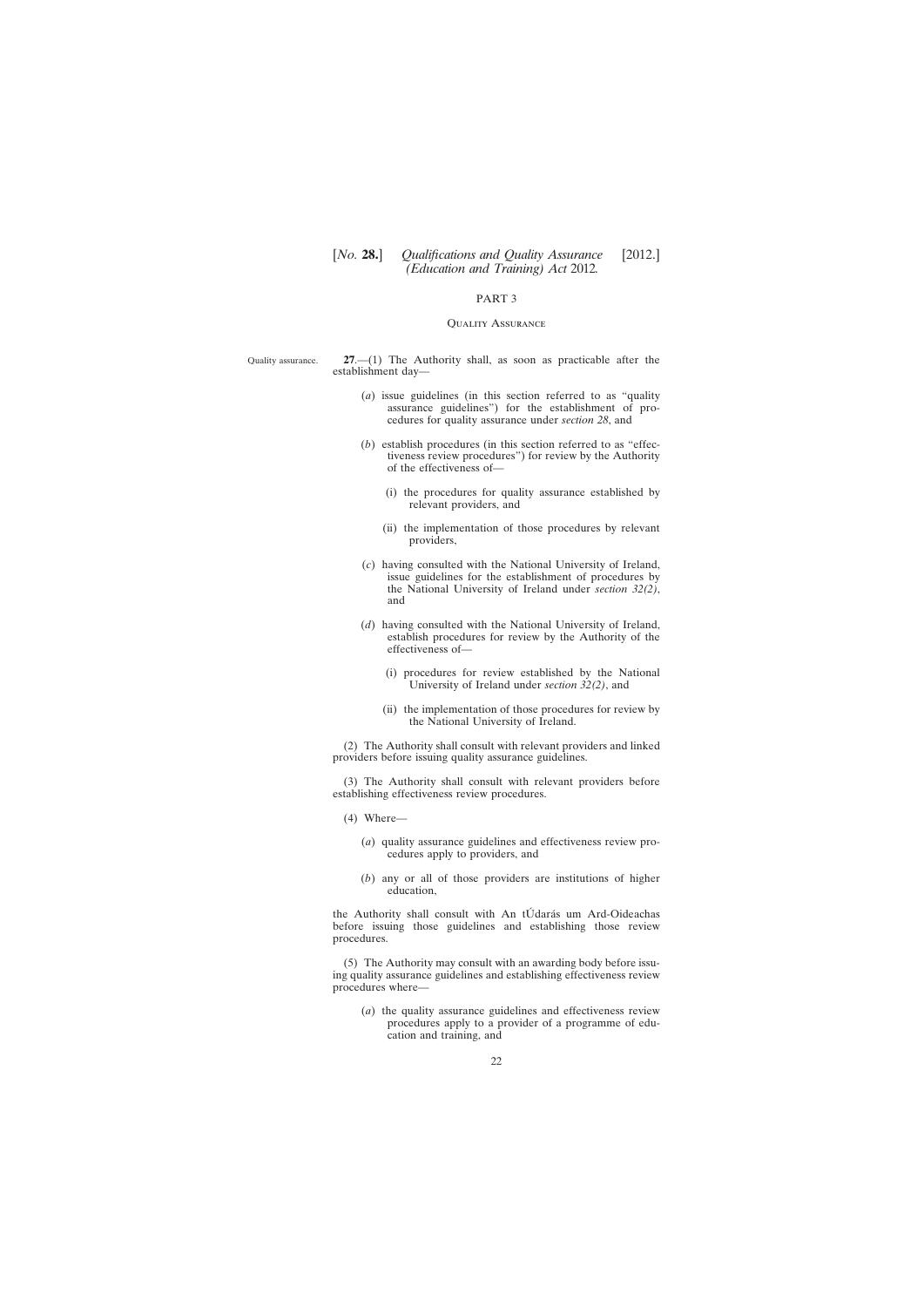## PART 3

### Quality Assurance

Quality assurance.

**27**.—(1) The Authority shall, as soon as practicable after the establishment day—

(*a*) issue guidelines (in this section referred to as "quality assurance guidelines") for the establishment of procedures for quality assurance under *section 28*, and

(*b*) establish procedures (in this section referred to as "effectiveness review procedures") for review by the Authority of the effectiveness of—

(i) the procedures for quality assurance established by relevant providers, and

(ii) the implementation of those procedures by relevant providers,

(*c*) having consulted with the National University of Ireland, issue guidelines for the establishment of procedures by the National University of Ireland under *section 32(2)*, and

(*d*) having consulted with the National University of Ireland, establish procedures for review by the Authority of the effectiveness of—

(i) procedures for review established by the National University of Ireland under *section 32(2)*, and

(ii) the implementation of those procedures for review by the National University of Ireland.

(2) The Authority shall consult with relevant providers and linked providers before issuing quality assurance guidelines.

(3) The Authority shall consult with relevant providers before establishing effectiveness review procedures.

(4) Where—

(*a*) quality assurance guidelines and effectiveness review procedures apply to providers, and

(*b*) any or all of those providers are institutions of higher education,

the Authority shall consult with An tÚdarás um Ard-Oideachas before issuing those guidelines and establishing those review procedures.

(5) The Authority may consult with an awarding body before issuing quality assurance guidelines and establishing effectiveness review procedures where—

(*a*) the quality assurance guidelines and effectiveness review procedures apply to a provider of a programme of education and training, and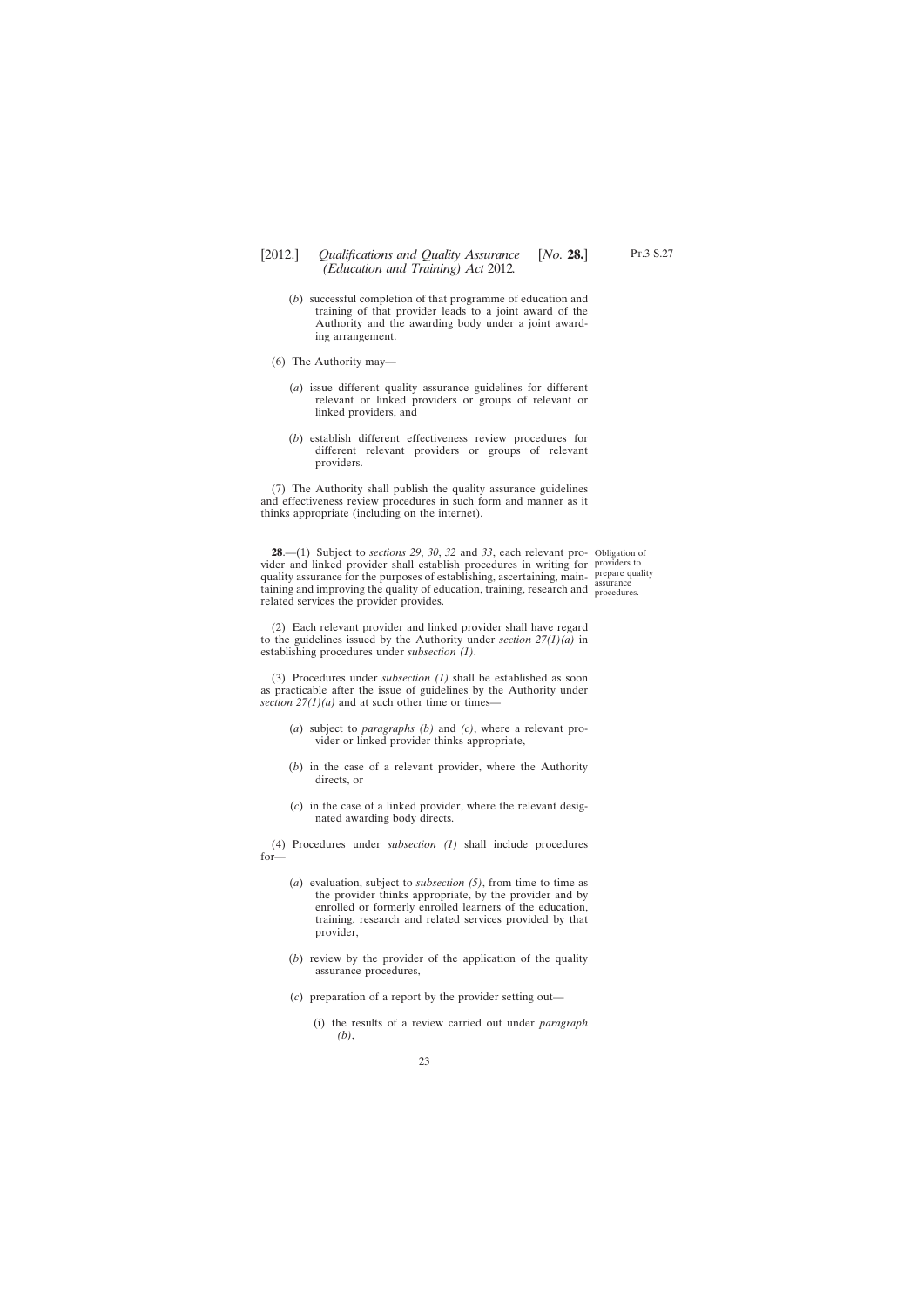(*b*) successful completion of that programme of education and training of that provider leads to a joint award of the Authority and the awarding body under a joint awarding arrangement.

(6) The Authority may—

(*a*) issue different quality assurance guidelines for different relevant or linked providers or groups of relevant or linked providers, and

(*b*) establish different effectiveness review procedures for different relevant providers or groups of relevant providers.

(7) The Authority shall publish the quality assurance guidelines and effectiveness review procedures in such form and manner as it thinks appropriate (including on the internet).

Obligation of providers to prepare quality assurance procedures.

**28**.—(1) Subject to *sections 29*, *30*, *32* and *33*, each relevant provider and linked provider shall establish procedures in writing for quality assurance for the purposes of establishing, ascertaining, maintaining and improving the quality of education, training, research and related services the provider provides.

(2) Each relevant provider and linked provider shall have regard to the guidelines issued by the Authority under *section 27(1)(a)* in establishing procedures under *subsection (1)*.

(3) Procedures under *subsection (1)* shall be established as soon as practicable after the issue of guidelines by the Authority under *section 27(1)(a)* and at such other time or times—

(*a*) subject to *paragraphs (b)* and *(c)*, where a relevant provider or linked provider thinks appropriate,

(*b*) in the case of a relevant provider, where the Authority directs, or

(*c*) in the case of a linked provider, where the relevant designated awarding body directs.

(4) Procedures under *subsection (1)* shall include procedures for—

(*a*) evaluation, subject to *subsection (5)*, from time to time as the provider thinks appropriate, by the provider and by enrolled or formerly enrolled learners of the education, training, research and related services provided by that provider,

(*b*) review by the provider of the application of the quality assurance procedures,

(*c*) preparation of a report by the provider setting out—

(i) the results of a review carried out under *paragraph (b)*,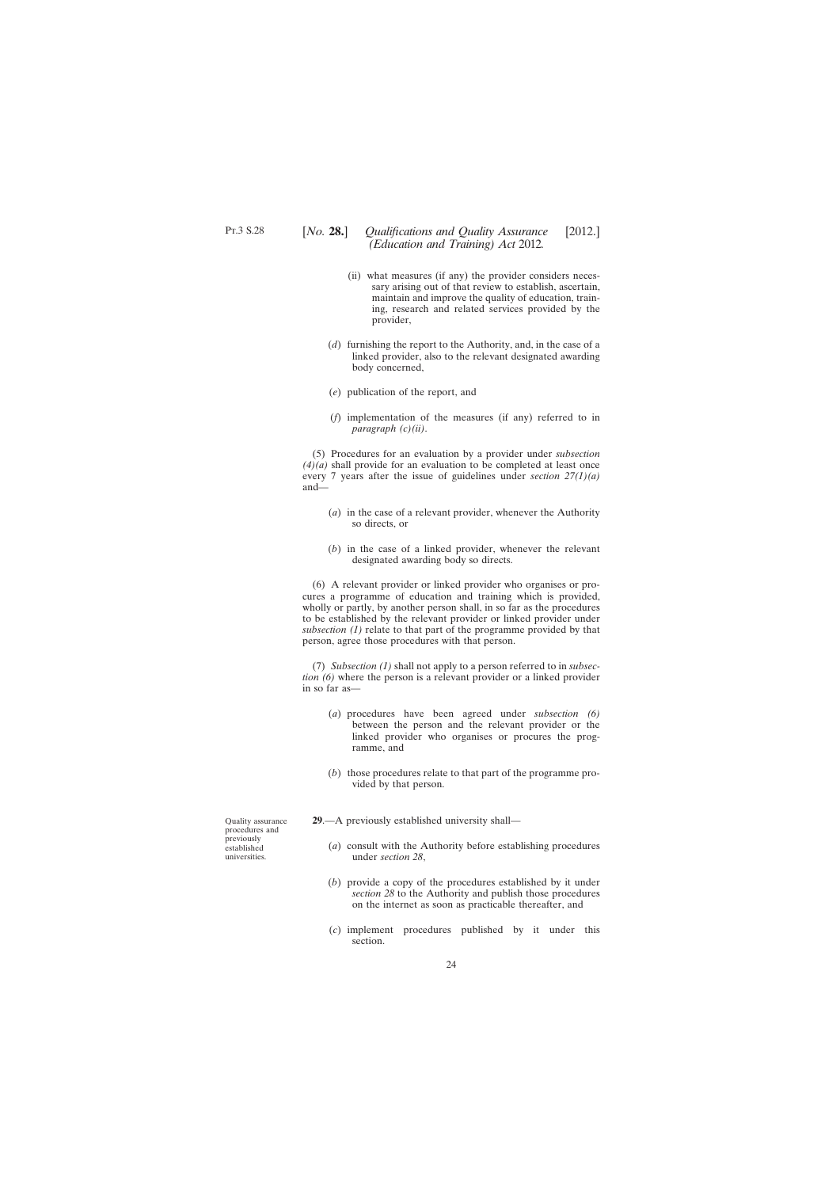(ii) what measures (if any) the provider considers necessary arising out of that review to establish, ascertain, maintain and improve the quality of education, training, research and related services provided by the provider,

(*d*) furnishing the report to the Authority, and, in the case of a linked provider, also to the relevant designated awarding body concerned,

(*e*) publication of the report, and

(*f*) implementation of the measures (if any) referred to in *paragraph (c)(ii)*.

(5) Procedures for an evaluation by a provider under *subsection (4)(a)* shall provide for an evaluation to be completed at least once every 7 years after the issue of guidelines under *section 27(1)(a)* and—

(*a*) in the case of a relevant provider, whenever the Authority so directs, or

(*b*) in the case of a linked provider, whenever the relevant designated awarding body so directs.

(6) A relevant provider or linked provider who organises or procures a programme of education and training which is provided, wholly or partly, by another person shall, in so far as the procedures to be established by the relevant provider or linked provider under *subsection (1)* relate to that part of the programme provided by that person, agree those procedures with that person.

(7) *Subsection (1)* shall not apply to a person referred to in *subsection (6)* where the person is a relevant provider or a linked provider in so far as—

(*a*) procedures have been agreed under *subsection (6)* between the person and the relevant provider or the linked provider who organises or procures the programme, and

(*b*) those procedures relate to that part of the programme provided by that person.

Quality assurance procedures and previously established universities.

**29**.—A previously established university shall—

(*a*) consult with the Authority before establishing procedures under *section 28*,

(*b*) provide a copy of the procedures established by it under *section 28* to the Authority and publish those procedures on the internet as soon as practicable thereafter, and

(*c*) implement procedures published by it under this section.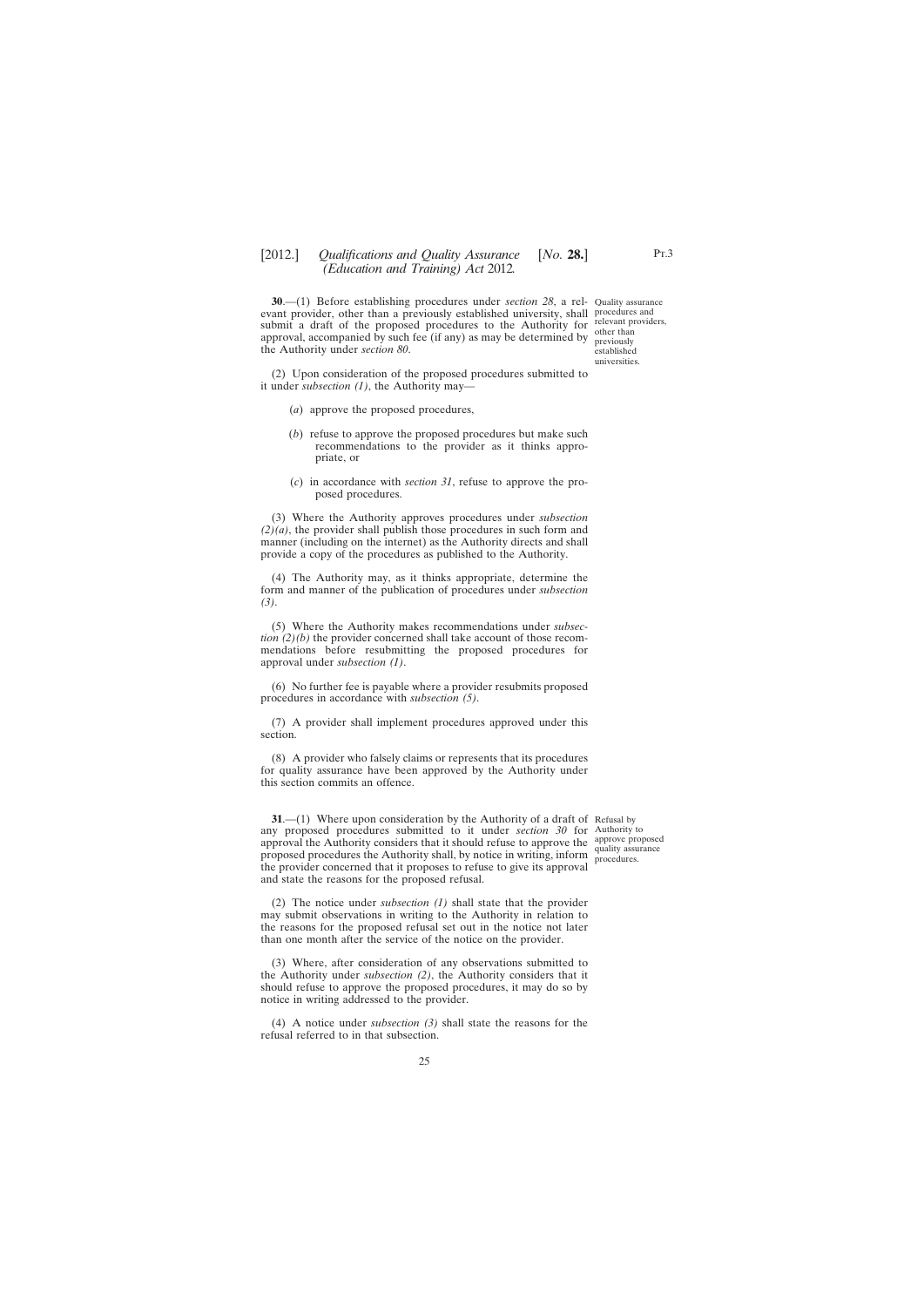**30**.—(1) Before establishing procedures under *section 28*, a relevant provider, other than a previously established university, shall submit a draft of the proposed procedures to the Authority for approval, accompanied by such fee (if any) as may be determined by the Authority under *section 80*.

Quality assurance procedures and relevant providers, other than previously established universities.

(2) Upon consideration of the proposed procedures submitted to it under *subsection (1)*, the Authority may—

(*a*) approve the proposed procedures,

(*b*) refuse to approve the proposed procedures but make such recommendations to the provider as it thinks appropriate, or

(*c*) in accordance with *section 31*, refuse to approve the proposed procedures.

(3) Where the Authority approves procedures under *subsection (2)(a)*, the provider shall publish those procedures in such form and manner (including on the internet) as the Authority directs and shall provide a copy of the procedures as published to the Authority.

(4) The Authority may, as it thinks appropriate, determine the form and manner of the publication of procedures under *subsection (3)*.

(5) Where the Authority makes recommendations under *subsection (2)(b)* the provider concerned shall take account of those recommendations before resubmitting the proposed procedures for approval under *subsection (1)*.

(6) No further fee is payable where a provider resubmits proposed procedures in accordance with *subsection (5)*.

(7) A provider shall implement procedures approved under this section.

(8) A provider who falsely claims or represents that its procedures for quality assurance have been approved by the Authority under this section commits an offence.

**31**.—(1) Where upon consideration by the Authority of a draft of any proposed procedures submitted to it under *section 30* for approval the Authority considers that it should refuse to approve the proposed procedures the Authority shall, by notice in writing, inform the provider concerned that it proposes to refuse to give its approval and state the reasons for the proposed refusal.

Refusal by Authority to approve proposed quality assurance procedures.

(2) The notice under *subsection (1)* shall state that the provider may submit observations in writing to the Authority in relation to the reasons for the proposed refusal set out in the notice not later than one month after the service of the notice on the provider.

(3) Where, after consideration of any observations submitted to the Authority under *subsection (2)*, the Authority considers that it should refuse to approve the proposed procedures, it may do so by notice in writing addressed to the provider.

(4) A notice under *subsection (3)* shall state the reasons for the refusal referred to in that subsection.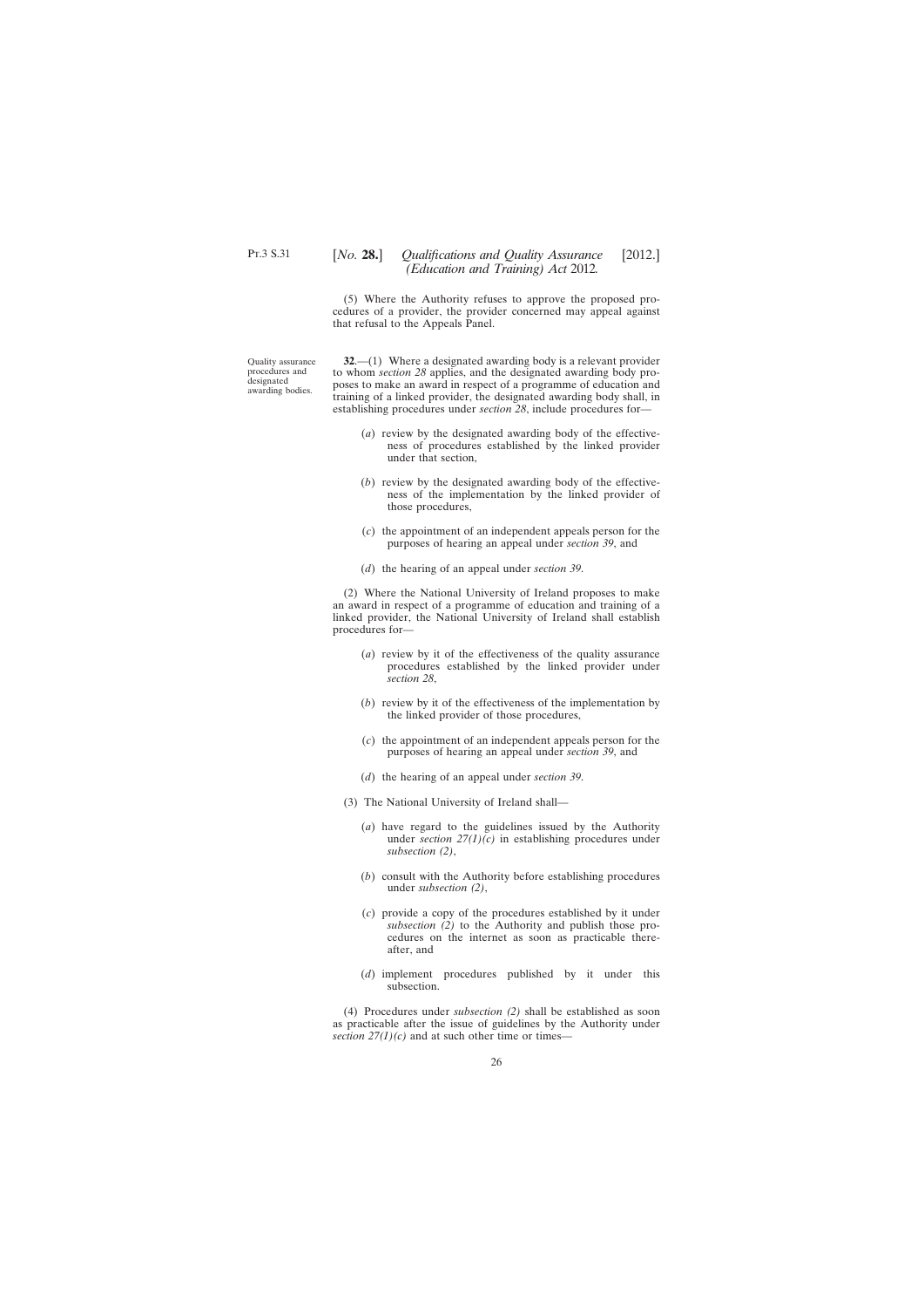(5) Where the Authority refuses to approve the proposed procedures of a provider, the provider concerned may appeal against that refusal to the Appeals Panel.

Quality assurance procedures and designated awarding bodies.

**32**.—(1) Where a designated awarding body is a relevant provider to whom *section 28* applies, and the designated awarding body proposes to make an award in respect of a programme of education and training of a linked provider, the designated awarding body shall, in establishing procedures under *section 28*, include procedures for—

(*a*) review by the designated awarding body of the effectiveness of procedures established by the linked provider under that section,

(*b*) review by the designated awarding body of the effectiveness of the implementation by the linked provider of those procedures,

(*c*) the appointment of an independent appeals person for the purposes of hearing an appeal under *section 39*, and

(*d*) the hearing of an appeal under *section 39*.

(2) Where the National University of Ireland proposes to make an award in respect of a programme of education and training of a linked provider, the National University of Ireland shall establish procedures for—

(*a*) review by it of the effectiveness of the quality assurance procedures established by the linked provider under *section 28*,

(*b*) review by it of the effectiveness of the implementation by the linked provider of those procedures,

(*c*) the appointment of an independent appeals person for the purposes of hearing an appeal under *section 39*, and

(*d*) the hearing of an appeal under *section 39*.

(3) The National University of Ireland shall—

(*a*) have regard to the guidelines issued by the Authority under *section 27(1)(c)* in establishing procedures under *subsection (2)*,

(*b*) consult with the Authority before establishing procedures under *subsection (2)*,

(*c*) provide a copy of the procedures established by it under *subsection (2)* to the Authority and publish those procedures on the internet as soon as practicable thereafter, and

(*d*) implement procedures published by it under this subsection.

(4) Procedures under *subsection (2)* shall be established as soon as practicable after the issue of guidelines by the Authority under *section 27(1)(c)* and at such other time or times—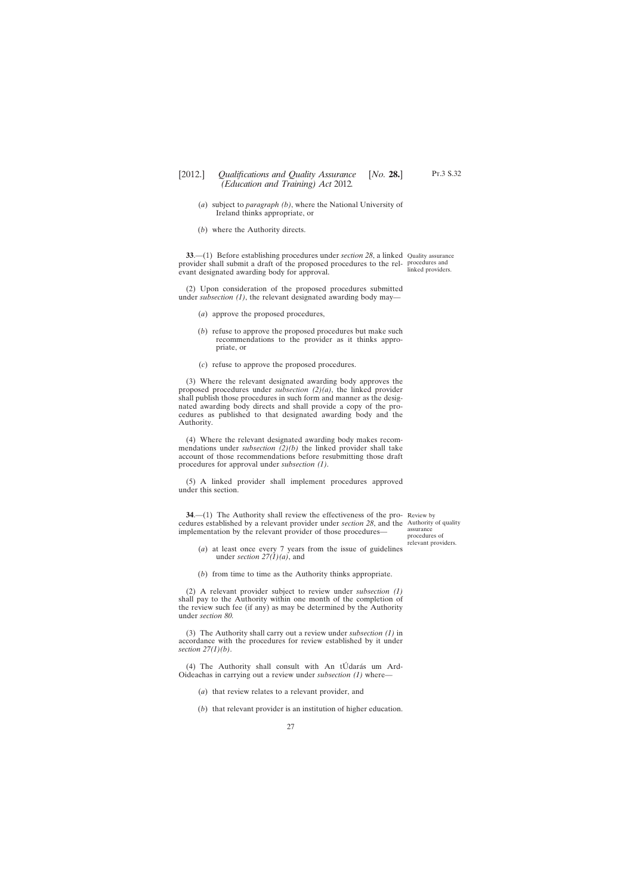(*a*) subject to *paragraph (b)*, where the National University of Ireland thinks appropriate, or

(*b*) where the Authority directs.

**33**.—(1) Before establishing procedures under *section 28*, a linked provider shall submit a draft of the proposed procedures to the relevant designated awarding body for approval.

Quality assurance procedures and linked providers.

(2) Upon consideration of the proposed procedures submitted under *subsection (1)*, the relevant designated awarding body may—

(*a*) approve the proposed procedures,

(*b*) refuse to approve the proposed procedures but make such recommendations to the provider as it thinks appropriate, or

(*c*) refuse to approve the proposed procedures.

(3) Where the relevant designated awarding body approves the proposed procedures under *subsection (2)(a)*, the linked provider shall publish those procedures in such form and manner as the designated awarding body directs and shall provide a copy of the procedures as published to that designated awarding body and the Authority.

(4) Where the relevant designated awarding body makes recommendations under *subsection (2)(b)* the linked provider shall take account of those recommendations before resubmitting those draft procedures for approval under *subsection (1)*.

(5) A linked provider shall implement procedures approved under this section.

**34**.—(1) The Authority shall review the effectiveness of the procedures established by a relevant provider under *section 28*, and the implementation by the relevant provider of those procedures—

Review by Authority of quality assurance procedures of relevant providers.

(*a*) at least once every 7 years from the issue of guidelines under *section 27(1)(a)*, and

(*b*) from time to time as the Authority thinks appropriate.

(2) A relevant provider subject to review under *subsection (1)* shall pay to the Authority within one month of the completion of the review such fee (if any) as may be determined by the Authority under *section 80*.

(3) The Authority shall carry out a review under *subsection (1)* in accordance with the procedures for review established by it under *section 27(1)(b)*.

(4) The Authority shall consult with An tÚdarás um Ard-Oideachas in carrying out a review under *subsection (1)* where—

(*a*) that review relates to a relevant provider, and

(*b*) that relevant provider is an institution of higher education.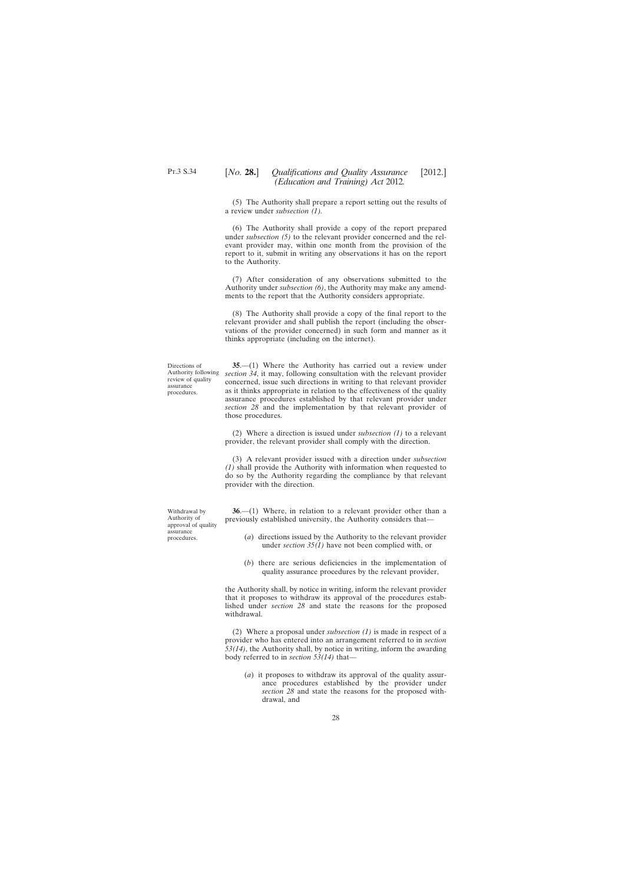(5) The Authority shall prepare a report setting out the results of a review under *subsection (1).*

(6) The Authority shall provide a copy of the report prepared under *subsection (5)* to the relevant provider concerned and the relevant provider may, within one month from the provision of the report to it, submit in writing any observations it has on the report to the Authority.

(7) After consideration of any observations submitted to the Authority under *subsection (6)*, the Authority may make any amendments to the report that the Authority considers appropriate.

(8) The Authority shall provide a copy of the final report to the relevant provider and shall publish the report (including the observations of the provider concerned) in such form and manner as it thinks appropriate (including on the internet).

Directions of Authority following review of quality assurance procedures.

**35**.—(1) Where the Authority has carried out a review under *section 34*, it may, following consultation with the relevant provider concerned, issue such directions in writing to that relevant provider as it thinks appropriate in relation to the effectiveness of the quality assurance procedures established by that relevant provider under *section 28* and the implementation by that relevant provider of those procedures.

(2) Where a direction is issued under *subsection (1)* to a relevant provider, the relevant provider shall comply with the direction.

(3) A relevant provider issued with a direction under *subsection (1)* shall provide the Authority with information when requested to do so by the Authority regarding the compliance by that relevant provider with the direction.

Withdrawal by Authority of approval of quality assurance procedures.

**36**.—(1) Where, in relation to a relevant provider other than a previously established university, the Authority considers that—

(*a*) directions issued by the Authority to the relevant provider under *section 35(1)* have not been complied with, or

(*b*) there are serious deficiencies in the implementation of quality assurance procedures by the relevant provider,

the Authority shall, by notice in writing, inform the relevant provider that it proposes to withdraw its approval of the procedures established under *section 28* and state the reasons for the proposed withdrawal.

(2) Where a proposal under *subsection (1)* is made in respect of a provider who has entered into an arrangement referred to in *section 53(14)*, the Authority shall, by notice in writing, inform the awarding body referred to in *section 53(14)* that—

(*a*) it proposes to withdraw its approval of the quality assurance procedures established by the provider under *section 28* and state the reasons for the proposed withdrawal, and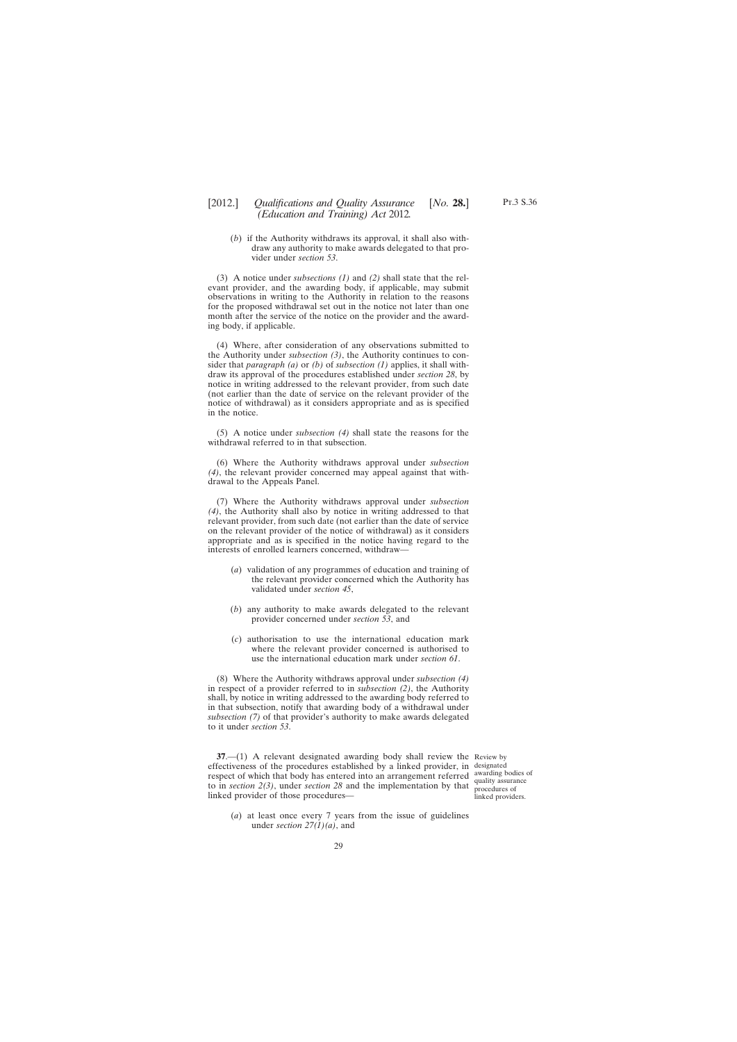(*b*) if the Authority withdraws its approval, it shall also withdraw any authority to make awards delegated to that provider under *section 53*.

(3) A notice under *subsections (1)* and *(2)* shall state that the relevant provider, and the awarding body, if applicable, may submit observations in writing to the Authority in relation to the reasons for the proposed withdrawal set out in the notice not later than one month after the service of the notice on the provider and the awarding body, if applicable.

(4) Where, after consideration of any observations submitted to the Authority under *subsection (3)*, the Authority continues to consider that *paragraph (a)* or *(b)* of *subsection (1)* applies, it shall withdraw its approval of the procedures established under *section 28*, by notice in writing addressed to the relevant provider, from such date (not earlier than the date of service on the relevant provider of the notice of withdrawal) as it considers appropriate and as is specified in the notice.

(5) A notice under *subsection (4)* shall state the reasons for the withdrawal referred to in that subsection.

(6) Where the Authority withdraws approval under *subsection (4)*, the relevant provider concerned may appeal against that withdrawal to the Appeals Panel.

(7) Where the Authority withdraws approval under *subsection (4)*, the Authority shall also by notice in writing addressed to that relevant provider, from such date (not earlier than the date of service on the relevant provider of the notice of withdrawal) as it considers appropriate and as is specified in the notice having regard to the interests of enrolled learners concerned, withdraw—

(*a*) validation of any programmes of education and training of the relevant provider concerned which the Authority has validated under *section 45*,

(*b*) any authority to make awards delegated to the relevant provider concerned under *section 53*, and

(*c*) authorisation to use the international education mark where the relevant provider concerned is authorised to use the international education mark under *section 61*.

(8) Where the Authority withdraws approval under *subsection (4)* in respect of a provider referred to in *subsection (2)*, the Authority shall, by notice in writing addressed to the awarding body referred to in that subsection, notify that awarding body of a withdrawal under *subsection (7)* of that provider's authority to make awards delegated to it under *section 53*.

Review by designated awarding bodies of quality assurance procedures of linked providers.

**37**.—(1) A relevant designated awarding body shall review the effectiveness of the procedures established by a linked provider, in respect of which that body has entered into an arrangement referred to in *section 2(3)*, under *section 28* and the implementation by that linked provider of those procedures—

(*a*) at least once every 7 years from the issue of guidelines under *section 27(1)(a)*, and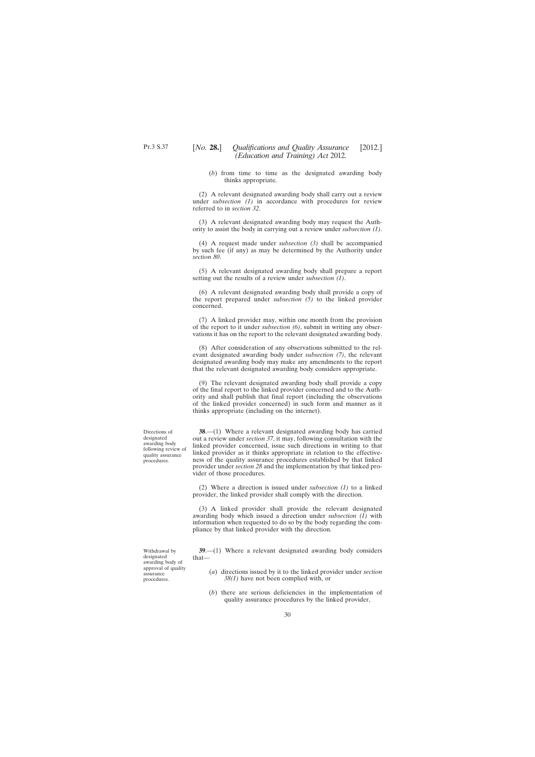(*b*) from time to time as the designated awarding body thinks appropriate.

(2) A relevant designated awarding body shall carry out a review under *subsection (1)* in accordance with procedures for review referred to in *section 32*.

(3) A relevant designated awarding body may request the Authority to assist the body in carrying out a review under *subsection (1)*.

(4) A request made under *subsection (3)* shall be accompanied by such fee (if any) as may be determined by the Authority under *section 80*.

(5) A relevant designated awarding body shall prepare a report setting out the results of a review under *subsection (1)*.

(6) A relevant designated awarding body shall provide a copy of the report prepared under *subsection (5)* to the linked provider concerned.

(7) A linked provider may, within one month from the provision of the report to it under *subsection (6)*, submit in writing any observations it has on the report to the relevant designated awarding body.

(8) After consideration of any observations submitted to the relevant designated awarding body under *subsection (7)*, the relevant designated awarding body may make any amendments to the report that the relevant designated awarding body considers appropriate.

(9) The relevant designated awarding body shall provide a copy of the final report to the linked provider concerned and to the Authority and shall publish that final report (including the observations of the linked provider concerned) in such form and manner as it thinks appropriate (including on the internet).

Directions of designated awarding body following review of quality assurance procedures.

**38**.—(1) Where a relevant designated awarding body has carried out a review under *section 37*, it may, following consultation with the linked provider concerned, issue such directions in writing to that linked provider as it thinks appropriate in relation to the effectiveness of the quality assurance procedures established by that linked provider under *section 28* and the implementation by that linked provider of those procedures.

(2) Where a direction is issued under *subsection (1)* to a linked provider, the linked provider shall comply with the direction.

(3) A linked provider shall provide the relevant designated awarding body which issued a direction under *subsection (1)* with information when requested to do so by the body regarding the compliance by that linked provider with the direction.

Withdrawal by designated awarding body of approval of quality assurance procedures.

**39**.—(1) Where a relevant designated awarding body considers that—

(*a*) directions issued by it to the linked provider under *section 38(1)* have not been complied with, or

(*b*) there are serious deficiencies in the implementation of quality assurance procedures by the linked provider,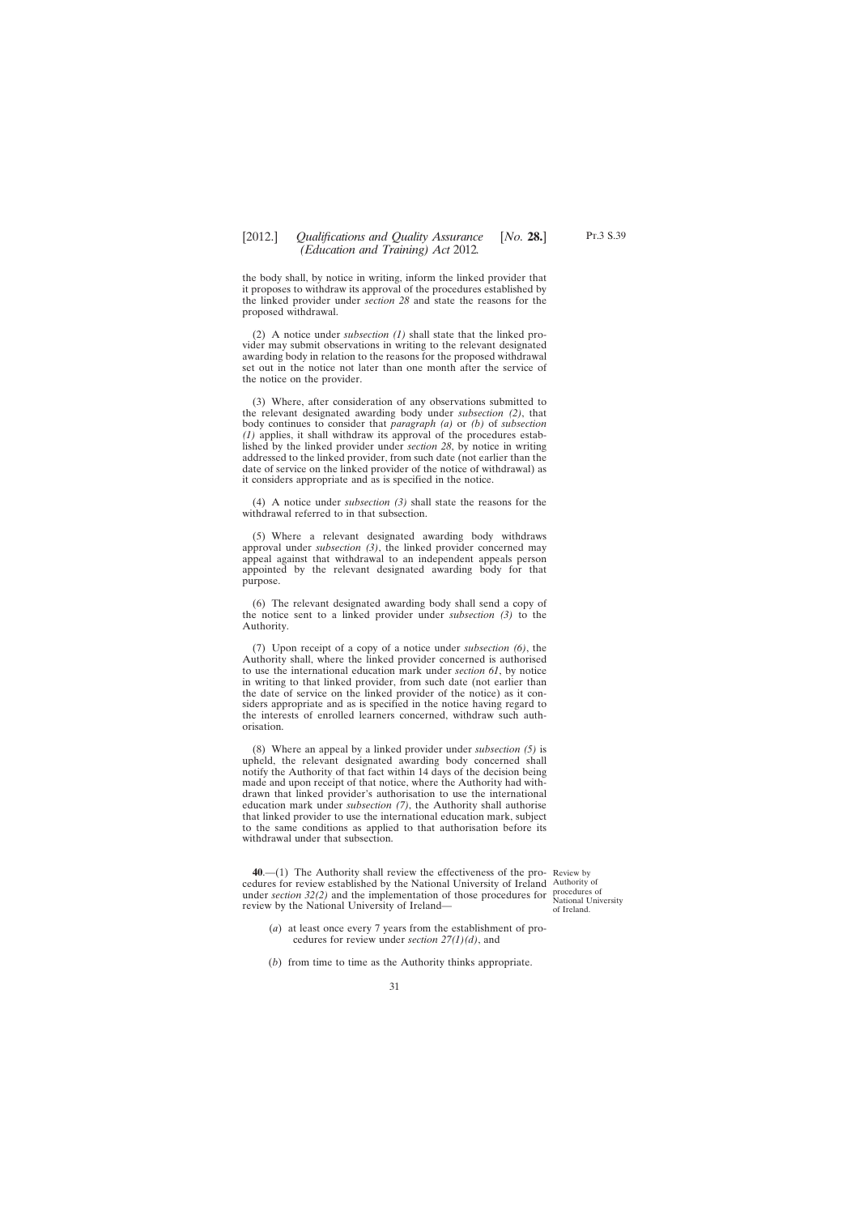the body shall, by notice in writing, inform the linked provider that it proposes to withdraw its approval of the procedures established by the linked provider under *section 28* and state the reasons for the proposed withdrawal.

(2) A notice under *subsection (1)* shall state that the linked provider may submit observations in writing to the relevant designated awarding body in relation to the reasons for the proposed withdrawal set out in the notice not later than one month after the service of the notice on the provider.

(3) Where, after consideration of any observations submitted to the relevant designated awarding body under *subsection (2)*, that body continues to consider that *paragraph (a)* or *(b)* of *subsection (1)* applies, it shall withdraw its approval of the procedures established by the linked provider under *section 28*, by notice in writing addressed to the linked provider, from such date (not earlier than the date of service on the linked provider of the notice of withdrawal) as it considers appropriate and as is specified in the notice.

(4) A notice under *subsection (3)* shall state the reasons for the withdrawal referred to in that subsection.

(5) Where a relevant designated awarding body withdraws approval under *subsection (3)*, the linked provider concerned may appeal against that withdrawal to an independent appeals person appointed by the relevant designated awarding body for that purpose.

(6) The relevant designated awarding body shall send a copy of the notice sent to a linked provider under *subsection (3)* to the Authority.

(7) Upon receipt of a copy of a notice under *subsection (6)*, the Authority shall, where the linked provider concerned is authorised to use the international education mark under *section 61*, by notice in writing to that linked provider, from such date (not earlier than the date of service on the linked provider of the notice) as it considers appropriate and as is specified in the notice having regard to the interests of enrolled learners concerned, withdraw such authorisation.

(8) Where an appeal by a linked provider under *subsection (5)* is upheld, the relevant designated awarding body concerned shall notify the Authority of that fact within 14 days of the decision being made and upon receipt of that notice, where the Authority had withdrawn that linked provider's authorisation to use the international education mark under *subsection (7)*, the Authority shall authorise that linked provider to use the international education mark, subject to the same conditions as applied to that authorisation before its withdrawal under that subsection.

Review by Authority of procedures of National University of Ireland.

**40**.—(1) The Authority shall review the effectiveness of the procedures for review established by the National University of Ireland under *section 32(2)* and the implementation of those procedures for review by the National University of Ireland—

(*a*) at least once every 7 years from the establishment of procedures for review under *section 27(1)(d)*, and

(*b*) from time to time as the Authority thinks appropriate.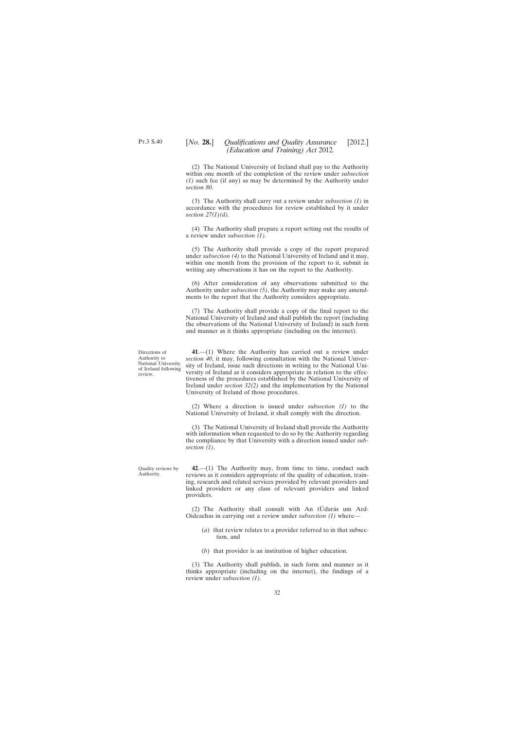(2) The National University of Ireland shall pay to the Authority within one month of the completion of the review under *subsection (1)* such fee (if any) as may be determined by the Authority under *section 80*.

(3) The Authority shall carry out a review under *subsection (1)* in accordance with the procedures for review established by it under *section 27(1)(d)*.

(4) The Authority shall prepare a report setting out the results of a review under *subsection (1)*.

(5) The Authority shall provide a copy of the report prepared under *subsection (4)* to the National University of Ireland and it may, within one month from the provision of the report to it, submit in writing any observations it has on the report to the Authority.

(6) After consideration of any observations submitted to the Authority under *subsection (5)*, the Authority may make any amendments to the report that the Authority considers appropriate.

(7) The Authority shall provide a copy of the final report to the National University of Ireland and shall publish the report (including the observations of the National University of Ireland) in such form and manner as it thinks appropriate (including on the internet).

Directions of Authority to National University of Ireland following review.

**41**.—(1) Where the Authority has carried out a review under *section 40*, it may, following consultation with the National University of Ireland, issue such directions in writing to the National University of Ireland as it considers appropriate in relation to the effectiveness of the procedures established by the National University of Ireland under *section 32(2)* and the implementation by the National University of Ireland of those procedures.

(2) Where a direction is issued under *subsection (1)* to the National University of Ireland, it shall comply with the direction.

(3) The National University of Ireland shall provide the Authority with information when requested to do so by the Authority regarding the compliance by that University with a direction issued under *subsection (1)*.

Quality reviews by Authority.

**42**.—(1) The Authority may, from time to time, conduct such reviews as it considers appropriate of the quality of education, training, research and related services provided by relevant providers and linked providers or any class of relevant providers and linked providers.

(2) The Authority shall consult with An tÚdarás um Ard-Oideachas in carrying out a review under *subsection (1)* where—

(*a*) that review relates to a provider referred to in that subsection, and

(*b*) that provider is an institution of higher education.

(3) The Authority shall publish, in such form and manner as it thinks appropriate (including on the internet), the findings of a review under *subsection (1)*.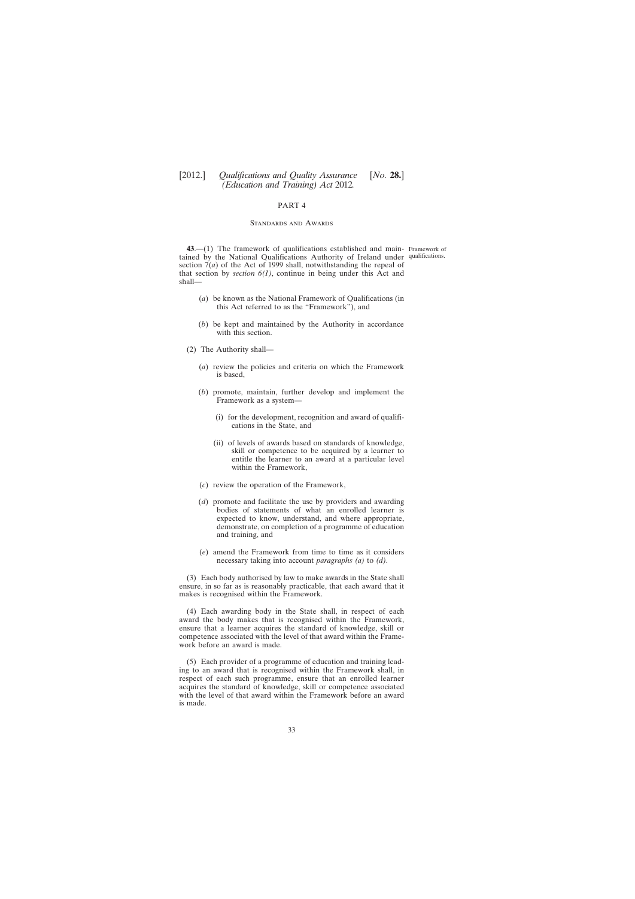## PART 4

### Standards and Awards

**43**.—(1) The framework of qualifications established and maintained by the National Qualifications Authority of Ireland under section 7(*a*) of the Act of 1999 shall, notwithstanding the repeal of that section by *section 6(1)*, continue in being under this Act and shall—

Framework of qualifications.

(*a*) be known as the National Framework of Qualifications (in this Act referred to as the "Framework"), and

(*b*) be kept and maintained by the Authority in accordance with this section.

(2) The Authority shall—

(*a*) review the policies and criteria on which the Framework is based,

(*b*) promote, maintain, further develop and implement the Framework as a system—

(i) for the development, recognition and award of qualifications in the State, and

(ii) of levels of awards based on standards of knowledge, skill or competence to be acquired by a learner to entitle the learner to an award at a particular level within the Framework,

(*c*) review the operation of the Framework,

(*d*) promote and facilitate the use by providers and awarding bodies of statements of what an enrolled learner is expected to know, understand, and where appropriate, demonstrate, on completion of a programme of education and training, and

(*e*) amend the Framework from time to time as it considers necessary taking into account *paragraphs (a)* to *(d)*.

(3) Each body authorised by law to make awards in the State shall ensure, in so far as is reasonably practicable, that each award that it makes is recognised within the Framework.

(4) Each awarding body in the State shall, in respect of each award the body makes that is recognised within the Framework, ensure that a learner acquires the standard of knowledge, skill or competence associated with the level of that award within the Framework before an award is made.

(5) Each provider of a programme of education and training leading to an award that is recognised within the Framework shall, in respect of each such programme, ensure that an enrolled learner acquires the standard of knowledge, skill or competence associated with the level of that award within the Framework before an award is made.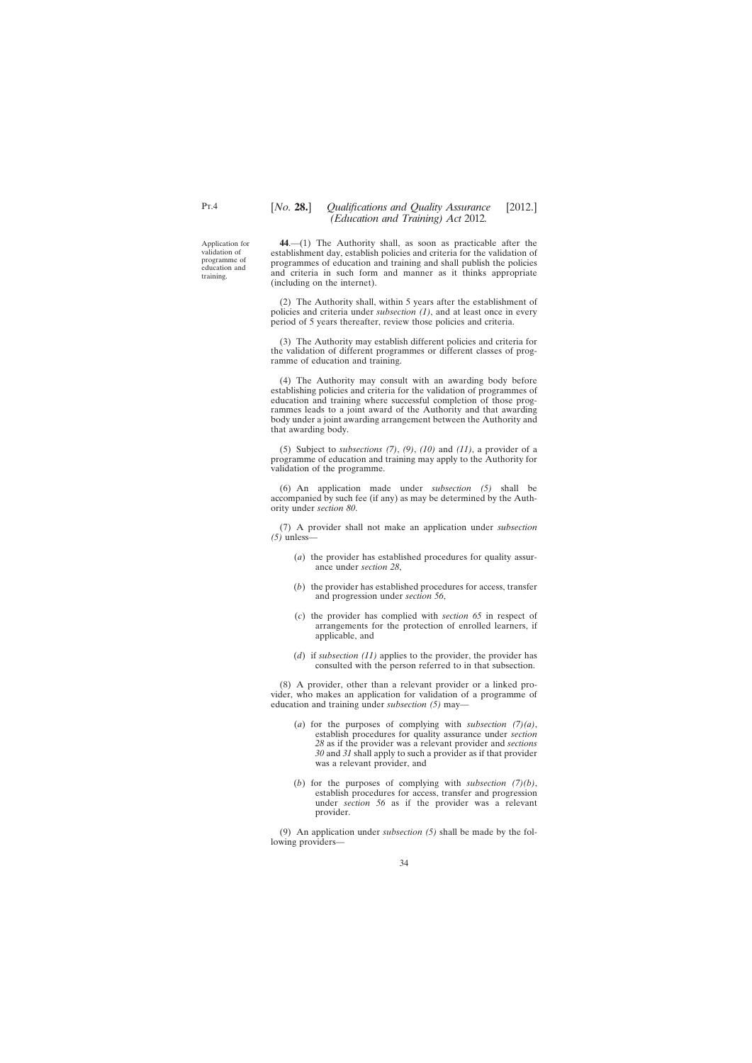Application for validation of programme of education and training.

**44**.—(1) The Authority shall, as soon as practicable after the establishment day, establish policies and criteria for the validation of programmes of education and training and shall publish the policies and criteria in such form and manner as it thinks appropriate (including on the internet).

(2) The Authority shall, within 5 years after the establishment of policies and criteria under *subsection (1)*, and at least once in every period of 5 years thereafter, review those policies and criteria.

(3) The Authority may establish different policies and criteria for the validation of different programmes or different classes of programme of education and training.

(4) The Authority may consult with an awarding body before establishing policies and criteria for the validation of programmes of education and training where successful completion of those programmes leads to a joint award of the Authority and that awarding body under a joint awarding arrangement between the Authority and that awarding body.

(5) Subject to *subsections (7)*, *(9)*, *(10)* and *(11)*, a provider of a programme of education and training may apply to the Authority for validation of the programme.

(6) An application made under *subsection (5)* shall be accompanied by such fee (if any) as may be determined by the Authority under *section 80*.

(7) A provider shall not make an application under *subsection (5)* unless—

(*a*) the provider has established procedures for quality assurance under *section 28*,

(*b*) the provider has established procedures for access, transfer and progression under *section 56*,

(*c*) the provider has complied with *section 65* in respect of arrangements for the protection of enrolled learners, if applicable, and

(*d*) if *subsection (11)* applies to the provider, the provider has consulted with the person referred to in that subsection.

(8) A provider, other than a relevant provider or a linked provider, who makes an application for validation of a programme of education and training under *subsection (5)* may—

(*a*) for the purposes of complying with *subsection (7)(a)*, establish procedures for quality assurance under *section 28* as if the provider was a relevant provider and *sections 30* and *31* shall apply to such a provider as if that provider was a relevant provider, and

(*b*) for the purposes of complying with *subsection (7)(b)*, establish procedures for access, transfer and progression under *section 56* as if the provider was a relevant provider.

(9) An application under *subsection (5)* shall be made by the following providers—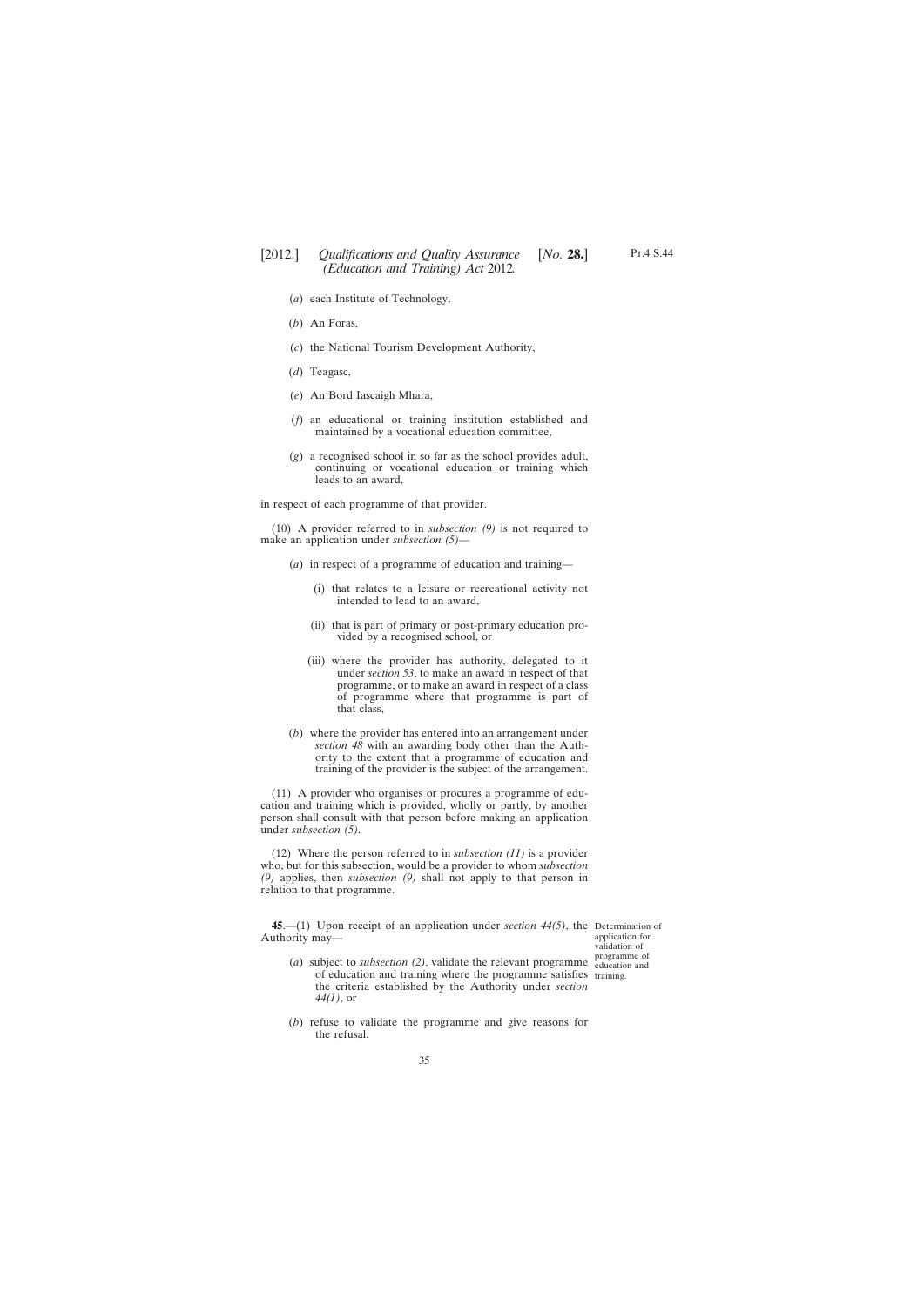(*a*) each Institute of Technology,

(*b*) An Foras,

(*c*) the National Tourism Development Authority,

(*d*) Teagasc,

(*e*) An Bord Iascaigh Mhara,

(*f*) an educational or training institution established and maintained by a vocational education committee,

(*g*) a recognised school in so far as the school provides adult, continuing or vocational education or training which leads to an award,

in respect of each programme of that provider.

(10) A provider referred to in *subsection (9)* is not required to make an application under *subsection (5)*—

(*a*) in respect of a programme of education and training—

(i) that relates to a leisure or recreational activity not intended to lead to an award,

(ii) that is part of primary or post-primary education provided by a recognised school, or

(iii) where the provider has authority, delegated to it under *section 53*, to make an award in respect of that programme, or to make an award in respect of a class of programme where that programme is part of that class,

(*b*) where the provider has entered into an arrangement under *section 48* with an awarding body other than the Authority to the extent that a programme of education and training of the provider is the subject of the arrangement.

(11) A provider who organises or procures a programme of education and training which is provided, wholly or partly, by another person shall consult with that person before making an application under *subsection (5)*.

(12) Where the person referred to in *subsection (11)* is a provider who, but for this subsection, would be a provider to whom *subsection (9)* applies, then *subsection (9)* shall not apply to that person in relation to that programme.

Determination of application for validation of programme of education and training.

**45**.—(1) Upon receipt of an application under *section 44(5)*, the Authority may—

(*a*) subject to *subsection (2)*, validate the relevant programme of education and training where the programme satisfies the criteria established by the Authority under *section 44(1)*, or

(*b*) refuse to validate the programme and give reasons for the refusal.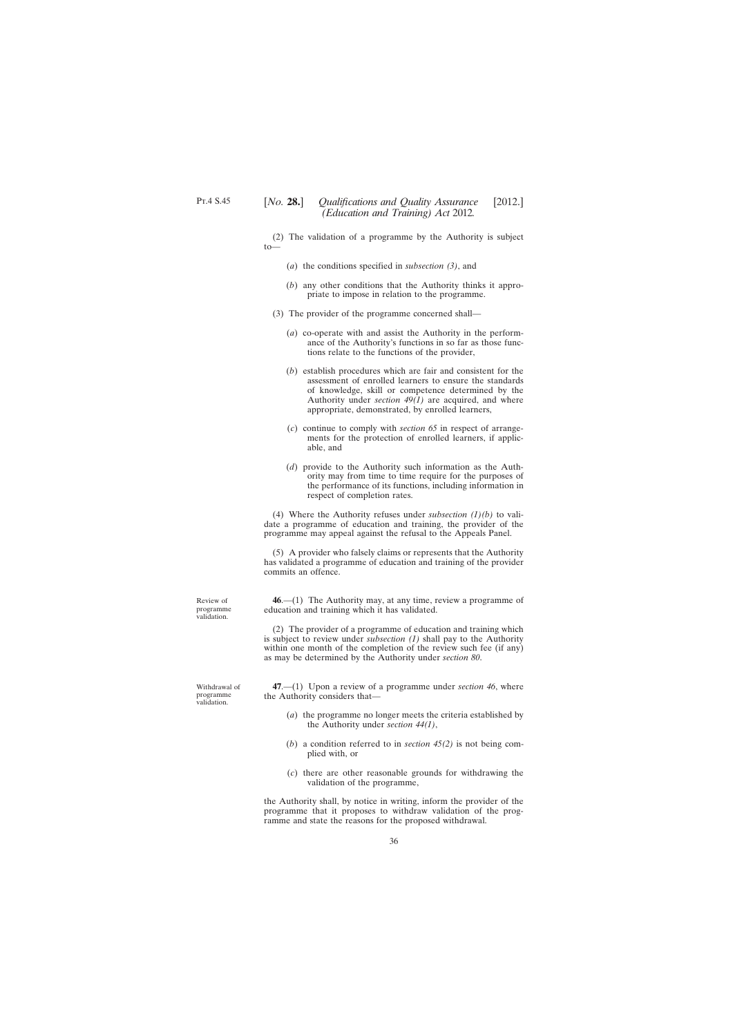(2) The validation of a programme by the Authority is subject to—

(*a*) the conditions specified in *subsection (3)*, and

(*b*) any other conditions that the Authority thinks it appropriate to impose in relation to the programme.

(3) The provider of the programme concerned shall—

(*a*) co-operate with and assist the Authority in the performance of the Authority's functions in so far as those functions relate to the functions of the provider,

(*b*) establish procedures which are fair and consistent for the assessment of enrolled learners to ensure the standards of knowledge, skill or competence determined by the Authority under *section 49(1)* are acquired, and where appropriate, demonstrated, by enrolled learners,

(*c*) continue to comply with *section 65* in respect of arrangements for the protection of enrolled learners, if applicable, and

(*d*) provide to the Authority such information as the Authority may from time to time require for the purposes of the performance of its functions, including information in respect of completion rates.

(4) Where the Authority refuses under *subsection (1)(b)* to validate a programme of education and training, the provider of the programme may appeal against the refusal to the Appeals Panel.

(5) A provider who falsely claims or represents that the Authority has validated a programme of education and training of the provider commits an offence.

Review of programme validation.

**46**.—(1) The Authority may, at any time, review a programme of education and training which it has validated.

(2) The provider of a programme of education and training which is subject to review under *subsection (1)* shall pay to the Authority within one month of the completion of the review such fee (if any) as may be determined by the Authority under *section 80*.

Withdrawal of programme validation.

**47**.—(1) Upon a review of a programme under *section 46*, where the Authority considers that—

(*a*) the programme no longer meets the criteria established by the Authority under *section 44(1)*,

(*b*) a condition referred to in *section 45(2)* is not being complied with, or

(*c*) there are other reasonable grounds for withdrawing the validation of the programme,

the Authority shall, by notice in writing, inform the provider of the programme that it proposes to withdraw validation of the programme and state the reasons for the proposed withdrawal.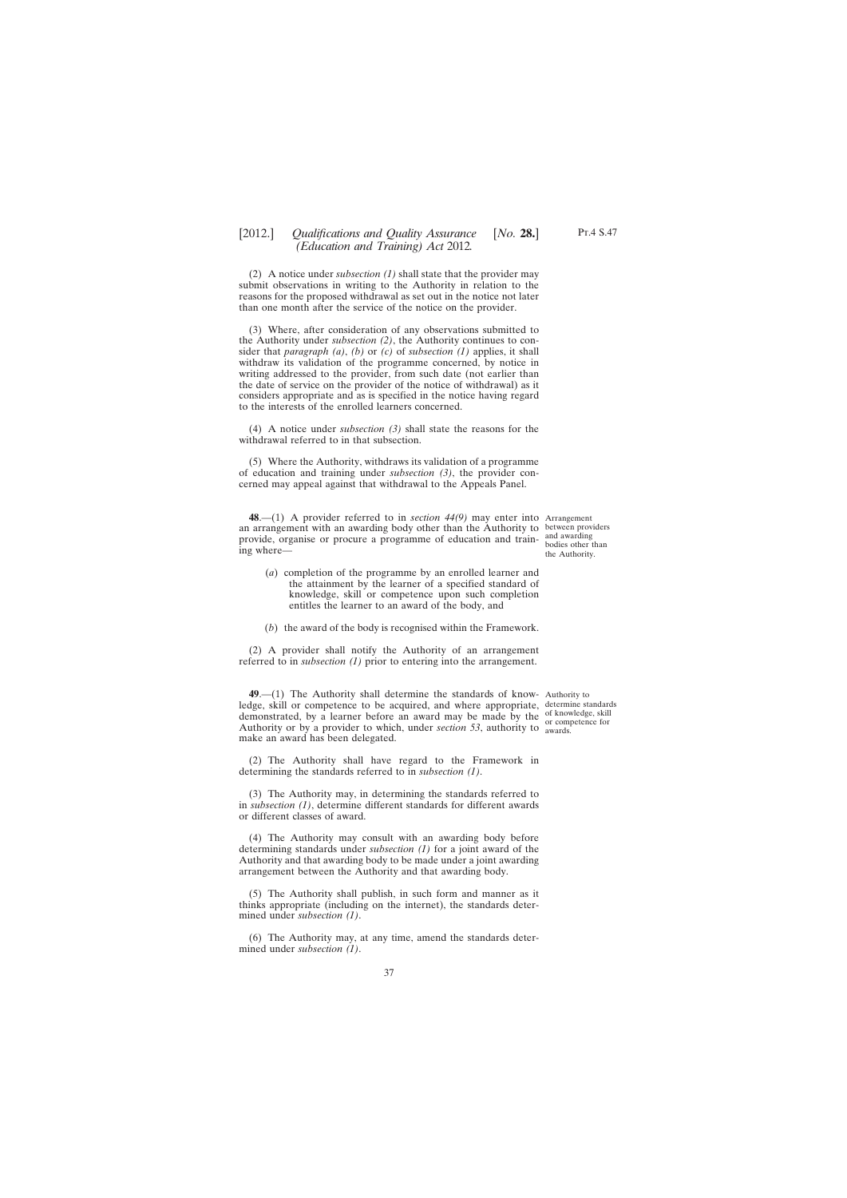(2) A notice under *subsection (1)* shall state that the provider may submit observations in writing to the Authority in relation to the reasons for the proposed withdrawal as set out in the notice not later than one month after the service of the notice on the provider.

(3) Where, after consideration of any observations submitted to the Authority under *subsection (2)*, the Authority continues to consider that *paragraph (a)*, *(b)* or *(c)* of *subsection (1)* applies, it shall withdraw its validation of the programme concerned, by notice in writing addressed to the provider, from such date (not earlier than the date of service on the provider of the notice of withdrawal) as it considers appropriate and as is specified in the notice having regard to the interests of the enrolled learners concerned.

(4) A notice under *subsection (3)* shall state the reasons for the withdrawal referred to in that subsection.

(5) Where the Authority, withdraws its validation of a programme of education and training under *subsection (3)*, the provider concerned may appeal against that withdrawal to the Appeals Panel.

Arrangement between providers and awarding bodies other than the Authority.

**48**.—(1) A provider referred to in *section 44(9)* may enter into an arrangement with an awarding body other than the Authority to provide, organise or procure a programme of education and training where—

(*a*) completion of the programme by an enrolled learner and the attainment by the learner of a specified standard of knowledge, skill or competence upon such completion entitles the learner to an award of the body, and

(*b*) the award of the body is recognised within the Framework.

(2) A provider shall notify the Authority of an arrangement referred to in *subsection (1)* prior to entering into the arrangement.

Authority to determine standards of knowledge, skill or competence for awards.

**49**.—(1) The Authority shall determine the standards of knowledge, skill or competence to be acquired, and where appropriate, demonstrated, by a learner before an award may be made by the Authority or by a provider to which, under *section 53*, authority to make an award has been delegated.

(2) The Authority shall have regard to the Framework in determining the standards referred to in *subsection (1)*.

(3) The Authority may, in determining the standards referred to in *subsection (1)*, determine different standards for different awards or different classes of award.

(4) The Authority may consult with an awarding body before determining standards under *subsection (1)* for a joint award of the Authority and that awarding body to be made under a joint awarding arrangement between the Authority and that awarding body.

(5) The Authority shall publish, in such form and manner as it thinks appropriate (including on the internet), the standards determined under *subsection (1)*.

(6) The Authority may, at any time, amend the standards determined under *subsection (1)*.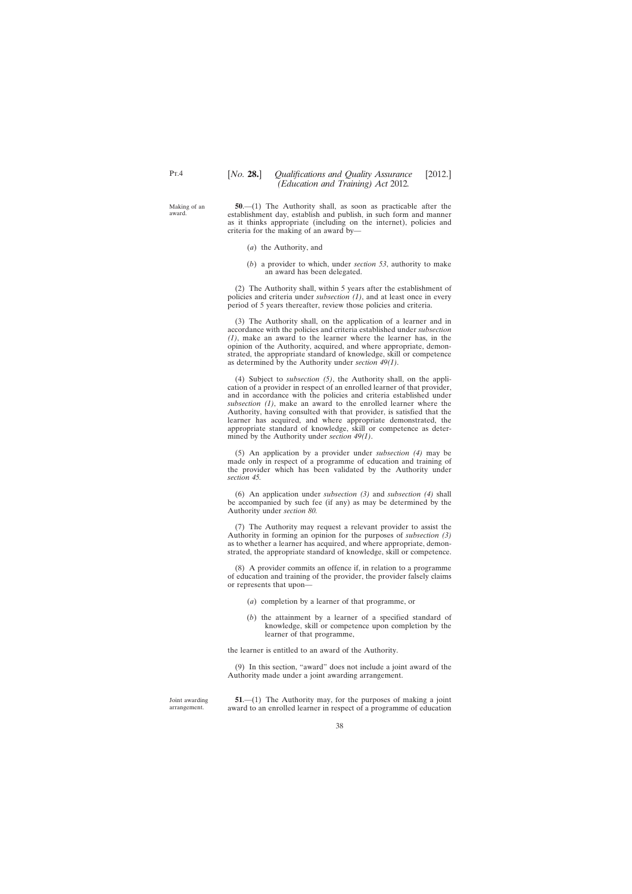Making of an award.

**50**.—(1) The Authority shall, as soon as practicable after the establishment day, establish and publish, in such form and manner as it thinks appropriate (including on the internet), policies and criteria for the making of an award by—

(*a*) the Authority, and

(*b*) a provider to which, under *section 53*, authority to make an award has been delegated.

(2) The Authority shall, within 5 years after the establishment of policies and criteria under *subsection (1)*, and at least once in every period of 5 years thereafter, review those policies and criteria.

(3) The Authority shall, on the application of a learner and in accordance with the policies and criteria established under *subsection (1)*, make an award to the learner where the learner has, in the opinion of the Authority, acquired, and where appropriate, demonstrated, the appropriate standard of knowledge, skill or competence as determined by the Authority under *section 49(1)*.

(4) Subject to *subsection (5)*, the Authority shall, on the application of a provider in respect of an enrolled learner of that provider, and in accordance with the policies and criteria established under *subsection (1)*, make an award to the enrolled learner where the Authority, having consulted with that provider, is satisfied that the learner has acquired, and where appropriate demonstrated, the appropriate standard of knowledge, skill or competence as determined by the Authority under *section 49(1)*.

(5) An application by a provider under *subsection (4)* may be made only in respect of a programme of education and training of the provider which has been validated by the Authority under *section 45*.

(6) An application under *subsection (3)* and *subsection (4)* shall be accompanied by such fee (if any) as may be determined by the Authority under *section 80*.

(7) The Authority may request a relevant provider to assist the Authority in forming an opinion for the purposes of *subsection (3)* as to whether a learner has acquired, and where appropriate, demonstrated, the appropriate standard of knowledge, skill or competence.

(8) A provider commits an offence if, in relation to a programme of education and training of the provider, the provider falsely claims or represents that upon—

(*a*) completion by a learner of that programme, or

(*b*) the attainment by a learner of a specified standard of knowledge, skill or competence upon completion by the learner of that programme,

the learner is entitled to an award of the Authority.

(9) In this section, "award" does not include a joint award of the Authority made under a joint awarding arrangement.

Joint awarding arrangement.

**51**.—(1) The Authority may, for the purposes of making a joint award to an enrolled learner in respect of a programme of education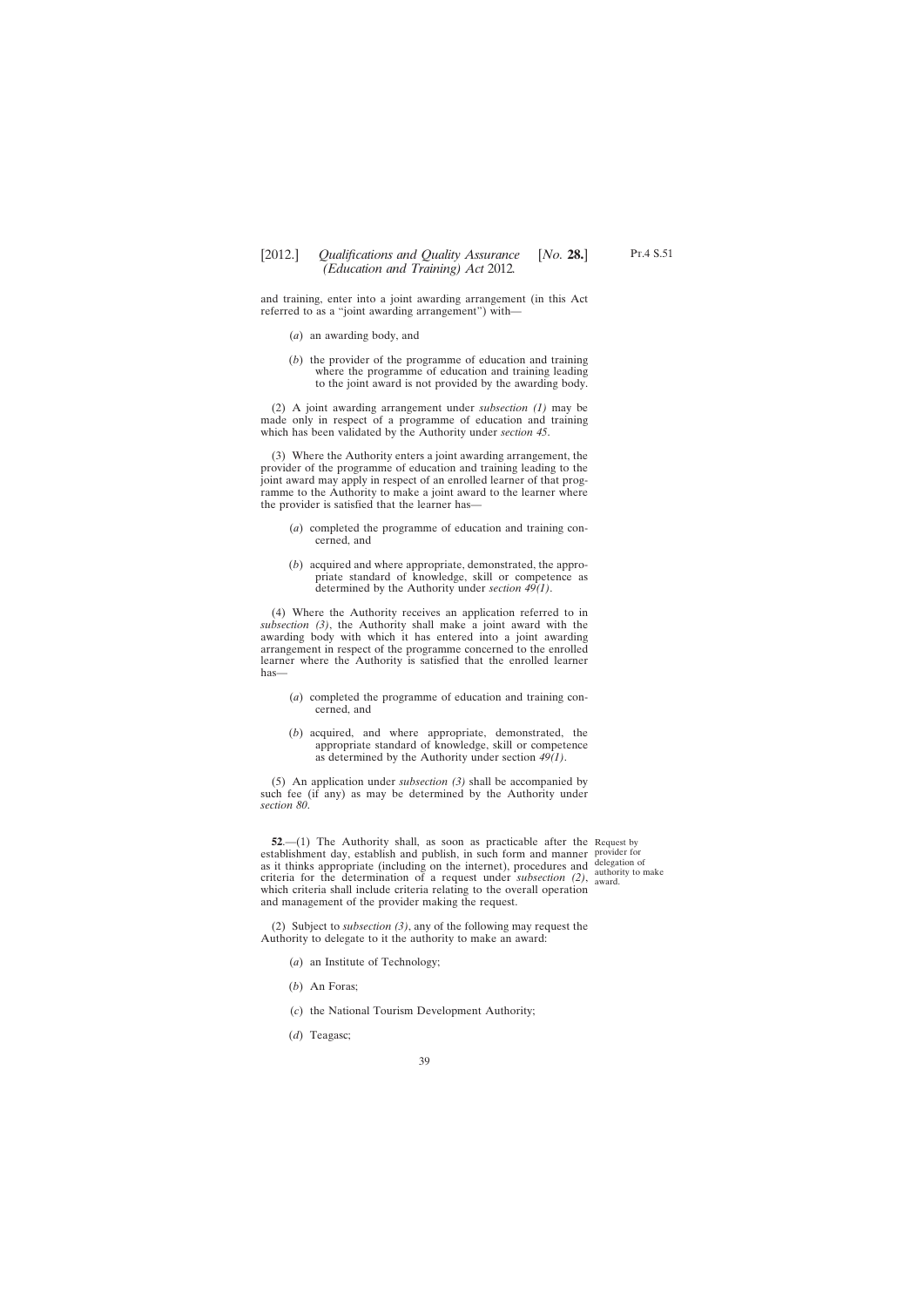and training, enter into a joint awarding arrangement (in this Act referred to as a "joint awarding arrangement") with—

(*a*) an awarding body, and

(*b*) the provider of the programme of education and training where the programme of education and training leading to the joint award is not provided by the awarding body.

(2) A joint awarding arrangement under *subsection (1)* may be made only in respect of a programme of education and training which has been validated by the Authority under *section 45*.

(3) Where the Authority enters a joint awarding arrangement, the provider of the programme of education and training leading to the joint award may apply in respect of an enrolled learner of that programme to the Authority to make a joint award to the learner where the provider is satisfied that the learner has—

(*a*) completed the programme of education and training concerned, and

(*b*) acquired and where appropriate, demonstrated, the appropriate standard of knowledge, skill or competence as determined by the Authority under *section 49(1)*.

(4) Where the Authority receives an application referred to in *subsection (3)*, the Authority shall make a joint award with the awarding body with which it has entered into a joint awarding arrangement in respect of the programme concerned to the enrolled learner where the Authority is satisfied that the enrolled learner has—

(*a*) completed the programme of education and training concerned, and

(*b*) acquired, and where appropriate, demonstrated, the appropriate standard of knowledge, skill or competence as determined by the Authority under section *49(1)*.

(5) An application under *subsection (3)* shall be accompanied by such fee (if any) as may be determined by the Authority under *section 80*.

Request by provider for delegation of authority to make award.

**52**.—(1) The Authority shall, as soon as practicable after the establishment day, establish and publish, in such form and manner as it thinks appropriate (including on the internet), procedures and criteria for the determination of a request under *subsection (2)*, which criteria shall include criteria relating to the overall operation and management of the provider making the request.

(2) Subject to *subsection (3)*, any of the following may request the Authority to delegate to it the authority to make an award:

(*a*) an Institute of Technology;

(*b*) An Foras;

(*c*) the National Tourism Development Authority;

(*d*) Teagasc;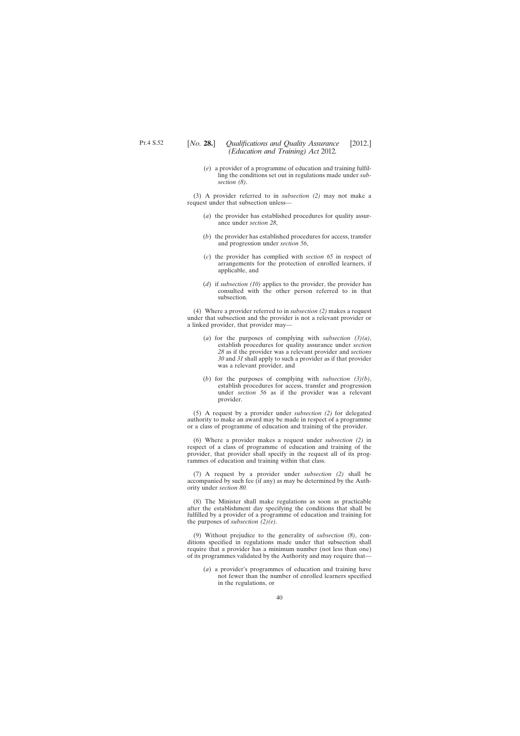(*e*) a provider of a programme of education and training fulfilling the conditions set out in regulations made under *subsection (8)*.

(3) A provider referred to in *subsection (2)* may not make a request under that subsection unless—

(*a*) the provider has established procedures for quality assurance under *section 28*,

(*b*) the provider has established procedures for access, transfer and progression under *section 56*,

(*c*) the provider has complied with *section 65* in respect of arrangements for the protection of enrolled learners, if applicable, and

(*d*) if *subsection (10)* applies to the provider, the provider has consulted with the other person referred to in that subsection.

(4) Where a provider referred to in *subsection (2)* makes a request under that subsection and the provider is not a relevant provider or a linked provider, that provider may—

(*a*) for the purposes of complying with *subsection (3)(a)*, establish procedures for quality assurance under *section 28* as if the provider was a relevant provider and *sections 30* and *31* shall apply to such a provider as if that provider was a relevant provider, and

(*b*) for the purposes of complying with *subsection (3)(b)*, establish procedures for access, transfer and progression under *section 56* as if the provider was a relevant provider.

(5) A request by a provider under *subsection (2)* for delegated authority to make an award may be made in respect of a programme or a class of programme of education and training of the provider.

(6) Where a provider makes a request under *subsection (2)* in respect of a class of programme of education and training of the provider, that provider shall specify in the request all of its programmes of education and training within that class.

(7) A request by a provider under *subsection (2)* shall be accompanied by such fee (if any) as may be determined by the Authority under *section 80.*

(8) The Minister shall make regulations as soon as practicable after the establishment day specifying the conditions that shall be fulfilled by a provider of a programme of education and training for the purposes of *subsection (2)(e)*.

(9) Without prejudice to the generality of *subsection (8)*, conditions specified in regulations made under that subsection shall require that a provider has a minimum number (not less than one) of its programmes validated by the Authority and may require that—

(*a*) a provider's programmes of education and training have not fewer than the number of enrolled learners specified in the regulations, or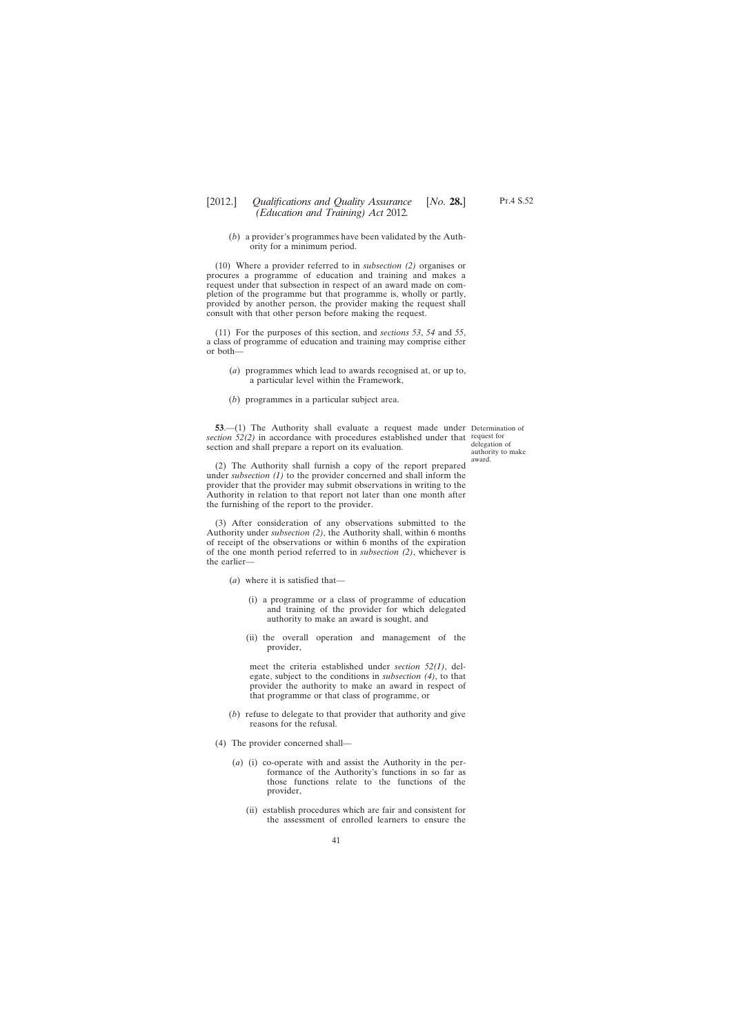(*b*) a provider's programmes have been validated by the Authority for a minimum period.

(10) Where a provider referred to in *subsection (2)* organises or procures a programme of education and training and makes a request under that subsection in respect of an award made on completion of the programme but that programme is, wholly or partly, provided by another person, the provider making the request shall consult with that other person before making the request.

(11) For the purposes of this section, and *sections 53*, *54* and *55*, a class of programme of education and training may comprise either or both—

(*a*) programmes which lead to awards recognised at, or up to, a particular level within the Framework,

(*b*) programmes in a particular subject area.

Determination of request for delegation of authority to make award.

**53**.—(1) The Authority shall evaluate a request made under *section 52(2)* in accordance with procedures established under that section and shall prepare a report on its evaluation.

(2) The Authority shall furnish a copy of the report prepared under *subsection (1)* to the provider concerned and shall inform the provider that the provider may submit observations in writing to the Authority in relation to that report not later than one month after the furnishing of the report to the provider.

(3) After consideration of any observations submitted to the Authority under *subsection (2)*, the Authority shall, within 6 months of receipt of the observations or within 6 months of the expiration of the one month period referred to in *subsection (2)*, whichever is the earlier—

(*a*) where it is satisfied that—

(i) a programme or a class of programme of education and training of the provider for which delegated authority to make an award is sought, and

(ii) the overall operation and management of the provider,

meet the criteria established under *section 52(1)*, delegate, subject to the conditions in *subsection (4)*, to that provider the authority to make an award in respect of that programme or that class of programme, or

(*b*) refuse to delegate to that provider that authority and give reasons for the refusal.

(4) The provider concerned shall—

(*a*) (i) co-operate with and assist the Authority in the performance of the Authority's functions in so far as those functions relate to the functions of the provider,

(ii) establish procedures which are fair and consistent for the assessment of enrolled learners to ensure the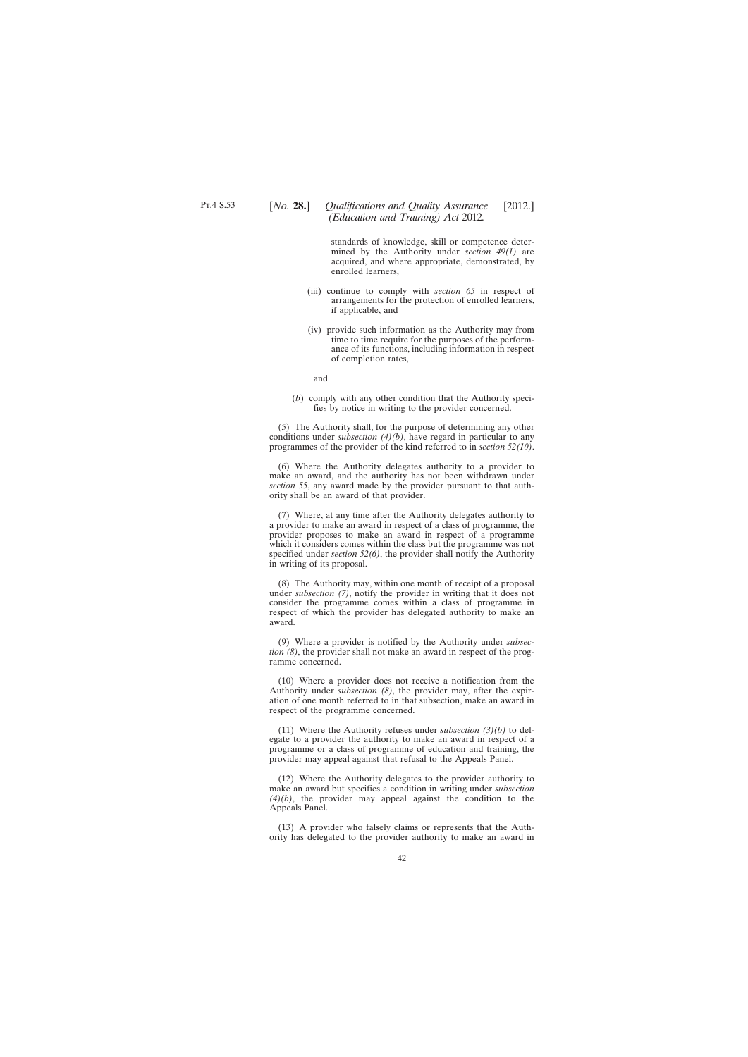standards of knowledge, skill or competence determined by the Authority under *section 49(1)* are acquired, and where appropriate, demonstrated, by enrolled learners,

(iii) continue to comply with *section 65* in respect of arrangements for the protection of enrolled learners, if applicable, and

(iv) provide such information as the Authority may from time to time require for the purposes of the performance of its functions, including information in respect of completion rates,

and

(*b*) comply with any other condition that the Authority specifies by notice in writing to the provider concerned.

(5) The Authority shall, for the purpose of determining any other conditions under *subsection (4)(b)*, have regard in particular to any programmes of the provider of the kind referred to in *section 52(10)*.

(6) Where the Authority delegates authority to a provider to make an award, and the authority has not been withdrawn under *section 55*, any award made by the provider pursuant to that authority shall be an award of that provider.

(7) Where, at any time after the Authority delegates authority to a provider to make an award in respect of a class of programme, the provider proposes to make an award in respect of a programme which it considers comes within the class but the programme was not specified under *section 52(6)*, the provider shall notify the Authority in writing of its proposal.

(8) The Authority may, within one month of receipt of a proposal under *subsection (7)*, notify the provider in writing that it does not consider the programme comes within a class of programme in respect of which the provider has delegated authority to make an award.

(9) Where a provider is notified by the Authority under *subsection (8)*, the provider shall not make an award in respect of the programme concerned.

(10) Where a provider does not receive a notification from the Authority under *subsection (8)*, the provider may, after the expiration of one month referred to in that subsection, make an award in respect of the programme concerned.

(11) Where the Authority refuses under *subsection (3)(b)* to delegate to a provider the authority to make an award in respect of a programme or a class of programme of education and training, the provider may appeal against that refusal to the Appeals Panel.

(12) Where the Authority delegates to the provider authority to make an award but specifies a condition in writing under *subsection (4)(b)*, the provider may appeal against the condition to the Appeals Panel.

(13) A provider who falsely claims or represents that the Authority has delegated to the provider authority to make an award in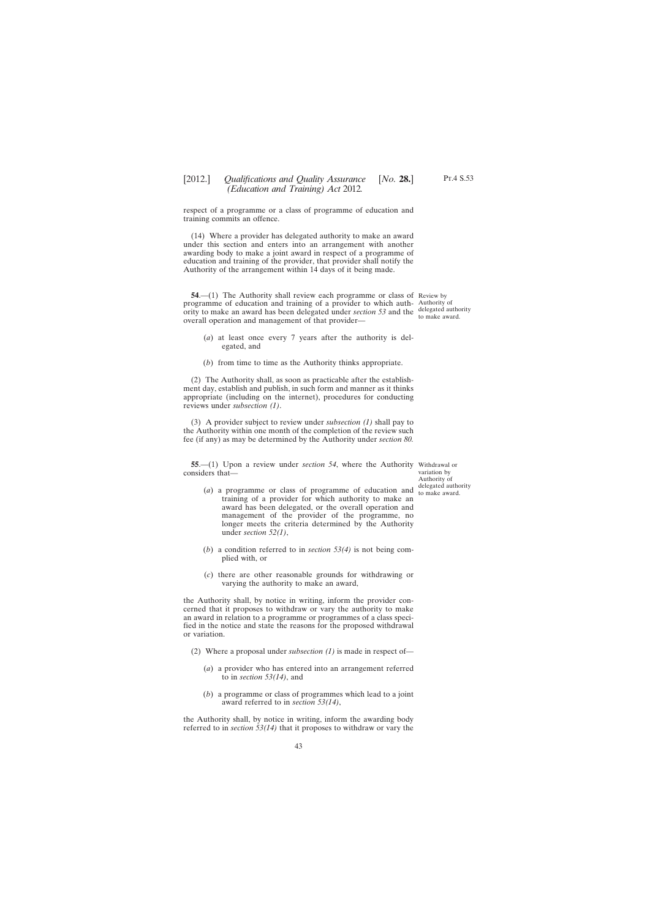respect of a programme or a class of programme of education and training commits an offence.

(14) Where a provider has delegated authority to make an award under this section and enters into an arrangement with another awarding body to make a joint award in respect of a programme of education and training of the provider, that provider shall notify the Authority of the arrangement within 14 days of it being made.

*Review by Authority of delegated authority to make award.*

**54**.—(1) The Authority shall review each programme or class of programme of education and training of a provider to which authority to make an award has been delegated under *section 53* and the overall operation and management of that provider—

(*a*) at least once every 7 years after the authority is delegated, and

(*b*) from time to time as the Authority thinks appropriate.

(2) The Authority shall, as soon as practicable after the establishment day, establish and publish, in such form and manner as it thinks appropriate (including on the internet), procedures for conducting reviews under *subsection (1)*.

(3) A provider subject to review under *subsection (1)* shall pay to the Authority within one month of the completion of the review such fee (if any) as may be determined by the Authority under *section 80.*

*Withdrawal or variation by Authority of delegated authority to make award.*

**55**.—(1) Upon a review under *section 54*, where the Authority considers that—

(*a*) a programme or class of programme of education and training of a provider for which authority to make an award has been delegated, or the overall operation and management of the provider of the programme, no longer meets the criteria determined by the Authority under *section 52(1)*,

(*b*) a condition referred to in *section 53(4)* is not being complied with, or

(*c*) there are other reasonable grounds for withdrawing or varying the authority to make an award,

the Authority shall, by notice in writing, inform the provider concerned that it proposes to withdraw or vary the authority to make an award in relation to a programme or programmes of a class specified in the notice and state the reasons for the proposed withdrawal or variation.

(2) Where a proposal under *subsection (1)* is made in respect of—

(*a*) a provider who has entered into an arrangement referred to in *section 53(14)*, and

(*b*) a programme or class of programmes which lead to a joint award referred to in *section 53(14)*,

the Authority shall, by notice in writing, inform the awarding body referred to in *section 53(14)* that it proposes to withdraw or vary the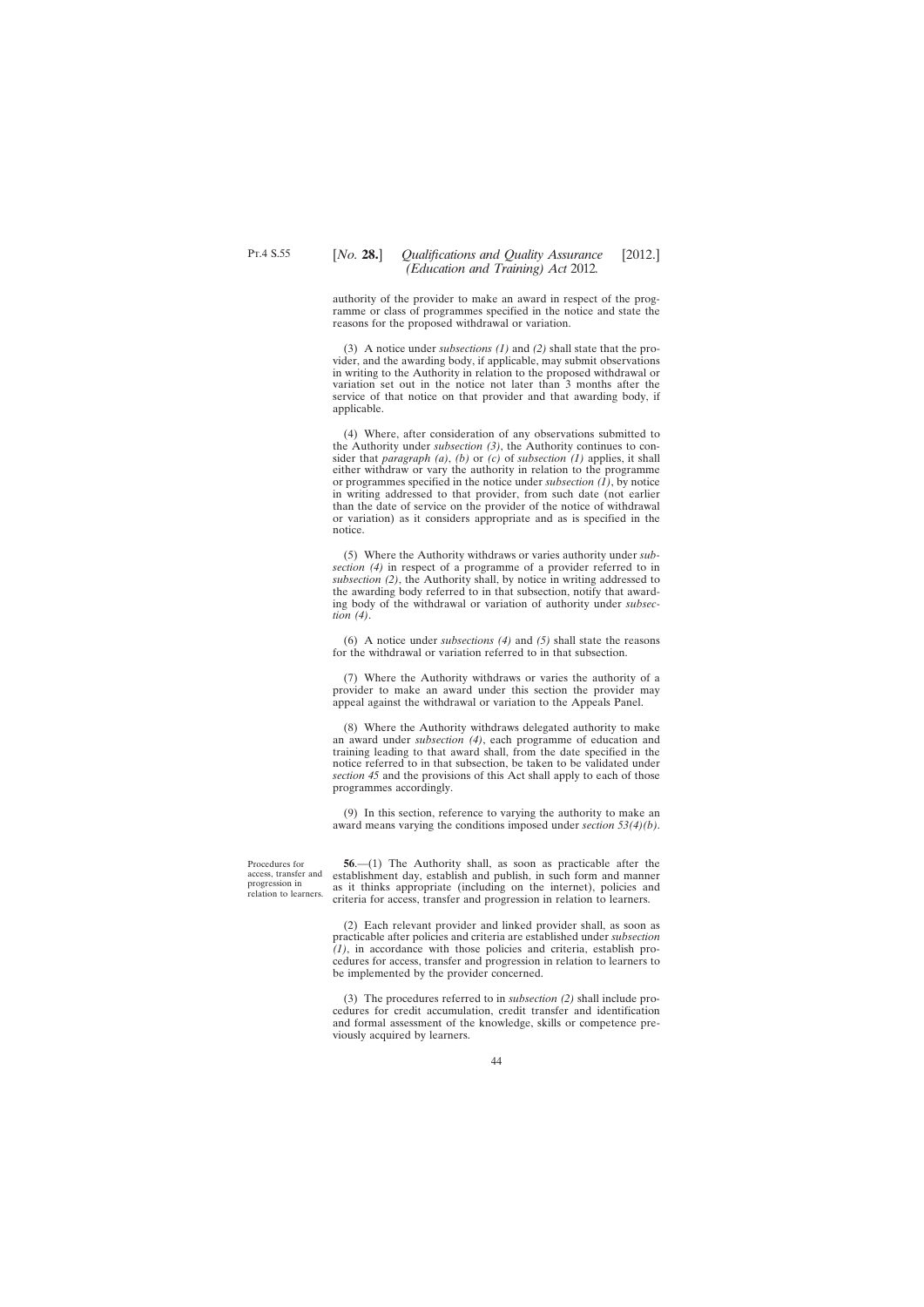authority of the provider to make an award in respect of the programme or class of programmes specified in the notice and state the reasons for the proposed withdrawal or variation.

(3) A notice under *subsections (1)* and *(2)* shall state that the provider, and the awarding body, if applicable, may submit observations in writing to the Authority in relation to the proposed withdrawal or variation set out in the notice not later than 3 months after the service of that notice on that provider and that awarding body, if applicable.

(4) Where, after consideration of any observations submitted to the Authority under *subsection (3)*, the Authority continues to consider that *paragraph (a)*, *(b)* or *(c)* of *subsection (1)* applies, it shall either withdraw or vary the authority in relation to the programme or programmes specified in the notice under *subsection (1)*, by notice in writing addressed to that provider, from such date (not earlier than the date of service on the provider of the notice of withdrawal or variation) as it considers appropriate and as is specified in the notice.

(5) Where the Authority withdraws or varies authority under *subsection (4)* in respect of a programme of a provider referred to in *subsection (2)*, the Authority shall, by notice in writing addressed to the awarding body referred to in that subsection, notify that awarding body of the withdrawal or variation of authority under *subsection (4)*.

(6) A notice under *subsections (4)* and *(5)* shall state the reasons for the withdrawal or variation referred to in that subsection.

(7) Where the Authority withdraws or varies the authority of a provider to make an award under this section the provider may appeal against the withdrawal or variation to the Appeals Panel.

(8) Where the Authority withdraws delegated authority to make an award under *subsection (4)*, each programme of education and training leading to that award shall, from the date specified in the notice referred to in that subsection, be taken to be validated under *section 45* and the provisions of this Act shall apply to each of those programmes accordingly.

(9) In this section, reference to varying the authority to make an award means varying the conditions imposed under *section 53(4)(b)*.

Procedures for access, transfer and progression in relation to learners.

**56**.—(1) The Authority shall, as soon as practicable after the establishment day, establish and publish, in such form and manner as it thinks appropriate (including on the internet), policies and criteria for access, transfer and progression in relation to learners.

(2) Each relevant provider and linked provider shall, as soon as practicable after policies and criteria are established under *subsection (1)*, in accordance with those policies and criteria, establish procedures for access, transfer and progression in relation to learners to be implemented by the provider concerned.

(3) The procedures referred to in *subsection (2)* shall include procedures for credit accumulation, credit transfer and identification and formal assessment of the knowledge, skills or competence previously acquired by learners.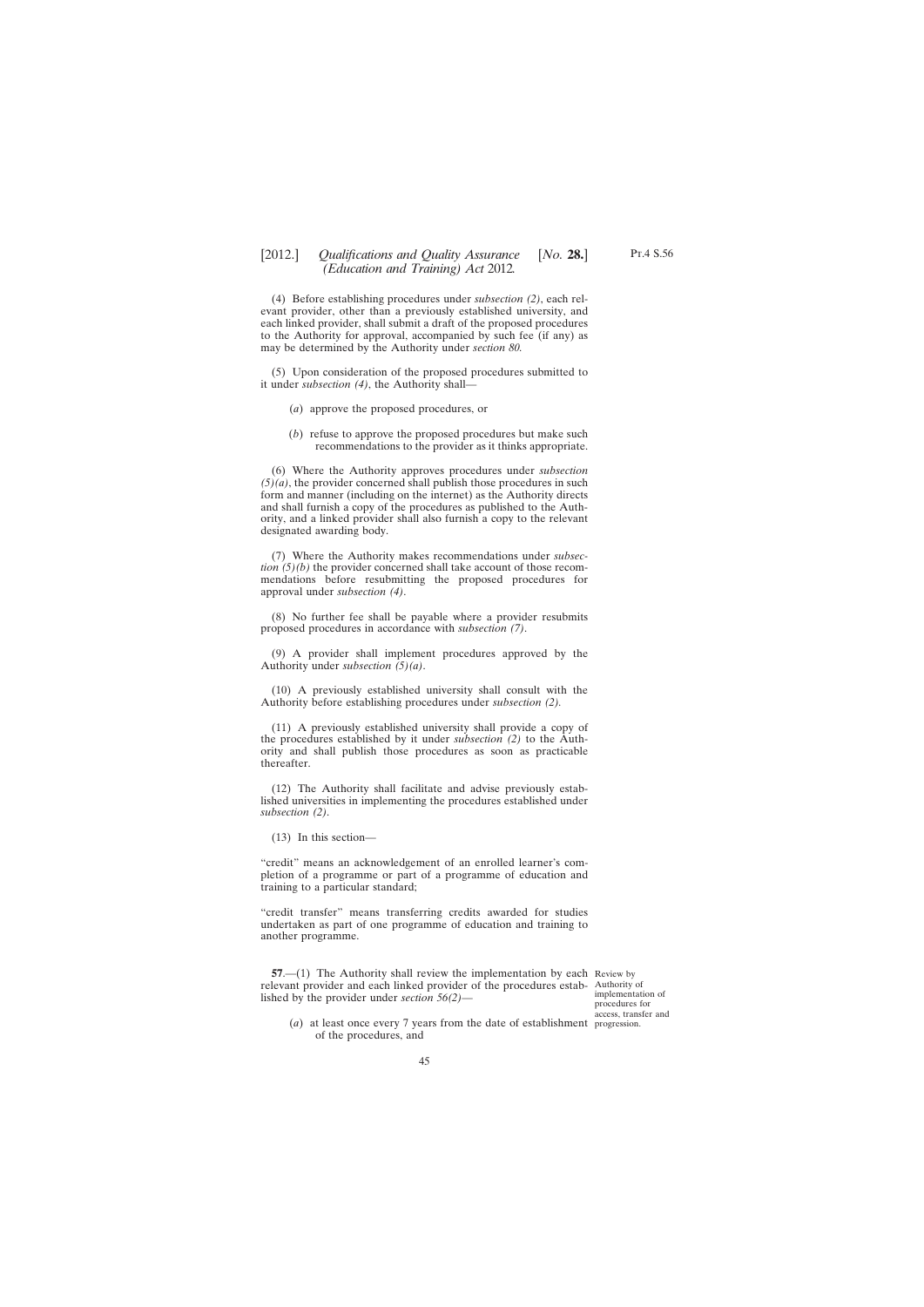(4) Before establishing procedures under *subsection (2)*, each relevant provider, other than a previously established university, and each linked provider, shall submit a draft of the proposed procedures to the Authority for approval, accompanied by such fee (if any) as may be determined by the Authority under *section 80.*

(5) Upon consideration of the proposed procedures submitted to it under *subsection (4)*, the Authority shall—

(*a*) approve the proposed procedures, or

(*b*) refuse to approve the proposed procedures but make such recommendations to the provider as it thinks appropriate.

(6) Where the Authority approves procedures under *subsection (5)(a)*, the provider concerned shall publish those procedures in such form and manner (including on the internet) as the Authority directs and shall furnish a copy of the procedures as published to the Authority, and a linked provider shall also furnish a copy to the relevant designated awarding body.

(7) Where the Authority makes recommendations under *subsection (5)(b)* the provider concerned shall take account of those recommendations before resubmitting the proposed procedures for approval under *subsection (4)*.

(8) No further fee shall be payable where a provider resubmits proposed procedures in accordance with *subsection (7)*.

(9) A provider shall implement procedures approved by the Authority under *subsection (5)(a)*.

(10) A previously established university shall consult with the Authority before establishing procedures under *subsection (2)*.

(11) A previously established university shall provide a copy of the procedures established by it under *subsection (2)* to the Authority and shall publish those procedures as soon as practicable thereafter.

(12) The Authority shall facilitate and advise previously established universities in implementing the procedures established under *subsection (2)*.

(13) In this section—

"credit" means an acknowledgement of an enrolled learner's completion of a programme or part of a programme of education and training to a particular standard;

"credit transfer" means transferring credits awarded for studies undertaken as part of one programme of education and training to another programme.

Review by Authority of implementation of procedures for access, transfer and progression.

**57**.—(1) The Authority shall review the implementation by each relevant provider and each linked provider of the procedures established by the provider under *section 56(2)*—

(*a*) at least once every 7 years from the date of establishment of the procedures, and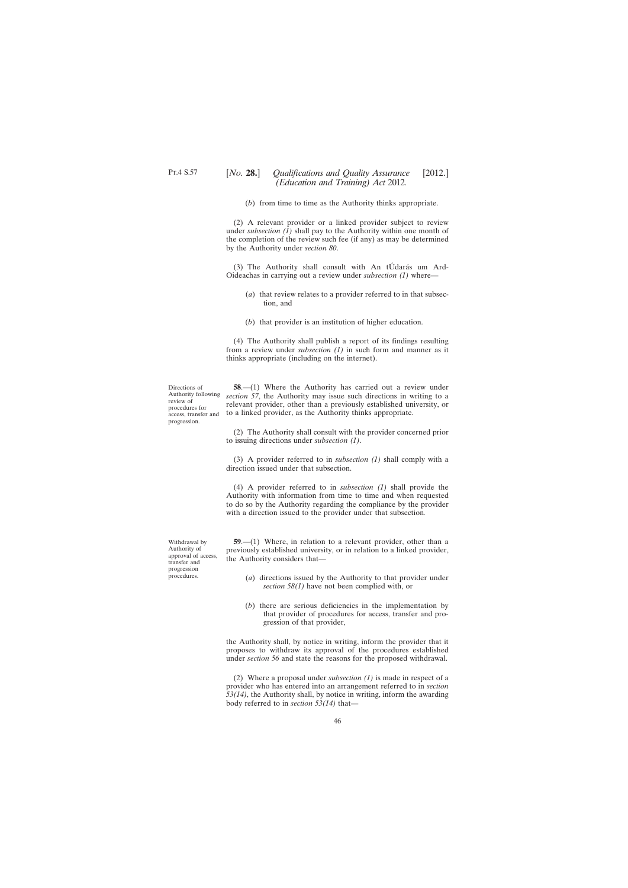(*b*) from time to time as the Authority thinks appropriate.

(2) A relevant provider or a linked provider subject to review under *subsection (1)* shall pay to the Authority within one month of the completion of the review such fee (if any) as may be determined by the Authority under *section 80*.

(3) The Authority shall consult with An tÚdarás um Ard-Oideachas in carrying out a review under *subsection (1)* where—

(*a*) that review relates to a provider referred to in that subsection, and

(*b*) that provider is an institution of higher education.

(4) The Authority shall publish a report of its findings resulting from a review under *subsection (1)* in such form and manner as it thinks appropriate (including on the internet).

Directions of Authority following review of procedures for access, transfer and progression.

**58**.—(1) Where the Authority has carried out a review under *section 57*, the Authority may issue such directions in writing to a relevant provider, other than a previously established university, or to a linked provider, as the Authority thinks appropriate.

(2) The Authority shall consult with the provider concerned prior to issuing directions under *subsection (1)*.

(3) A provider referred to in *subsection (1)* shall comply with a direction issued under that subsection.

(4) A provider referred to in *subsection (1)* shall provide the Authority with information from time to time and when requested to do so by the Authority regarding the compliance by the provider with a direction issued to the provider under that subsection.

Withdrawal by Authority of approval of access, transfer and progression procedures.

**59**.—(1) Where, in relation to a relevant provider, other than a previously established university, or in relation to a linked provider, the Authority considers that—

(*a*) directions issued by the Authority to that provider under *section 58(1)* have not been complied with, or

(*b*) there are serious deficiencies in the implementation by that provider of procedures for access, transfer and progression of that provider,

the Authority shall, by notice in writing, inform the provider that it proposes to withdraw its approval of the procedures established under *section 56* and state the reasons for the proposed withdrawal.

(2) Where a proposal under *subsection (1)* is made in respect of a provider who has entered into an arrangement referred to in *section 53(14)*, the Authority shall, by notice in writing, inform the awarding body referred to in *section 53(14)* that—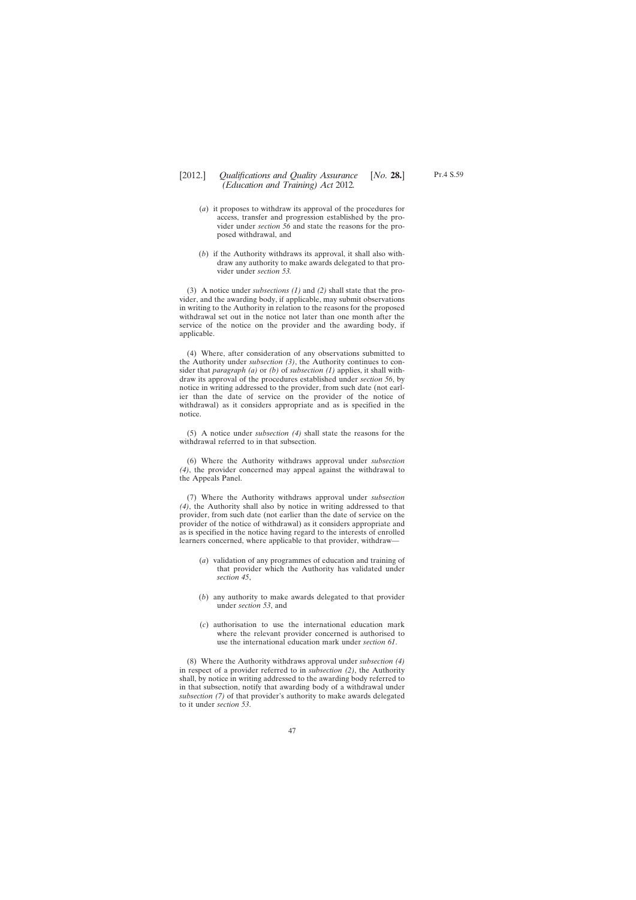(*a*) it proposes to withdraw its approval of the procedures for access, transfer and progression established by the provider under *section 56* and state the reasons for the proposed withdrawal, and

(*b*) if the Authority withdraws its approval, it shall also withdraw any authority to make awards delegated to that provider under *section 53*.

(3) A notice under *subsections (1)* and *(2)* shall state that the provider, and the awarding body, if applicable, may submit observations in writing to the Authority in relation to the reasons for the proposed withdrawal set out in the notice not later than one month after the service of the notice on the provider and the awarding body, if applicable.

(4) Where, after consideration of any observations submitted to the Authority under *subsection (3)*, the Authority continues to consider that *paragraph (a)* or *(b)* of *subsection (1)* applies, it shall withdraw its approval of the procedures established under *section 56*, by notice in writing addressed to the provider, from such date (not earlier than the date of service on the provider of the notice of withdrawal) as it considers appropriate and as is specified in the notice.

(5) A notice under *subsection (4)* shall state the reasons for the withdrawal referred to in that subsection.

(6) Where the Authority withdraws approval under *subsection (4)*, the provider concerned may appeal against the withdrawal to the Appeals Panel.

(7) Where the Authority withdraws approval under *subsection (4)*, the Authority shall also by notice in writing addressed to that provider, from such date (not earlier than the date of service on the provider of the notice of withdrawal) as it considers appropriate and as is specified in the notice having regard to the interests of enrolled learners concerned, where applicable to that provider, withdraw—

(*a*) validation of any programmes of education and training of that provider which the Authority has validated under *section 45*,

(*b*) any authority to make awards delegated to that provider under *section 53*, and

(*c*) authorisation to use the international education mark where the relevant provider concerned is authorised to use the international education mark under *section 61*.

(8) Where the Authority withdraws approval under *subsection (4)* in respect of a provider referred to in *subsection (2)*, the Authority shall, by notice in writing addressed to the awarding body referred to in that subsection, notify that awarding body of a withdrawal under *subsection (7)* of that provider's authority to make awards delegated to it under *section 53*.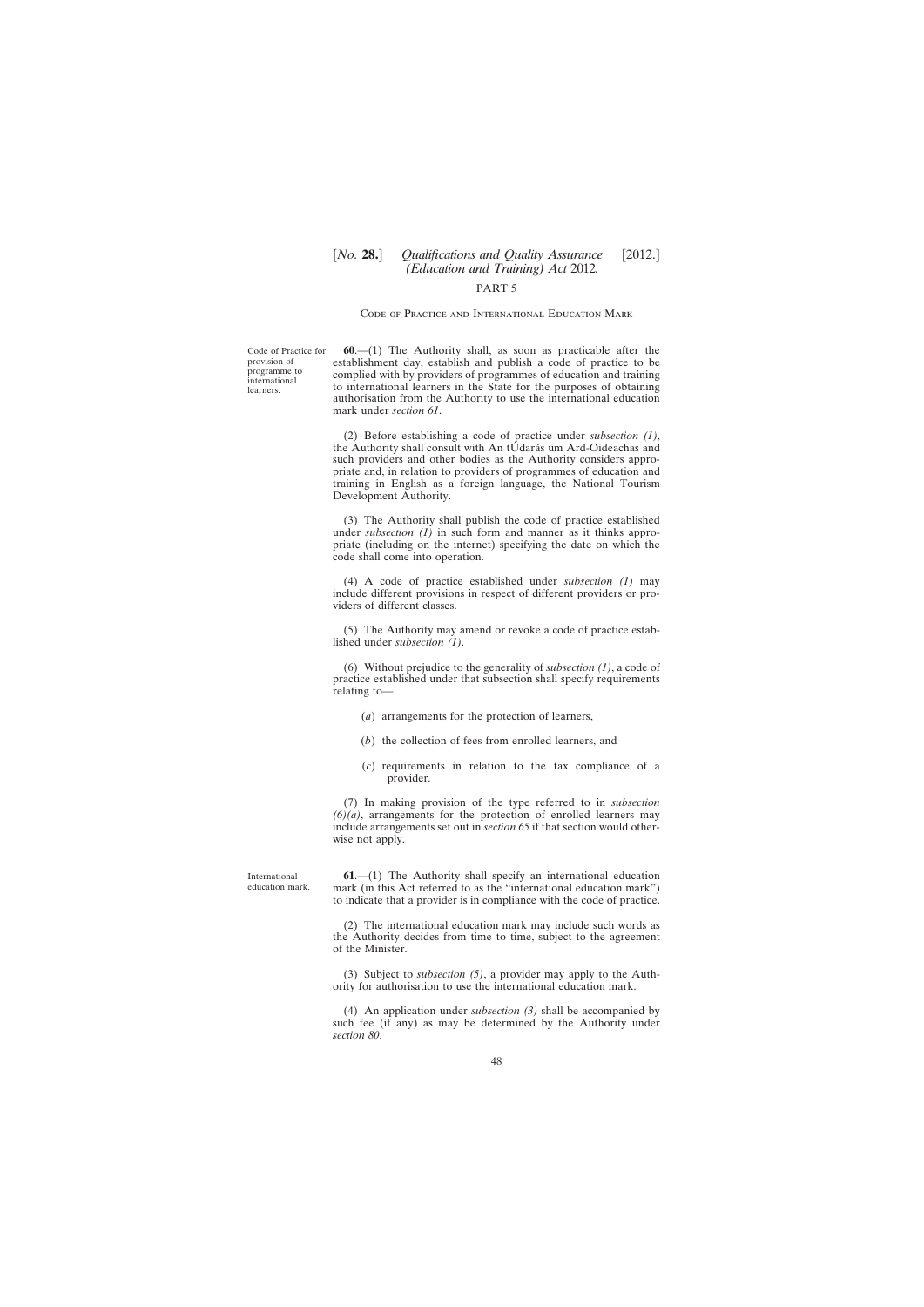## PART 5

### Code of Practice and International Education Mark

Code of Practice for provision of programme to international learners.

**60**.—(1) The Authority shall, as soon as practicable after the establishment day, establish and publish a code of practice to be complied with by providers of programmes of education and training to international learners in the State for the purposes of obtaining authorisation from the Authority to use the international education mark under *section 61*.

(2) Before establishing a code of practice under *subsection (1)*, the Authority shall consult with An tÚdarás um Ard-Oideachas and such providers and other bodies as the Authority considers appropriate and, in relation to providers of programmes of education and training in English as a foreign language, the National Tourism Development Authority.

(3) The Authority shall publish the code of practice established under *subsection (1)* in such form and manner as it thinks appropriate (including on the internet) specifying the date on which the code shall come into operation.

(4) A code of practice established under *subsection (1)* may include different provisions in respect of different providers or providers of different classes.

(5) The Authority may amend or revoke a code of practice established under *subsection (1)*.

(6) Without prejudice to the generality of *subsection (1)*, a code of practice established under that subsection shall specify requirements relating to—

(*a*) arrangements for the protection of learners,

(*b*) the collection of fees from enrolled learners, and

(*c*) requirements in relation to the tax compliance of a provider.

(7) In making provision of the type referred to in *subsection (6)(a)*, arrangements for the protection of enrolled learners may include arrangements set out in *section 65* if that section would otherwise not apply.

International education mark.

**61**.—(1) The Authority shall specify an international education mark (in this Act referred to as the "international education mark") to indicate that a provider is in compliance with the code of practice.

(2) The international education mark may include such words as the Authority decides from time to time, subject to the agreement of the Minister.

(3) Subject to *subsection (5)*, a provider may apply to the Authority for authorisation to use the international education mark.

(4) An application under *subsection (3)* shall be accompanied by such fee (if any) as may be determined by the Authority under *section 80*.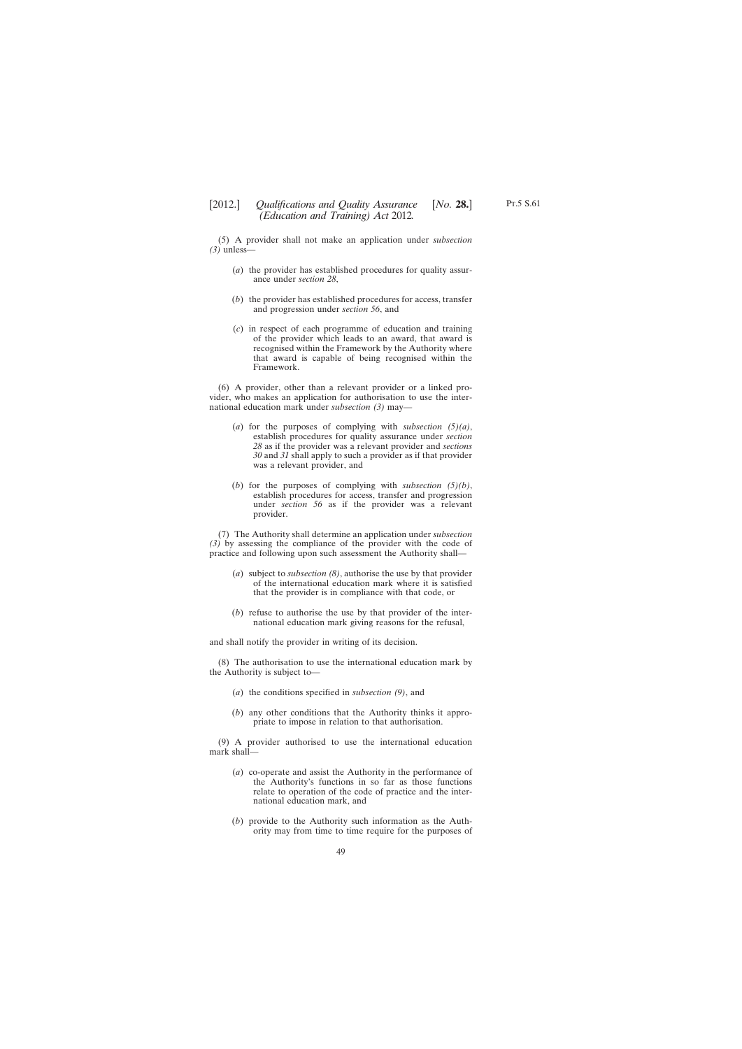(5) A provider shall not make an application under *subsection (3)* unless—

(*a*) the provider has established procedures for quality assurance under *section 28*,

(*b*) the provider has established procedures for access, transfer and progression under *section 56*, and

(*c*) in respect of each programme of education and training of the provider which leads to an award, that award is recognised within the Framework by the Authority where that award is capable of being recognised within the Framework.

(6) A provider, other than a relevant provider or a linked provider, who makes an application for authorisation to use the international education mark under *subsection (3)* may—

(*a*) for the purposes of complying with *subsection (5)(a)*, establish procedures for quality assurance under *section 28* as if the provider was a relevant provider and *sections 30* and *31* shall apply to such a provider as if that provider was a relevant provider, and

(*b*) for the purposes of complying with *subsection (5)(b)*, establish procedures for access, transfer and progression under *section 56* as if the provider was a relevant provider.

(7) The Authority shall determine an application under *subsection (3)* by assessing the compliance of the provider with the code of practice and following upon such assessment the Authority shall—

(*a*) subject to *subsection (8)*, authorise the use by that provider of the international education mark where it is satisfied that the provider is in compliance with that code, or

(*b*) refuse to authorise the use by that provider of the international education mark giving reasons for the refusal,

and shall notify the provider in writing of its decision.

(8) The authorisation to use the international education mark by the Authority is subject to—

(*a*) the conditions specified in *subsection (9)*, and

(*b*) any other conditions that the Authority thinks it appropriate to impose in relation to that authorisation.

(9) A provider authorised to use the international education mark shall—

(*a*) co-operate and assist the Authority in the performance of the Authority's functions in so far as those functions relate to operation of the code of practice and the international education mark, and

(*b*) provide to the Authority such information as the Authority may from time to time require for the purposes of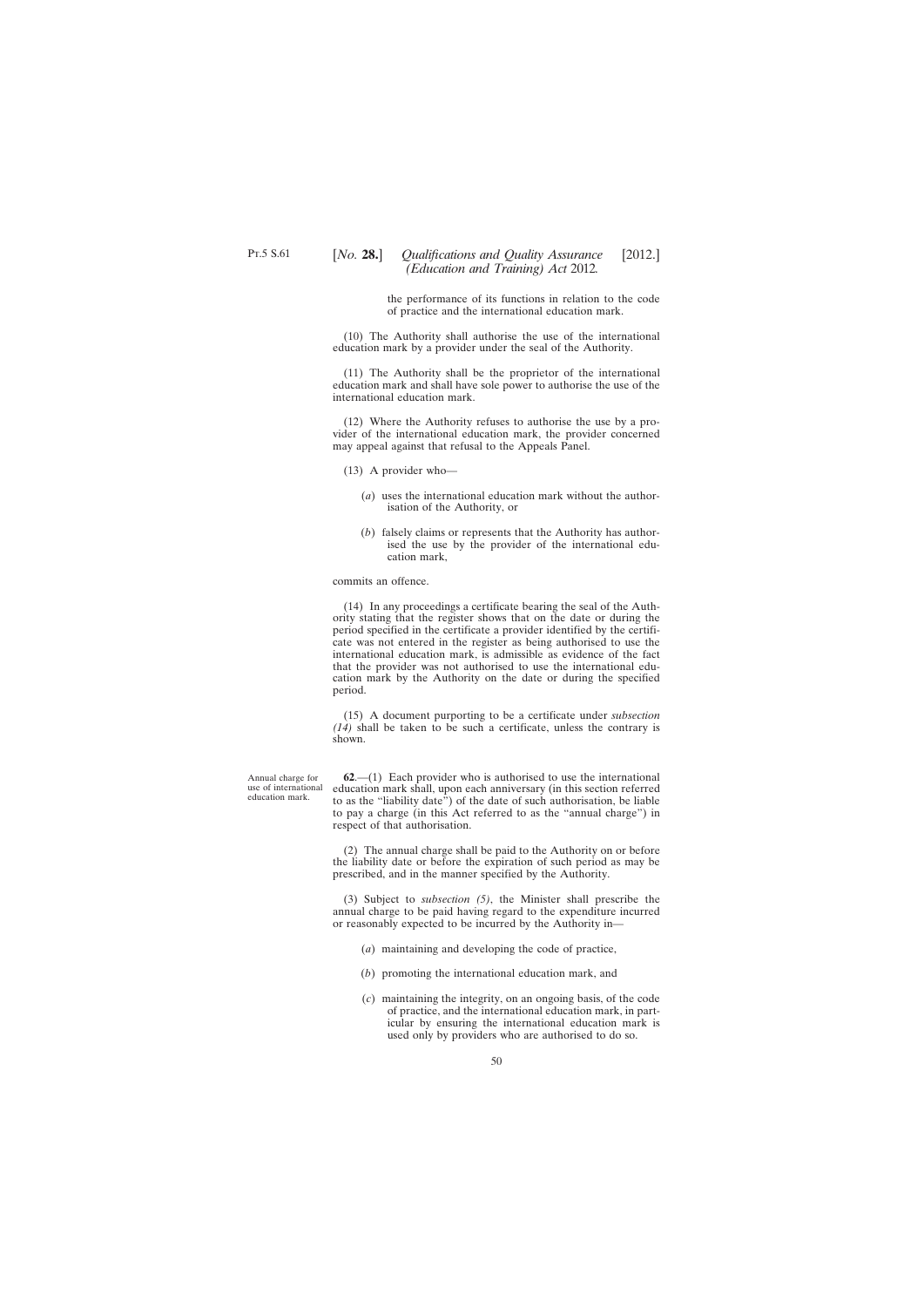the performance of its functions in relation to the code of practice and the international education mark.

(10) The Authority shall authorise the use of the international education mark by a provider under the seal of the Authority.

(11) The Authority shall be the proprietor of the international education mark and shall have sole power to authorise the use of the international education mark.

(12) Where the Authority refuses to authorise the use by a provider of the international education mark, the provider concerned may appeal against that refusal to the Appeals Panel.

(13) A provider who—

(*a*) uses the international education mark without the authorisation of the Authority, or

(*b*) falsely claims or represents that the Authority has authorised the use by the provider of the international education mark,

commits an offence.

(14) In any proceedings a certificate bearing the seal of the Authority stating that the register shows that on the date or during the period specified in the certificate a provider identified by the certificate was not entered in the register as being authorised to use the international education mark, is admissible as evidence of the fact that the provider was not authorised to use the international education mark by the Authority on the date or during the specified period.

(15) A document purporting to be a certificate under *subsection (14)* shall be taken to be such a certificate, unless the contrary is shown.

Annual charge for use of international education mark.

**62**.—(1) Each provider who is authorised to use the international education mark shall, upon each anniversary (in this section referred to as the "liability date") of the date of such authorisation, be liable to pay a charge (in this Act referred to as the "annual charge") in respect of that authorisation.

(2) The annual charge shall be paid to the Authority on or before the liability date or before the expiration of such period as may be prescribed, and in the manner specified by the Authority.

(3) Subject to *subsection (5)*, the Minister shall prescribe the annual charge to be paid having regard to the expenditure incurred or reasonably expected to be incurred by the Authority in—

(*a*) maintaining and developing the code of practice,

(*b*) promoting the international education mark, and

(*c*) maintaining the integrity, on an ongoing basis, of the code of practice, and the international education mark, in particular by ensuring the international education mark is used only by providers who are authorised to do so.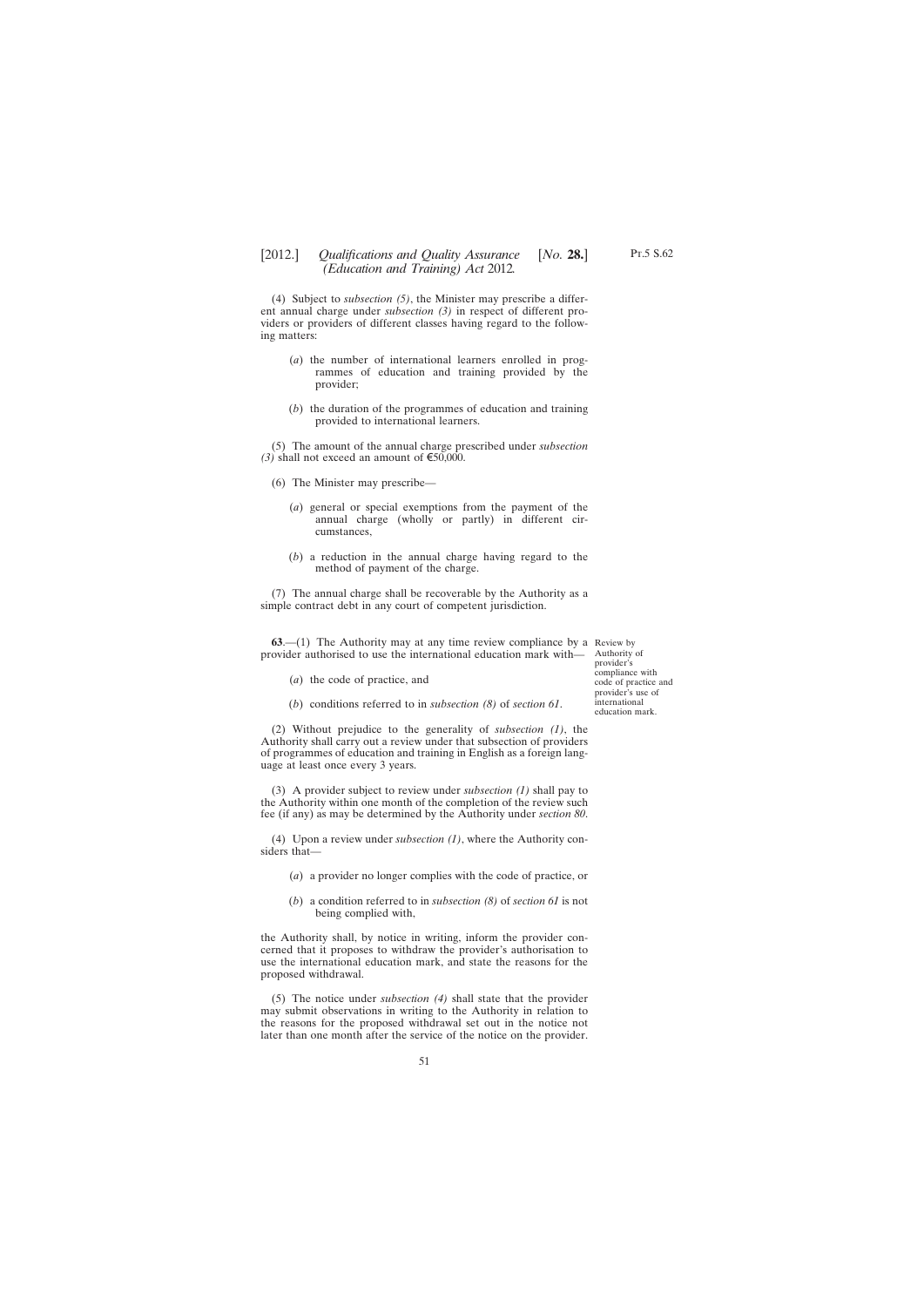(4) Subject to *subsection (5)*, the Minister may prescribe a different annual charge under *subsection (3)* in respect of different providers or providers of different classes having regard to the following matters:

(*a*) the number of international learners enrolled in programmes of education and training provided by the provider;

(*b*) the duration of the programmes of education and training provided to international learners.

(5) The amount of the annual charge prescribed under *subsection (3)* shall not exceed an amount of €50,000.

(6) The Minister may prescribe—

(*a*) general or special exemptions from the payment of the annual charge (wholly or partly) in different circumstances,

(*b*) a reduction in the annual charge having regard to the method of payment of the charge.

(7) The annual charge shall be recoverable by the Authority as a simple contract debt in any court of competent jurisdiction.

Review by Authority of provider's compliance with code of practice and provider's use of international education mark.

**63**.—(1) The Authority may at any time review compliance by a provider authorised to use the international education mark with—

(*a*) the code of practice, and

(*b*) conditions referred to in *subsection (8)* of *section 61*.

(2) Without prejudice to the generality of *subsection (1)*, the Authority shall carry out a review under that subsection of providers of programmes of education and training in English as a foreign language at least once every 3 years.

(3) A provider subject to review under *subsection (1)* shall pay to the Authority within one month of the completion of the review such fee (if any) as may be determined by the Authority under *section 80*.

(4) Upon a review under *subsection (1)*, where the Authority considers that—

(*a*) a provider no longer complies with the code of practice, or

(*b*) a condition referred to in *subsection (8)* of *section 61* is not being complied with,

the Authority shall, by notice in writing, inform the provider concerned that it proposes to withdraw the provider's authorisation to use the international education mark, and state the reasons for the proposed withdrawal.

(5) The notice under *subsection (4)* shall state that the provider may submit observations in writing to the Authority in relation to the reasons for the proposed withdrawal set out in the notice not later than one month after the service of the notice on the provider.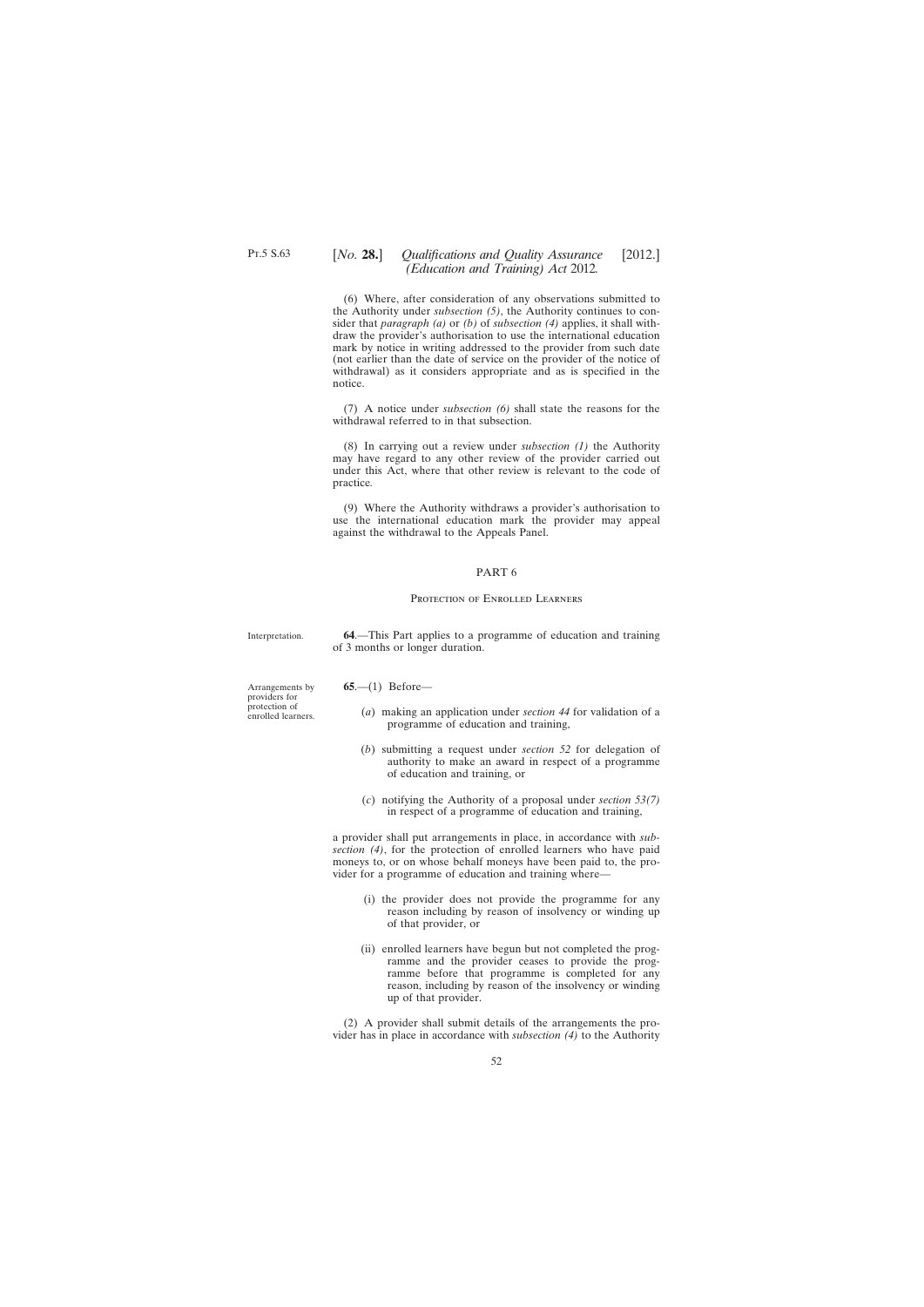(6) Where, after consideration of any observations submitted to the Authority under *subsection (5)*, the Authority continues to consider that *paragraph (a)* or *(b)* of *subsection (4)* applies, it shall withdraw the provider's authorisation to use the international education mark by notice in writing addressed to the provider from such date (not earlier than the date of service on the provider of the notice of withdrawal) as it considers appropriate and as is specified in the notice.

(7) A notice under *subsection (6)* shall state the reasons for the withdrawal referred to in that subsection.

(8) In carrying out a review under *subsection (1)* the Authority may have regard to any other review of the provider carried out under this Act, where that other review is relevant to the code of practice.

(9) Where the Authority withdraws a provider's authorisation to use the international education mark the provider may appeal against the withdrawal to the Appeals Panel.

## PART 6

### Protection of Enrolled Learners

Interpretation.

**64**.—This Part applies to a programme of education and training of 3 months or longer duration.

Arrangements by providers for protection of enrolled learners.

**65**.—(1) Before—

(*a*) making an application under *section 44* for validation of a programme of education and training,

(*b*) submitting a request under *section 52* for delegation of authority to make an award in respect of a programme of education and training, or

(*c*) notifying the Authority of a proposal under *section 53(7)* in respect of a programme of education and training,

a provider shall put arrangements in place, in accordance with *subsection (4)*, for the protection of enrolled learners who have paid moneys to, or on whose behalf moneys have been paid to, the provider for a programme of education and training where—

(i) the provider does not provide the programme for any reason including by reason of insolvency or winding up of that provider, or

(ii) enrolled learners have begun but not completed the programme and the provider ceases to provide the programme before that programme is completed for any reason, including by reason of the insolvency or winding up of that provider.

(2) A provider shall submit details of the arrangements the provider has in place in accordance with *subsection (4)* to the Authority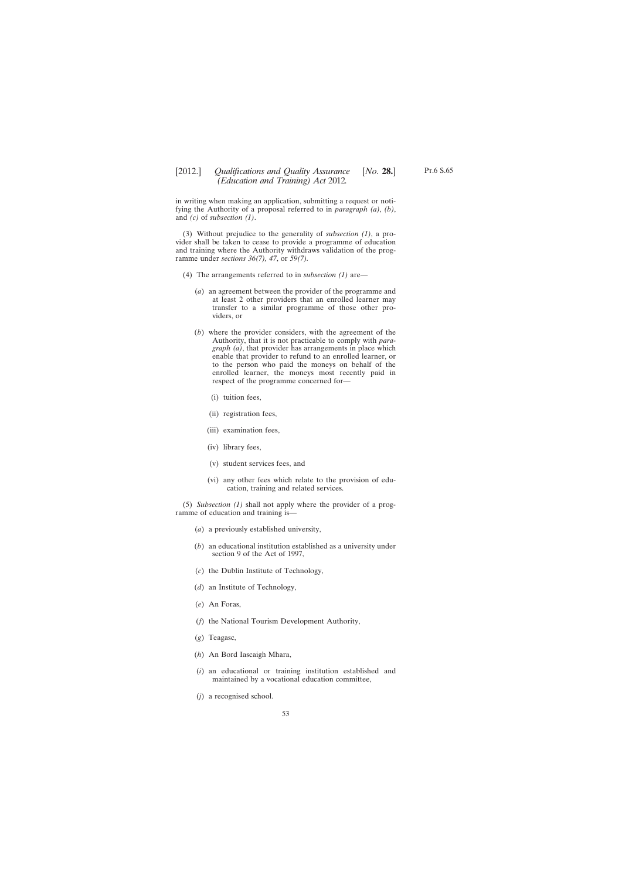in writing when making an application, submitting a request or notifying the Authority of a proposal referred to in *paragraph (a)*, *(b)*, and *(c)* of *subsection (1)*.

(3) Without prejudice to the generality of *subsection (1)*, a provider shall be taken to cease to provide a programme of education and training where the Authority withdraws validation of the programme under *sections 36(7), 47*, or *59(7).*

(4) The arrangements referred to in *subsection (1)* are—

(*a*) an agreement between the provider of the programme and at least 2 other providers that an enrolled learner may transfer to a similar programme of those other providers, or

(*b*) where the provider considers, with the agreement of the Authority, that it is not practicable to comply with *paragraph (a)*, that provider has arrangements in place which enable that provider to refund to an enrolled learner, or to the person who paid the moneys on behalf of the enrolled learner, the moneys most recently paid in respect of the programme concerned for—

(i) tuition fees,

(ii) registration fees,

(iii) examination fees,

(iv) library fees,

(v) student services fees, and

(vi) any other fees which relate to the provision of education, training and related services.

(5) *Subsection (1)* shall not apply where the provider of a programme of education and training is—

(*a*) a previously established university,

(*b*) an educational institution established as a university under section 9 of the Act of 1997,

(*c*) the Dublin Institute of Technology,

(*d*) an Institute of Technology,

(*e*) An Foras,

(*f*) the National Tourism Development Authority,

(*g*) Teagasc,

(*h*) An Bord Iascaigh Mhara,

(*i*) an educational or training institution established and maintained by a vocational education committee,

(*j*) a recognised school.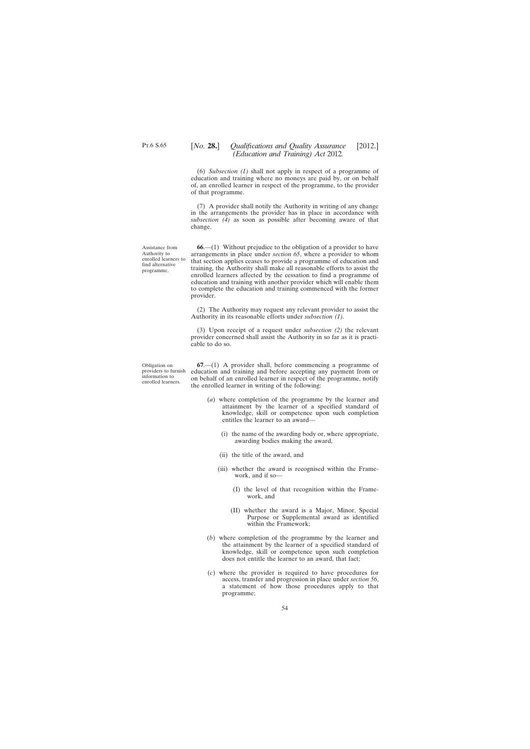(6) *Subsection (1)* shall not apply in respect of a programme of education and training where no moneys are paid by, or on behalf of, an enrolled learner in respect of the programme, to the provider of that programme.

(7) A provider shall notify the Authority in writing of any change in the arrangements the provider has in place in accordance with *subsection (4)* as soon as possible after becoming aware of that change.

*Assistance from Authority to enrolled learners to find alternative programme.*

**66**.—(1) Without prejudice to the obligation of a provider to have arrangements in place under *section 65*, where a provider to whom that section applies ceases to provide a programme of education and training, the Authority shall make all reasonable efforts to assist the enrolled learners affected by the cessation to find a programme of education and training with another provider which will enable them to complete the education and training commenced with the former provider.

(2) The Authority may request any relevant provider to assist the Authority in its reasonable efforts under *subsection (1)*.

(3) Upon receipt of a request under *subsection (2)* the relevant provider concerned shall assist the Authority in so far as it is practicable to do so.

*Obligation on providers to furnish information to enrolled learners.*

**67**.—(1) A provider shall, before commencing a programme of education and training and before accepting any payment from or on behalf of an enrolled learner in respect of the programme, notify the enrolled learner in writing of the following:

(*a*) where completion of the programme by the learner and attainment by the learner of a specified standard of knowledge, skill or competence upon such completion entitles the learner to an award—

(i) the name of the awarding body or, where appropriate, awarding bodies making the award,

(ii) the title of the award, and

(iii) whether the award is recognised within the Framework, and if so—

(I) the level of that recognition within the Framework, and

(II) whether the award is a Major, Minor, Special Purpose or Supplemental award as identified within the Framework;

(*b*) where completion of the programme by the learner and the attainment by the learner of a specified standard of knowledge, skill or competence upon such completion does not entitle the learner to an award, that fact;

(*c*) where the provider is required to have procedures for access, transfer and progression in place under *section 56*, a statement of how those procedures apply to that programme;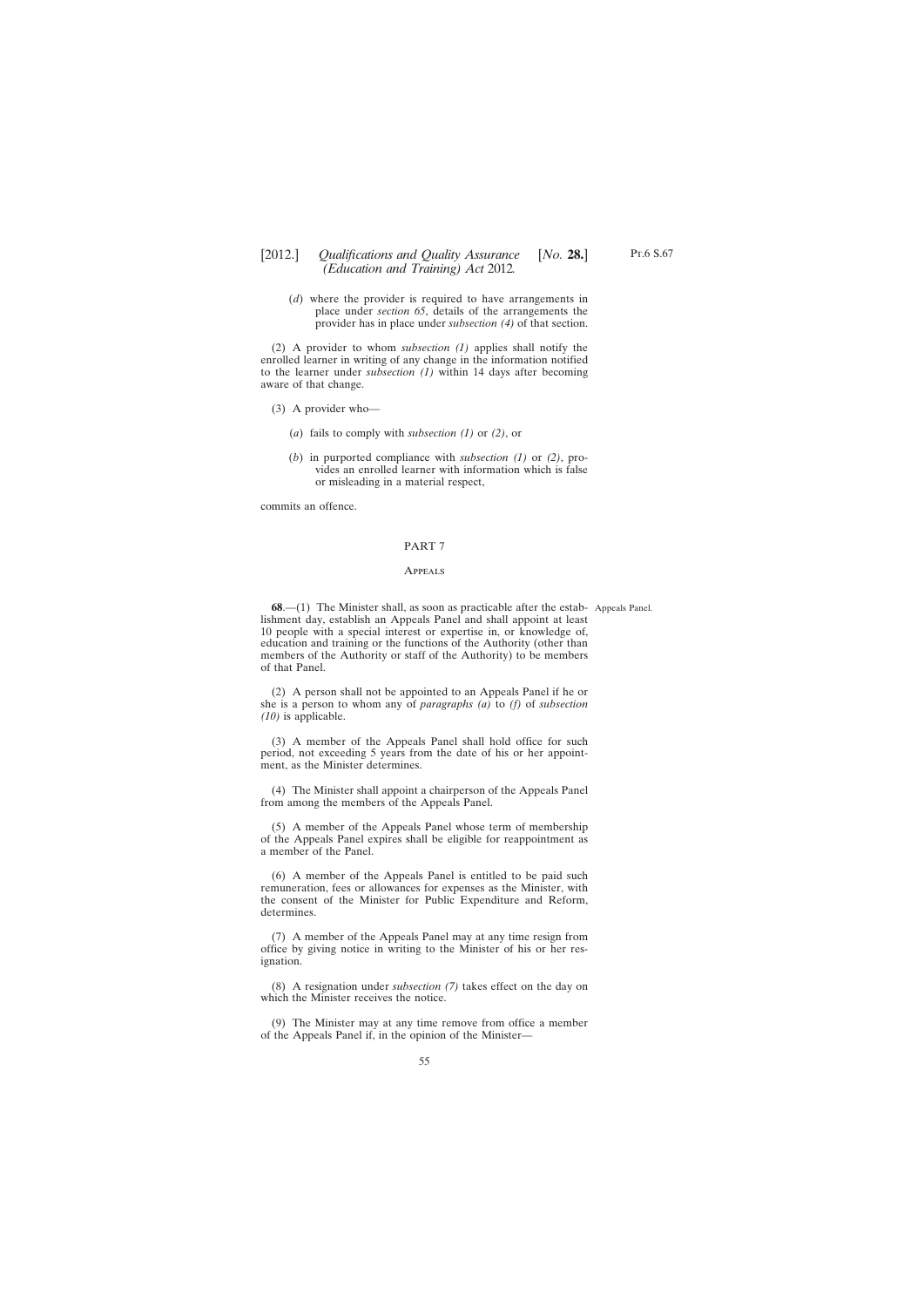(*d*) where the provider is required to have arrangements in place under *section 65*, details of the arrangements the provider has in place under *subsection (4)* of that section.

(2) A provider to whom *subsection (1)* applies shall notify the enrolled learner in writing of any change in the information notified to the learner under *subsection (1)* within 14 days after becoming aware of that change.

(3) A provider who—

(*a*) fails to comply with *subsection (1)* or *(2)*, or

(*b*) in purported compliance with *subsection (1)* or *(2)*, provides an enrolled learner with information which is false or misleading in a material respect,

commits an offence.

## PART 7

### Appeals

Appeals Panel.

**68**.—(1) The Minister shall, as soon as practicable after the establishment day, establish an Appeals Panel and shall appoint at least 10 people with a special interest or expertise in, or knowledge of, education and training or the functions of the Authority (other than members of the Authority or staff of the Authority) to be members of that Panel.

(2) A person shall not be appointed to an Appeals Panel if he or she is a person to whom any of *paragraphs (a)* to *(f)* of *subsection (10)* is applicable.

(3) A member of the Appeals Panel shall hold office for such period, not exceeding 5 years from the date of his or her appointment, as the Minister determines.

(4) The Minister shall appoint a chairperson of the Appeals Panel from among the members of the Appeals Panel.

(5) A member of the Appeals Panel whose term of membership of the Appeals Panel expires shall be eligible for reappointment as a member of the Panel.

(6) A member of the Appeals Panel is entitled to be paid such remuneration, fees or allowances for expenses as the Minister, with the consent of the Minister for Public Expenditure and Reform, determines.

(7) A member of the Appeals Panel may at any time resign from office by giving notice in writing to the Minister of his or her resignation.

(8) A resignation under *subsection (7)* takes effect on the day on which the Minister receives the notice.

(9) The Minister may at any time remove from office a member of the Appeals Panel if, in the opinion of the Minister—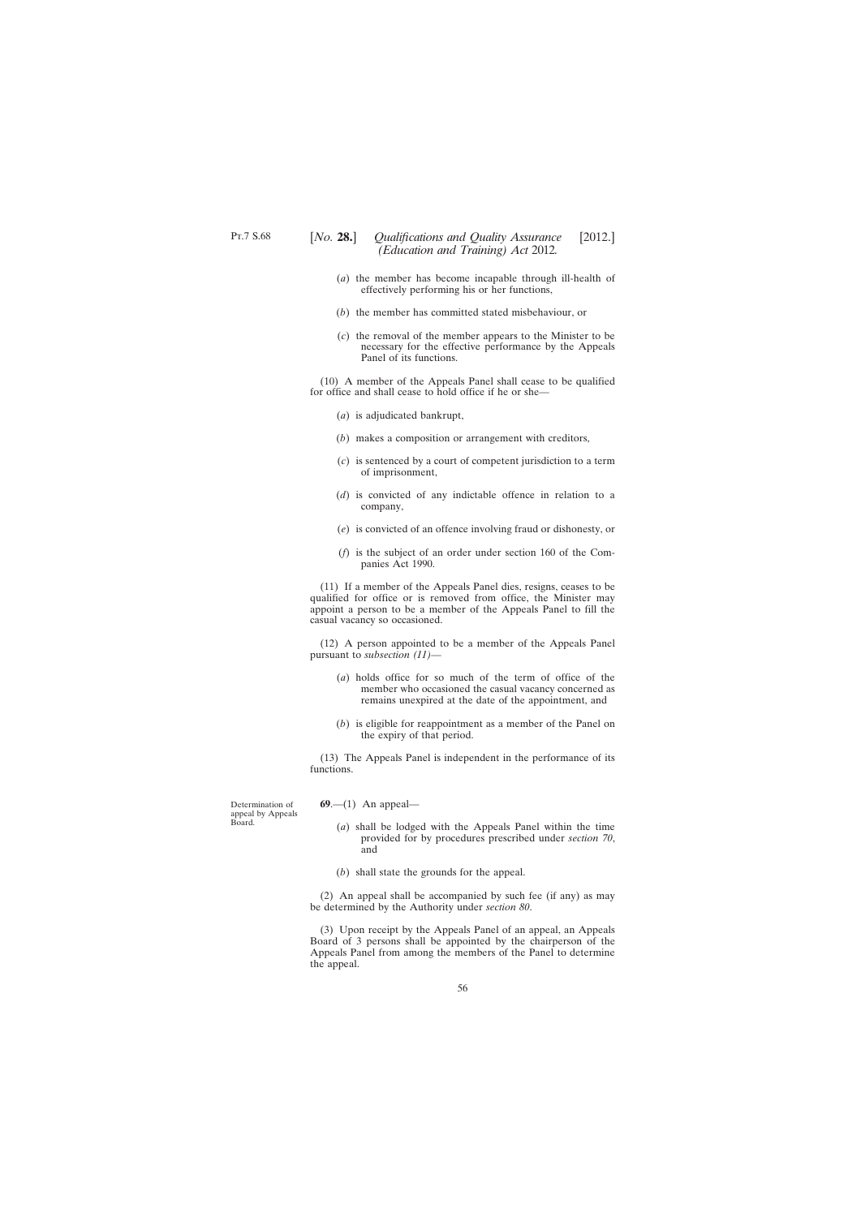(*a*) the member has become incapable through ill-health of effectively performing his or her functions,

(*b*) the member has committed stated misbehaviour, or

(*c*) the removal of the member appears to the Minister to be necessary for the effective performance by the Appeals Panel of its functions.

(10) A member of the Appeals Panel shall cease to be qualified for office and shall cease to hold office if he or she—

(*a*) is adjudicated bankrupt,

(*b*) makes a composition or arrangement with creditors,

(*c*) is sentenced by a court of competent jurisdiction to a term of imprisonment,

(*d*) is convicted of any indictable offence in relation to a company,

(*e*) is convicted of an offence involving fraud or dishonesty, or

(*f*) is the subject of an order under section 160 of the Companies Act 1990.

(11) If a member of the Appeals Panel dies, resigns, ceases to be qualified for office or is removed from office, the Minister may appoint a person to be a member of the Appeals Panel to fill the casual vacancy so occasioned.

(12) A person appointed to be a member of the Appeals Panel pursuant to *subsection (11)*—

(*a*) holds office for so much of the term of office of the member who occasioned the casual vacancy concerned as remains unexpired at the date of the appointment, and

(*b*) is eligible for reappointment as a member of the Panel on the expiry of that period.

(13) The Appeals Panel is independent in the performance of its functions.

Determination of appeal by Appeals Board.

**69**.—(1) An appeal—

(*a*) shall be lodged with the Appeals Panel within the time provided for by procedures prescribed under *section 70*, and

(*b*) shall state the grounds for the appeal.

(2) An appeal shall be accompanied by such fee (if any) as may be determined by the Authority under *section 80*.

(3) Upon receipt by the Appeals Panel of an appeal, an Appeals Board of 3 persons shall be appointed by the chairperson of the Appeals Panel from among the members of the Panel to determine the appeal.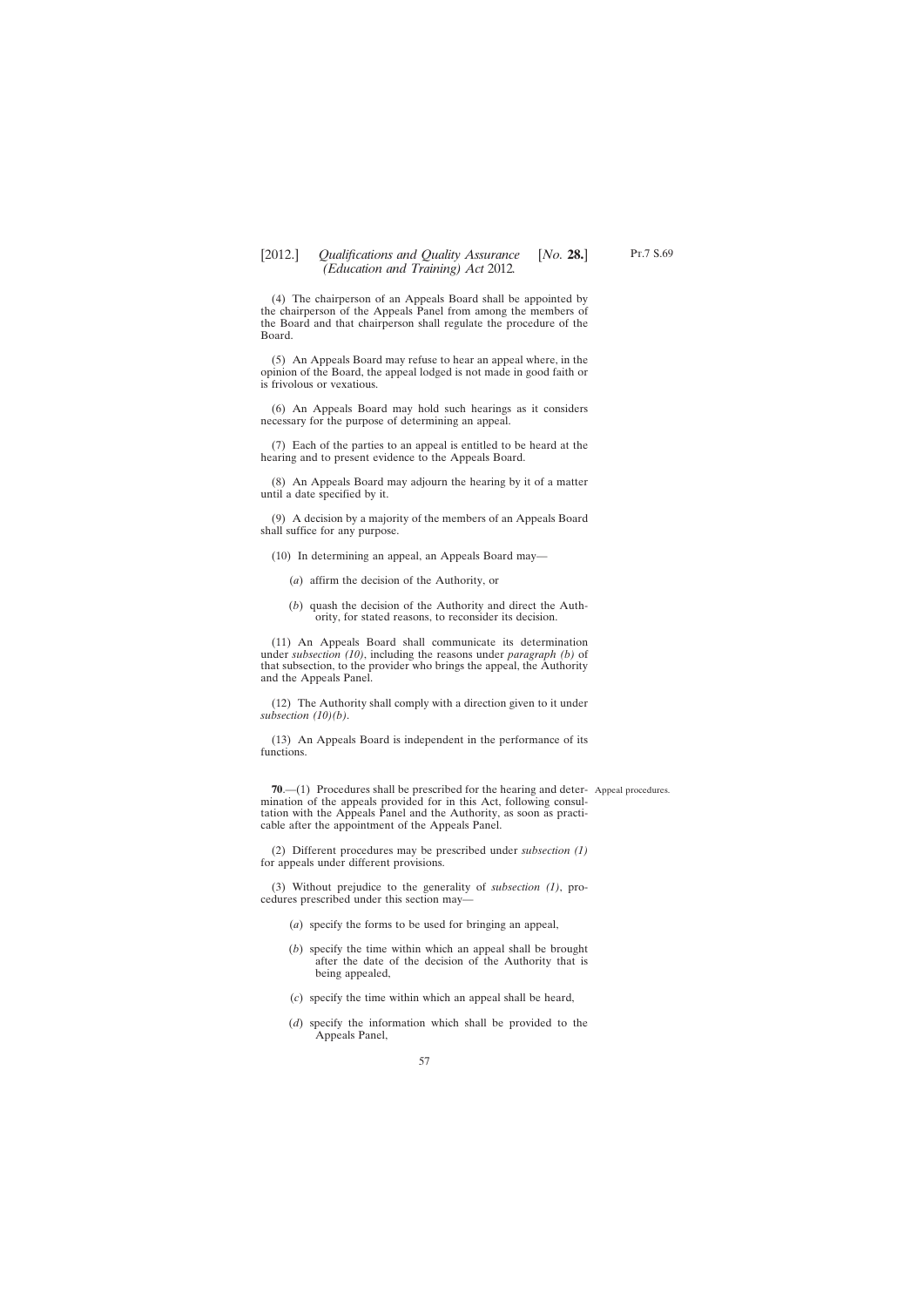(4) The chairperson of an Appeals Board shall be appointed by the chairperson of the Appeals Panel from among the members of the Board and that chairperson shall regulate the procedure of the Board.

(5) An Appeals Board may refuse to hear an appeal where, in the opinion of the Board, the appeal lodged is not made in good faith or is frivolous or vexatious.

(6) An Appeals Board may hold such hearings as it considers necessary for the purpose of determining an appeal.

(7) Each of the parties to an appeal is entitled to be heard at the hearing and to present evidence to the Appeals Board.

(8) An Appeals Board may adjourn the hearing by it of a matter until a date specified by it.

(9) A decision by a majority of the members of an Appeals Board shall suffice for any purpose.

(10) In determining an appeal, an Appeals Board may—

(*a*) affirm the decision of the Authority, or

(*b*) quash the decision of the Authority and direct the Authority, for stated reasons, to reconsider its decision.

(11) An Appeals Board shall communicate its determination under *subsection (10)*, including the reasons under *paragraph (b)* of that subsection, to the provider who brings the appeal, the Authority and the Appeals Panel.

(12) The Authority shall comply with a direction given to it under *subsection (10)(b)*.

(13) An Appeals Board is independent in the performance of its functions.

Appeal procedures.

**70**.—(1) Procedures shall be prescribed for the hearing and determination of the appeals provided for in this Act, following consultation with the Appeals Panel and the Authority, as soon as practicable after the appointment of the Appeals Panel.

(2) Different procedures may be prescribed under *subsection (1)* for appeals under different provisions.

(3) Without prejudice to the generality of *subsection (1)*, procedures prescribed under this section may—

(*a*) specify the forms to be used for bringing an appeal,

(*b*) specify the time within which an appeal shall be brought after the date of the decision of the Authority that is being appealed,

(*c*) specify the time within which an appeal shall be heard,

(*d*) specify the information which shall be provided to the Appeals Panel,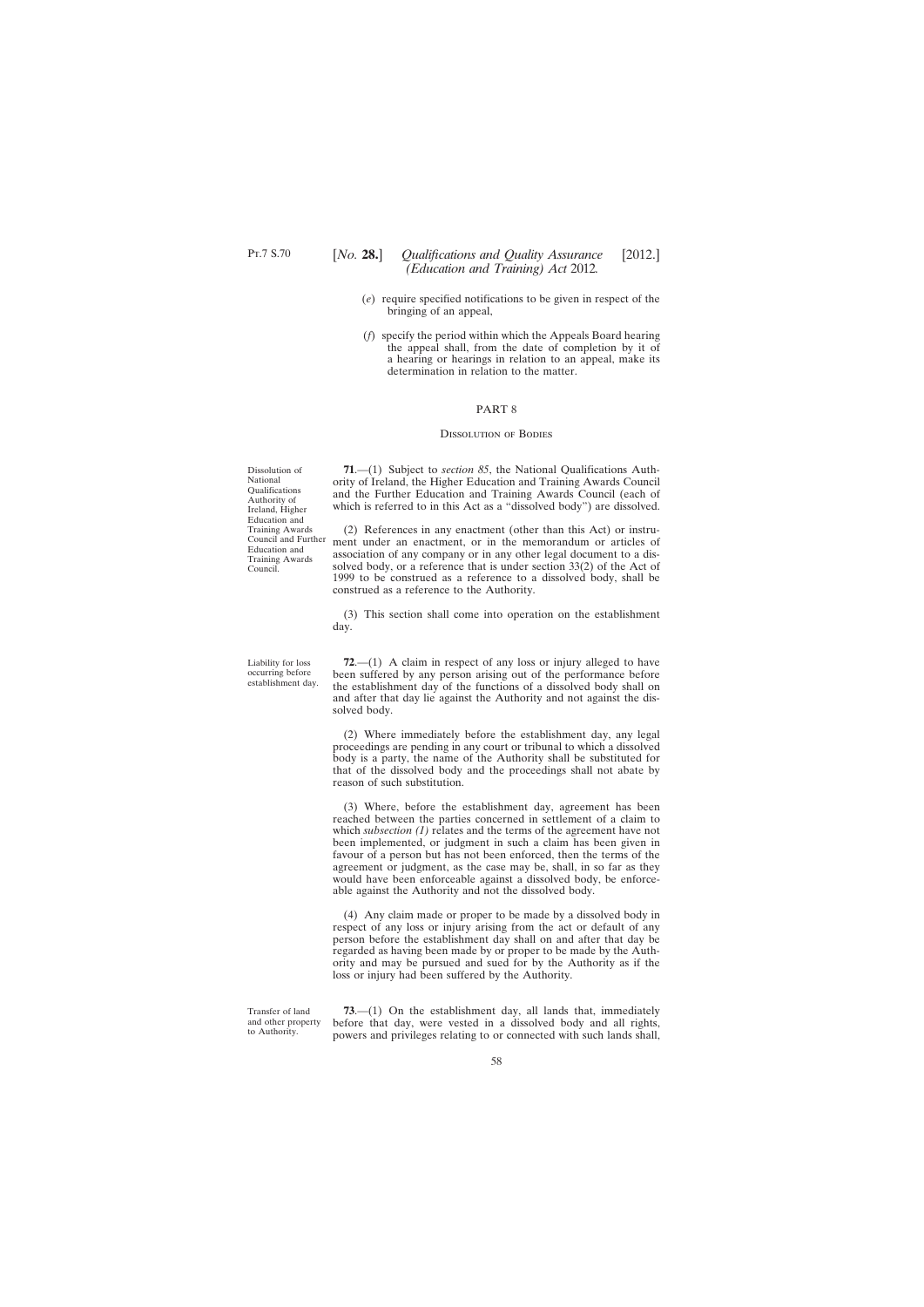(*e*) require specified notifications to be given in respect of the bringing of an appeal,

(*f*) specify the period within which the Appeals Board hearing the appeal shall, from the date of completion by it of a hearing or hearings in relation to an appeal, make its determination in relation to the matter.

## PART 8

### Dissolution of Bodies

Dissolution of National Qualifications Authority of Ireland, Higher Education and Training Awards Council and Further Education and Training Awards Council.

**71**.—(1) Subject to *section 85*, the National Qualifications Authority of Ireland, the Higher Education and Training Awards Council and the Further Education and Training Awards Council (each of which is referred to in this Act as a "dissolved body") are dissolved.

(2) References in any enactment (other than this Act) or instrument under an enactment, or in the memorandum or articles of association of any company or in any other legal document to a dissolved body, or a reference that is under section 33(2) of the Act of 1999 to be construed as a reference to a dissolved body, shall be construed as a reference to the Authority.

(3) This section shall come into operation on the establishment day.

Liability for loss occurring before establishment day.

**72**.—(1) A claim in respect of any loss or injury alleged to have been suffered by any person arising out of the performance before the establishment day of the functions of a dissolved body shall on and after that day lie against the Authority and not against the dissolved body.

(2) Where immediately before the establishment day, any legal proceedings are pending in any court or tribunal to which a dissolved body is a party, the name of the Authority shall be substituted for that of the dissolved body and the proceedings shall not abate by reason of such substitution.

(3) Where, before the establishment day, agreement has been reached between the parties concerned in settlement of a claim to which *subsection (1)* relates and the terms of the agreement have not been implemented, or judgment in such a claim has been given in favour of a person but has not been enforced, then the terms of the agreement or judgment, as the case may be, shall, in so far as they would have been enforceable against a dissolved body, be enforceable against the Authority and not the dissolved body.

(4) Any claim made or proper to be made by a dissolved body in respect of any loss or injury arising from the act or default of any person before the establishment day shall on and after that day be regarded as having been made by or proper to be made by the Authority and may be pursued and sued for by the Authority as if the loss or injury had been suffered by the Authority.

Transfer of land and other property to Authority.

**73**.—(1) On the establishment day, all lands that, immediately before that day, were vested in a dissolved body and all rights, powers and privileges relating to or connected with such lands shall,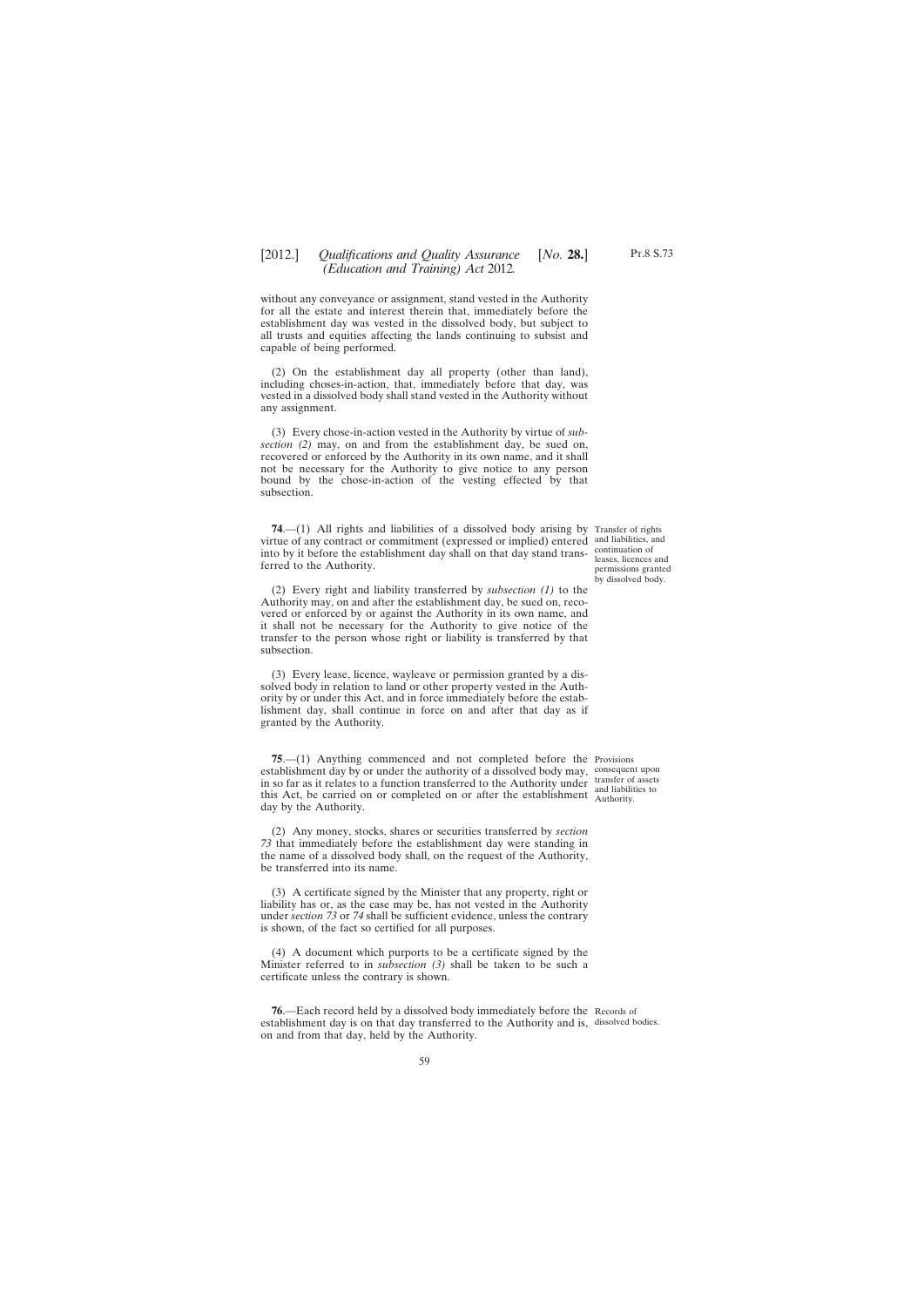without any conveyance or assignment, stand vested in the Authority for all the estate and interest therein that, immediately before the establishment day was vested in the dissolved body, but subject to all trusts and equities affecting the lands continuing to subsist and capable of being performed.

(2) On the establishment day all property (other than land), including choses-in-action, that, immediately before that day, was vested in a dissolved body shall stand vested in the Authority without any assignment.

(3) Every chose-in-action vested in the Authority by virtue of *subsection (2)* may, on and from the establishment day, be sued on, recovered or enforced by the Authority in its own name, and it shall not be necessary for the Authority to give notice to any person bound by the chose-in-action of the vesting effected by that subsection.

Transfer of rights and liabilities, and continuation of leases, licences and permissions granted by dissolved body.

**74**.—(1) All rights and liabilities of a dissolved body arising by virtue of any contract or commitment (expressed or implied) entered into by it before the establishment day shall on that day stand transferred to the Authority.

(2) Every right and liability transferred by *subsection (1)* to the Authority may, on and after the establishment day, be sued on, recovered or enforced by or against the Authority in its own name, and it shall not be necessary for the Authority to give notice of the transfer to the person whose right or liability is transferred by that subsection.

(3) Every lease, licence, wayleave or permission granted by a dissolved body in relation to land or other property vested in the Authority by or under this Act, and in force immediately before the establishment day, shall continue in force on and after that day as if granted by the Authority.

Provisions consequent upon transfer of assets and liabilities to Authority.

**75**.—(1) Anything commenced and not completed before the establishment day by or under the authority of a dissolved body may, in so far as it relates to a function transferred to the Authority under this Act, be carried on or completed on or after the establishment day by the Authority.

(2) Any money, stocks, shares or securities transferred by *section 73* that immediately before the establishment day were standing in the name of a dissolved body shall, on the request of the Authority, be transferred into its name.

(3) A certificate signed by the Minister that any property, right or liability has or, as the case may be, has not vested in the Authority under *section 73* or *74* shall be sufficient evidence, unless the contrary is shown, of the fact so certified for all purposes.

(4) A document which purports to be a certificate signed by the Minister referred to in *subsection (3)* shall be taken to be such a certificate unless the contrary is shown.

Records of dissolved bodies.

**76**.—Each record held by a dissolved body immediately before the establishment day is on that day transferred to the Authority and is, on and from that day, held by the Authority.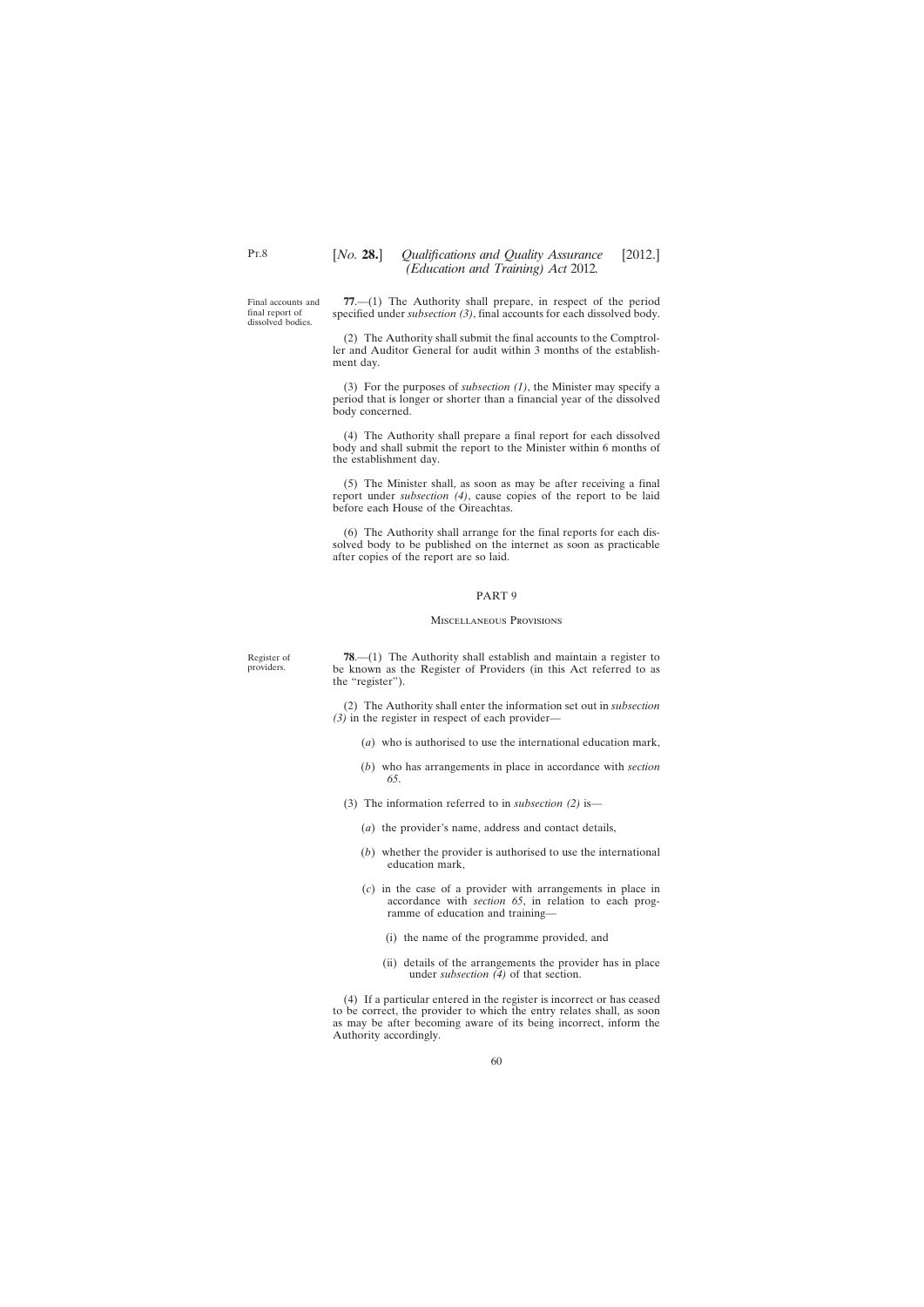Final accounts and final report of dissolved bodies.

**77**.—(1) The Authority shall prepare, in respect of the period specified under *subsection (3)*, final accounts for each dissolved body.

(2) The Authority shall submit the final accounts to the Comptroller and Auditor General for audit within 3 months of the establishment day.

(3) For the purposes of *subsection (1)*, the Minister may specify a period that is longer or shorter than a financial year of the dissolved body concerned.

(4) The Authority shall prepare a final report for each dissolved body and shall submit the report to the Minister within 6 months of the establishment day.

(5) The Minister shall, as soon as may be after receiving a final report under *subsection (4)*, cause copies of the report to be laid before each House of the Oireachtas.

(6) The Authority shall arrange for the final reports for each dissolved body to be published on the internet as soon as practicable after copies of the report are so laid.

## PART 9

### Miscellaneous Provisions

Register of providers.

**78**.—(1) The Authority shall establish and maintain a register to be known as the Register of Providers (in this Act referred to as the "register").

(2) The Authority shall enter the information set out in *subsection (3)* in the register in respect of each provider—

(*a*) who is authorised to use the international education mark,

(*b*) who has arrangements in place in accordance with *section 65*.

(3) The information referred to in *subsection (2)* is—

(*a*) the provider's name, address and contact details,

(*b*) whether the provider is authorised to use the international education mark,

(*c*) in the case of a provider with arrangements in place in accordance with *section 65*, in relation to each programme of education and training—

(i) the name of the programme provided, and

(ii) details of the arrangements the provider has in place under *subsection (4)* of that section.

(4) If a particular entered in the register is incorrect or has ceased to be correct, the provider to which the entry relates shall, as soon as may be after becoming aware of its being incorrect, inform the Authority accordingly.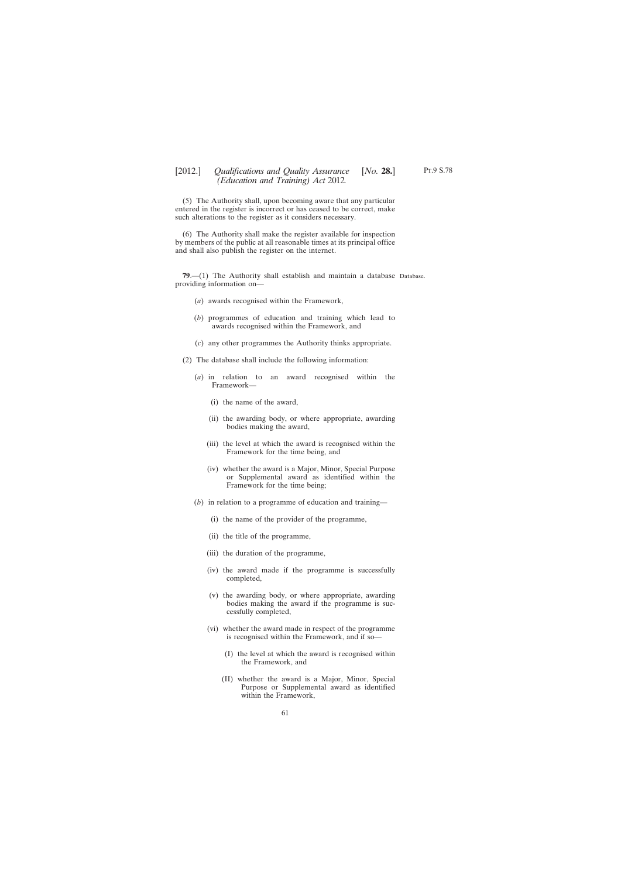(5) The Authority shall, upon becoming aware that any particular entered in the register is incorrect or has ceased to be correct, make such alterations to the register as it considers necessary.

(6) The Authority shall make the register available for inspection by members of the public at all reasonable times at its principal office and shall also publish the register on the internet.

**79**.—(1) The Authority shall establish and maintain a database providing information on—

Database.

(*a*) awards recognised within the Framework,

(*b*) programmes of education and training which lead to awards recognised within the Framework, and

(*c*) any other programmes the Authority thinks appropriate.

(2) The database shall include the following information:

(*a*) in relation to an award recognised within the Framework—

(i) the name of the award,

(ii) the awarding body, or where appropriate, awarding bodies making the award,

(iii) the level at which the award is recognised within the Framework for the time being, and

(iv) whether the award is a Major, Minor, Special Purpose or Supplemental award as identified within the Framework for the time being;

(*b*) in relation to a programme of education and training—

(i) the name of the provider of the programme,

(ii) the title of the programme,

(iii) the duration of the programme,

(iv) the award made if the programme is successfully completed,

(v) the awarding body, or where appropriate, awarding bodies making the award if the programme is successfully completed,

(vi) whether the award made in respect of the programme is recognised within the Framework, and if so—

(I) the level at which the award is recognised within the Framework, and

(II) whether the award is a Major, Minor, Special Purpose or Supplemental award as identified within the Framework,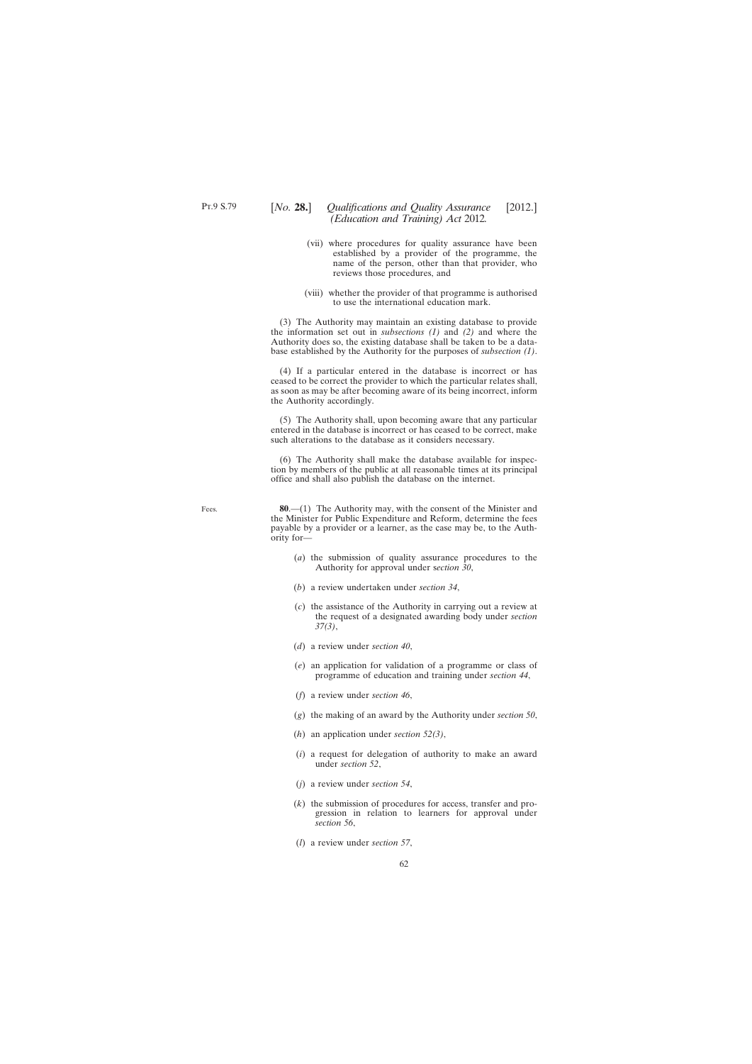(vii) where procedures for quality assurance have been established by a provider of the programme, the name of the person, other than that provider, who reviews those procedures, and

(viii) whether the provider of that programme is authorised to use the international education mark.

(3) The Authority may maintain an existing database to provide the information set out in *subsections (1)* and *(2)* and where the Authority does so, the existing database shall be taken to be a database established by the Authority for the purposes of *subsection (1)*.

(4) If a particular entered in the database is incorrect or has ceased to be correct the provider to which the particular relates shall, as soon as may be after becoming aware of its being incorrect, inform the Authority accordingly.

(5) The Authority shall, upon becoming aware that any particular entered in the database is incorrect or has ceased to be correct, make such alterations to the database as it considers necessary.

(6) The Authority shall make the database available for inspection by members of the public at all reasonable times at its principal office and shall also publish the database on the internet.

Fees.

**80**.—(1) The Authority may, with the consent of the Minister and the Minister for Public Expenditure and Reform, determine the fees payable by a provider or a learner, as the case may be, to the Authority for—

(*a*) the submission of quality assurance procedures to the Authority for approval under s*ection 30*,

(*b*) a review undertaken under *section 34*,

(*c*) the assistance of the Authority in carrying out a review at the request of a designated awarding body under *section 37(3)*,

(*d*) a review under *section 40*,

(*e*) an application for validation of a programme or class of programme of education and training under *section 44*,

(*f*) a review under *section 46*,

(*g*) the making of an award by the Authority under *section 50*,

(*h*) an application under *section 52(3)*,

(*i*) a request for delegation of authority to make an award under *section 52*,

(*j*) a review under *section 54*,

(*k*) the submission of procedures for access, transfer and progression in relation to learners for approval under *section 56*,

(*l*) a review under *section 57*,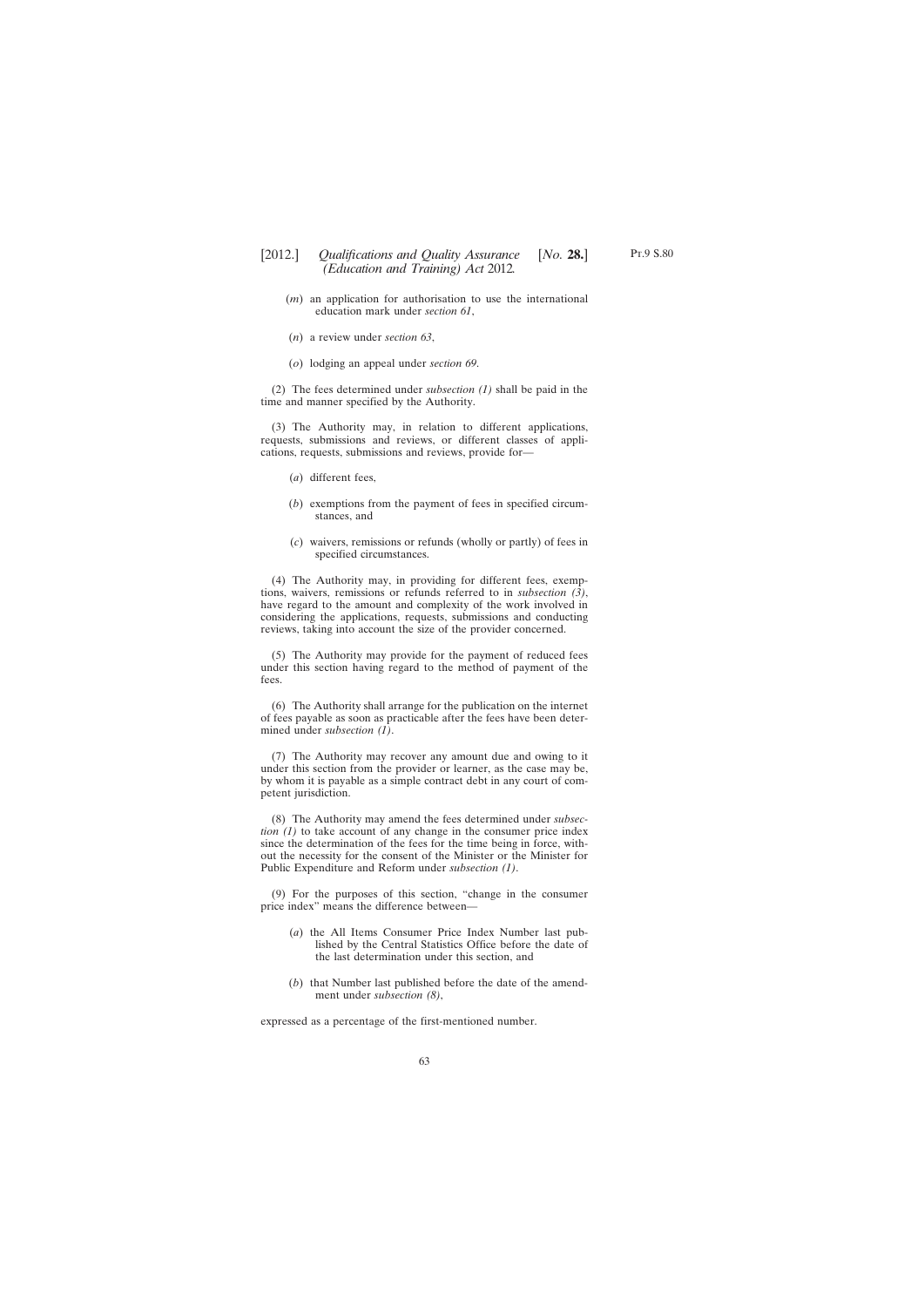(*m*) an application for authorisation to use the international education mark under *section 61*,

(*n*) a review under *section 63*,

(*o*) lodging an appeal under *section 69*.

(2) The fees determined under *subsection (1)* shall be paid in the time and manner specified by the Authority.

(3) The Authority may, in relation to different applications, requests, submissions and reviews, or different classes of applications, requests, submissions and reviews, provide for—

(*a*) different fees,

(*b*) exemptions from the payment of fees in specified circumstances, and

(*c*) waivers, remissions or refunds (wholly or partly) of fees in specified circumstances.

(4) The Authority may, in providing for different fees, exemptions, waivers, remissions or refunds referred to in *subsection (3)*, have regard to the amount and complexity of the work involved in considering the applications, requests, submissions and conducting reviews, taking into account the size of the provider concerned.

(5) The Authority may provide for the payment of reduced fees under this section having regard to the method of payment of the fees.

(6) The Authority shall arrange for the publication on the internet of fees payable as soon as practicable after the fees have been determined under *subsection (1)*.

(7) The Authority may recover any amount due and owing to it under this section from the provider or learner, as the case may be, by whom it is payable as a simple contract debt in any court of competent jurisdiction.

(8) The Authority may amend the fees determined under *subsection (1)* to take account of any change in the consumer price index since the determination of the fees for the time being in force, without the necessity for the consent of the Minister or the Minister for Public Expenditure and Reform under *subsection (1)*.

(9) For the purposes of this section, "change in the consumer price index" means the difference between—

(*a*) the All Items Consumer Price Index Number last published by the Central Statistics Office before the date of the last determination under this section, and

(*b*) that Number last published before the date of the amendment under *subsection (8)*,

expressed as a percentage of the first-mentioned number.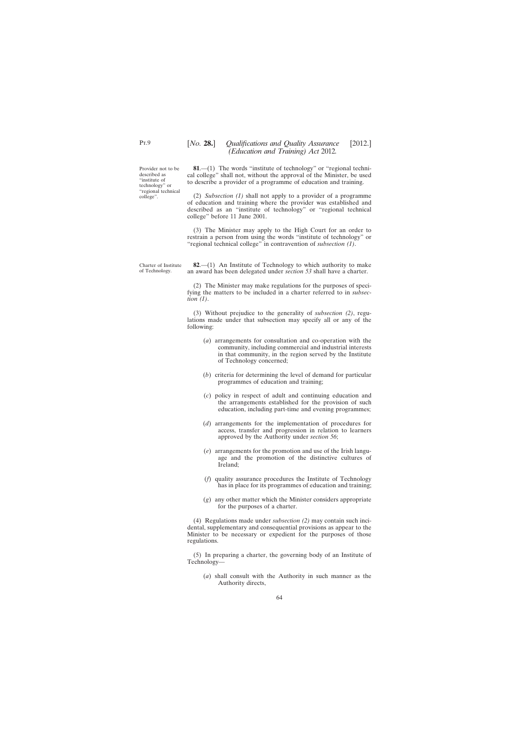Provider not to be described as "institute of technology" or "regional technical college".

**81**.—(1) The words "institute of technology" or "regional technical college" shall not, without the approval of the Minister, be used to describe a provider of a programme of education and training.

(2) *Subsection (1)* shall not apply to a provider of a programme of education and training where the provider was established and described as an "institute of technology" or "regional technical college" before 11 June 2001.

(3) The Minister may apply to the High Court for an order to restrain a person from using the words "institute of technology" or "regional technical college" in contravention of *subsection (1)*.

Charter of Institute of Technology.

**82**.—(1) An Institute of Technology to which authority to make an award has been delegated under *section 53* shall have a charter.

(2) The Minister may make regulations for the purposes of specifying the matters to be included in a charter referred to in *subsection (1)*.

(3) Without prejudice to the generality of *subsection (2)*, regulations made under that subsection may specify all or any of the following:

(*a*) arrangements for consultation and co-operation with the community, including commercial and industrial interests in that community, in the region served by the Institute of Technology concerned;

(*b*) criteria for determining the level of demand for particular programmes of education and training;

(*c*) policy in respect of adult and continuing education and the arrangements established for the provision of such education, including part-time and evening programmes;

(*d*) arrangements for the implementation of procedures for access, transfer and progression in relation to learners approved by the Authority under *section 56*;

(*e*) arrangements for the promotion and use of the Irish language and the promotion of the distinctive cultures of Ireland;

(*f*) quality assurance procedures the Institute of Technology has in place for its programmes of education and training;

(*g*) any other matter which the Minister considers appropriate for the purposes of a charter.

(4) Regulations made under *subsection (2)* may contain such incidental, supplementary and consequential provisions as appear to the Minister to be necessary or expedient for the purposes of those regulations.

(5) In preparing a charter, the governing body of an Institute of Technology—

(*a*) shall consult with the Authority in such manner as the Authority directs,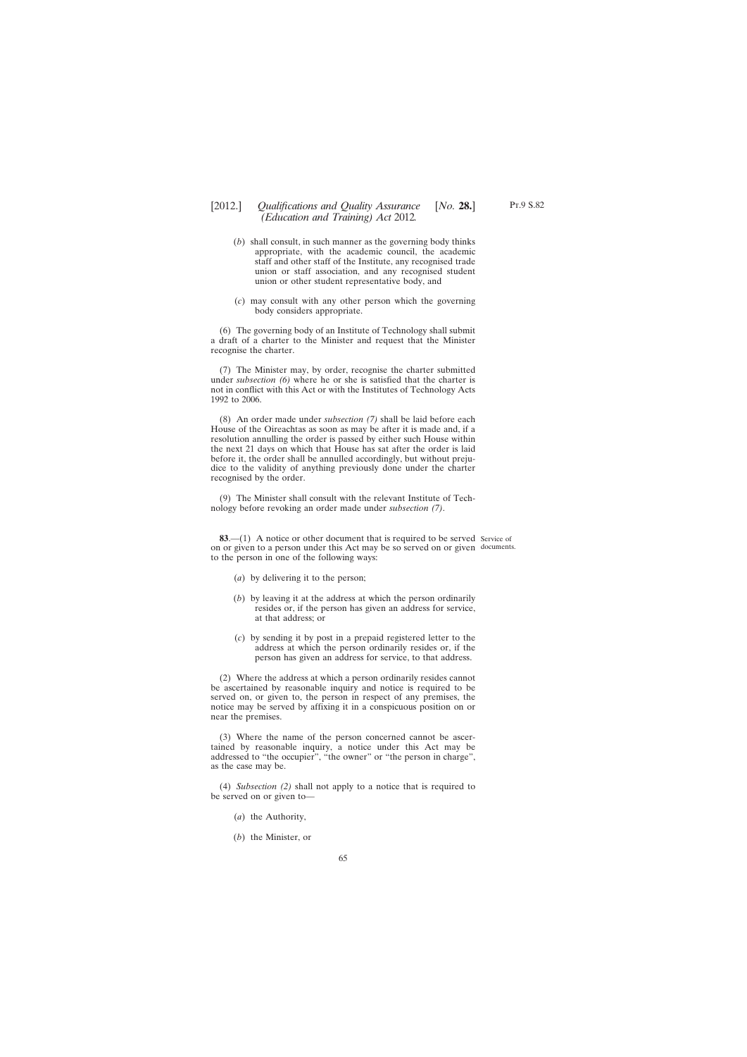(*b*) shall consult, in such manner as the governing body thinks appropriate, with the academic council, the academic staff and other staff of the Institute, any recognised trade union or staff association, and any recognised student union or other student representative body, and

(*c*) may consult with any other person which the governing body considers appropriate.

(6) The governing body of an Institute of Technology shall submit a draft of a charter to the Minister and request that the Minister recognise the charter.

(7) The Minister may, by order, recognise the charter submitted under *subsection (6)* where he or she is satisfied that the charter is not in conflict with this Act or with the Institutes of Technology Acts 1992 to 2006.

(8) An order made under *subsection (7)* shall be laid before each House of the Oireachtas as soon as may be after it is made and, if a resolution annulling the order is passed by either such House within the next 21 days on which that House has sat after the order is laid before it, the order shall be annulled accordingly, but without prejudice to the validity of anything previously done under the charter recognised by the order.

(9) The Minister shall consult with the relevant Institute of Technology before revoking an order made under *subsection (7)*.

Service of documents.

**83**.—(1) A notice or other document that is required to be served on or given to a person under this Act may be so served on or given to the person in one of the following ways:

(*a*) by delivering it to the person;

(*b*) by leaving it at the address at which the person ordinarily resides or, if the person has given an address for service, at that address; or

(*c*) by sending it by post in a prepaid registered letter to the address at which the person ordinarily resides or, if the person has given an address for service, to that address.

(2) Where the address at which a person ordinarily resides cannot be ascertained by reasonable inquiry and notice is required to be served on, or given to, the person in respect of any premises, the notice may be served by affixing it in a conspicuous position on or near the premises.

(3) Where the name of the person concerned cannot be ascertained by reasonable inquiry, a notice under this Act may be addressed to "the occupier", "the owner" or "the person in charge", as the case may be.

(4) *Subsection (2)* shall not apply to a notice that is required to be served on or given to—

(*a*) the Authority,

(*b*) the Minister, or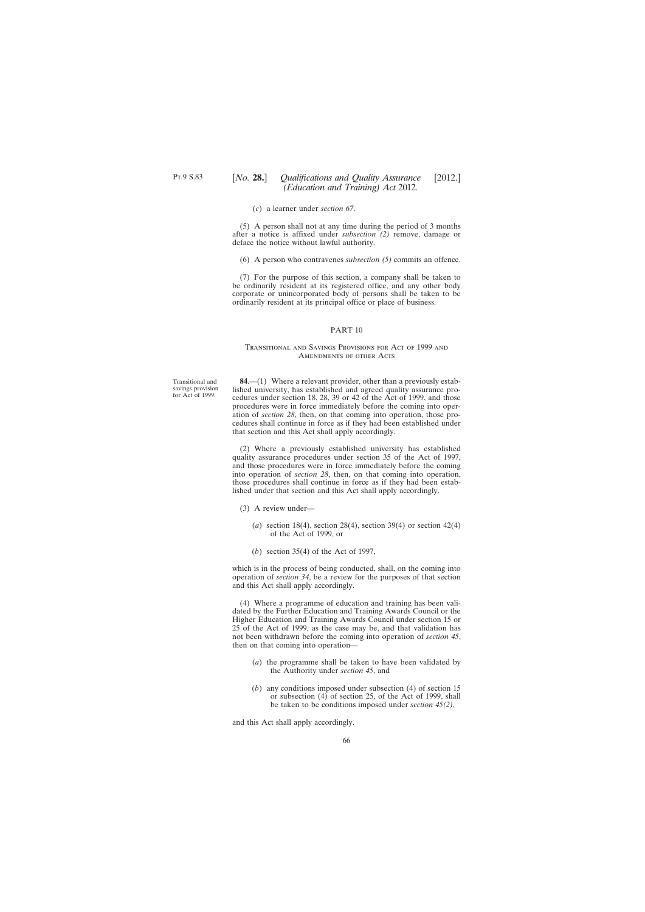(*c*) a learner under *section 67*.

(5) A person shall not at any time during the period of 3 months after a notice is affixed under *subsection (2)* remove, damage or deface the notice without lawful authority.

(6) A person who contravenes *subsection (5)* commits an offence.

(7) For the purpose of this section, a company shall be taken to be ordinarily resident at its registered office, and any other body corporate or unincorporated body of persons shall be taken to be ordinarily resident at its principal office or place of business.

## PART 10

### Transitional and Savings Provisions for Act of 1999 and Amendments of other Acts

Transitional and savings provision for Act of 1999.

**84**.—(1) Where a relevant provider, other than a previously established university, has established and agreed quality assurance procedures under section 18, 28, 39 or 42 of the Act of 1999, and those procedures were in force immediately before the coming into operation of *section 28*, then, on that coming into operation, those procedures shall continue in force as if they had been established under that section and this Act shall apply accordingly.

(2) Where a previously established university has established quality assurance procedures under section 35 of the Act of 1997, and those procedures were in force immediately before the coming into operation of *section 28*, then, on that coming into operation, those procedures shall continue in force as if they had been established under that section and this Act shall apply accordingly.

(3) A review under—

(*a*) section 18(4), section 28(4), section 39(4) or section 42(4) of the Act of 1999, or

(*b*) section 35(4) of the Act of 1997,

which is in the process of being conducted, shall, on the coming into operation of *section 34*, be a review for the purposes of that section and this Act shall apply accordingly.

(4) Where a programme of education and training has been validated by the Further Education and Training Awards Council or the Higher Education and Training Awards Council under section 15 or 25 of the Act of 1999, as the case may be, and that validation has not been withdrawn before the coming into operation of *section 45*, then on that coming into operation—

(*a*) the programme shall be taken to have been validated by the Authority under *section 45*, and

(*b*) any conditions imposed under subsection (4) of section 15 or subsection (4) of section 25, of the Act of 1999, shall be taken to be conditions imposed under *section 45(2)*,

and this Act shall apply accordingly.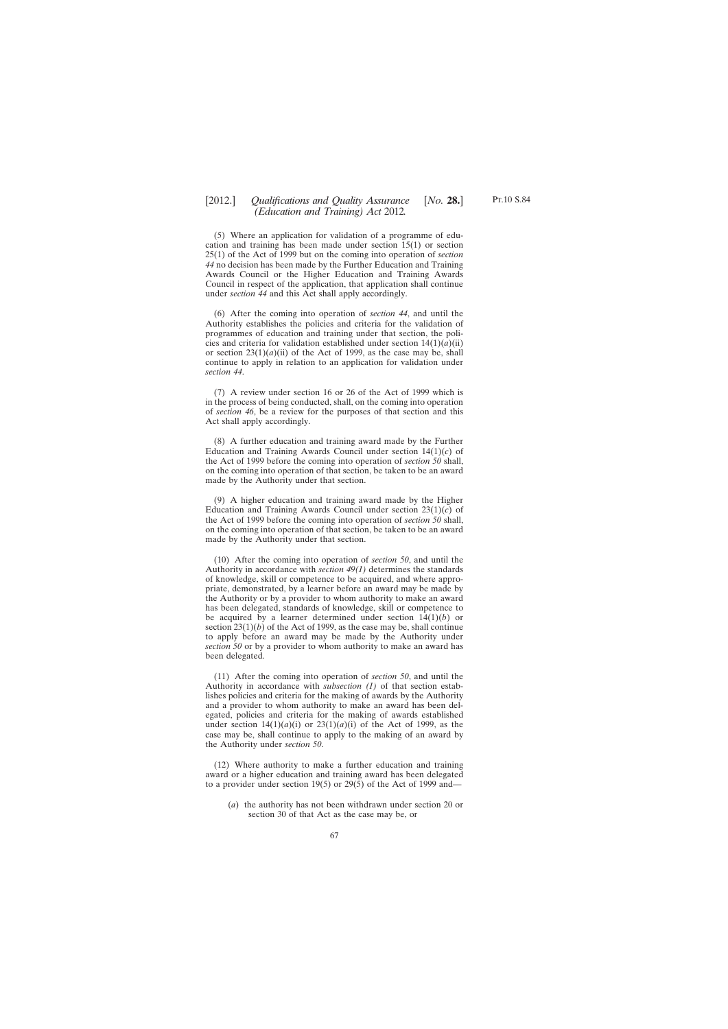(5) Where an application for validation of a programme of education and training has been made under section 15(1) or section 25(1) of the Act of 1999 but on the coming into operation of *section 44* no decision has been made by the Further Education and Training Awards Council or the Higher Education and Training Awards Council in respect of the application, that application shall continue under *section 44* and this Act shall apply accordingly.

(6) After the coming into operation of *section 44,* and until the Authority establishes the policies and criteria for the validation of programmes of education and training under that section, the policies and criteria for validation established under section 14(1)(*a*)(ii) or section 23(1)(*a*)(ii) of the Act of 1999, as the case may be, shall continue to apply in relation to an application for validation under *section 44*.

(7) A review under section 16 or 26 of the Act of 1999 which is in the process of being conducted, shall, on the coming into operation of *section 46*, be a review for the purposes of that section and this Act shall apply accordingly.

(8) A further education and training award made by the Further Education and Training Awards Council under section 14(1)(*c*) of the Act of 1999 before the coming into operation of *section 50* shall, on the coming into operation of that section, be taken to be an award made by the Authority under that section.

(9) A higher education and training award made by the Higher Education and Training Awards Council under section 23(1)(*c*) of the Act of 1999 before the coming into operation of *section 50* shall, on the coming into operation of that section, be taken to be an award made by the Authority under that section.

(10) After the coming into operation of *section 50*, and until the Authority in accordance with *section 49(1)* determines the standards of knowledge, skill or competence to be acquired, and where appropriate, demonstrated, by a learner before an award may be made by the Authority or by a provider to whom authority to make an award has been delegated, standards of knowledge, skill or competence to be acquired by a learner determined under section 14(1)(*b*) or section 23(1)(*b*) of the Act of 1999, as the case may be, shall continue to apply before an award may be made by the Authority under *section 50* or by a provider to whom authority to make an award has been delegated.

(11) After the coming into operation of *section 50*, and until the Authority in accordance with *subsection (1)* of that section establishes policies and criteria for the making of awards by the Authority and a provider to whom authority to make an award has been delegated, policies and criteria for the making of awards established under section 14(1)(*a*)(i) or 23(1)(*a*)(i) of the Act of 1999, as the case may be, shall continue to apply to the making of an award by the Authority under *section 50*.

(12) Where authority to make a further education and training award or a higher education and training award has been delegated to a provider under section 19(5) or 29(5) of the Act of 1999 and—

(*a*) the authority has not been withdrawn under section 20 or section 30 of that Act as the case may be, or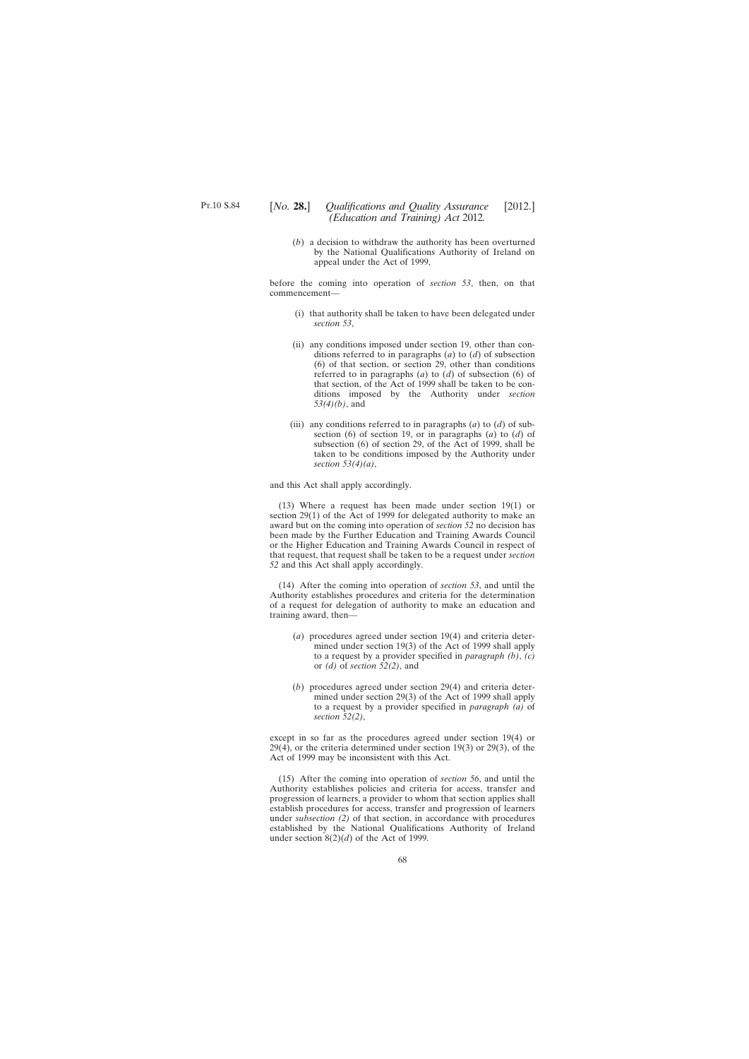(*b*) a decision to withdraw the authority has been overturned by the National Qualifications Authority of Ireland on appeal under the Act of 1999,

before the coming into operation of *section 53*, then, on that commencement—

(i) that authority shall be taken to have been delegated under *section 53*,

(ii) any conditions imposed under section 19, other than conditions referred to in paragraphs (*a*) to (*d*) of subsection (6) of that section, or section 29, other than conditions referred to in paragraphs (*a*) to (*d*) of subsection (6) of that section, of the Act of 1999 shall be taken to be conditions imposed by the Authority under *section 53(4)(b)*, and

(iii) any conditions referred to in paragraphs (*a*) to (*d*) of subsection (6) of section 19, or in paragraphs (*a*) to (*d*) of subsection (6) of section 29, of the Act of 1999, shall be taken to be conditions imposed by the Authority under *section 53(4)(a)*,

and this Act shall apply accordingly.

(13) Where a request has been made under section 19(1) or section 29(1) of the Act of 1999 for delegated authority to make an award but on the coming into operation of *section 52* no decision has been made by the Further Education and Training Awards Council or the Higher Education and Training Awards Council in respect of that request, that request shall be taken to be a request under *section 52* and this Act shall apply accordingly.

(14) After the coming into operation of *section 53*, and until the Authority establishes procedures and criteria for the determination of a request for delegation of authority to make an education and training award, then—

(*a*) procedures agreed under section 19(4) and criteria determined under section 19(3) of the Act of 1999 shall apply to a request by a provider specified in *paragraph (b)*, *(c)* or *(d)* of *section 52(2)*, and

(*b*) procedures agreed under section 29(4) and criteria determined under section 29(3) of the Act of 1999 shall apply to a request by a provider specified in *paragraph (a)* of *section 52(2)*,

except in so far as the procedures agreed under section 19(4) or 29(4), or the criteria determined under section 19(3) or 29(3), of the Act of 1999 may be inconsistent with this Act.

(15) After the coming into operation of *section 56*, and until the Authority establishes policies and criteria for access, transfer and progression of learners, a provider to whom that section applies shall establish procedures for access, transfer and progression of learners under *subsection (2)* of that section, in accordance with procedures established by the National Qualifications Authority of Ireland under section 8(2)(*d*) of the Act of 1999.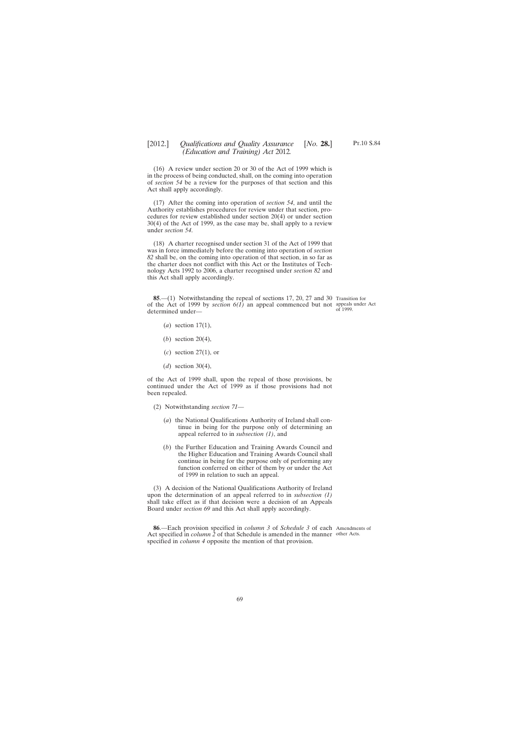(16) A review under section 20 or 30 of the Act of 1999 which is in the process of being conducted, shall, on the coming into operation of *section 54* be a review for the purposes of that section and this Act shall apply accordingly.

(17) After the coming into operation of *section 54*, and until the Authority establishes procedures for review under that section, procedures for review established under section 20(4) or under section 30(4) of the Act of 1999, as the case may be, shall apply to a review under *section 54*.

(18) A charter recognised under section 31 of the Act of 1999 that was in force immediately before the coming into operation of *section 82* shall be, on the coming into operation of that section, in so far as the charter does not conflict with this Act or the Institutes of Technology Acts 1992 to 2006, a charter recognised under *section 82* and this Act shall apply accordingly.

Transition for appeals under Act of 1999.

**85**.—(1) Notwithstanding the repeal of sections 17, 20, 27 and 30 of the Act of 1999 by *section 6(1)* an appeal commenced but not determined under—

(*a*) section 17(1),

(*b*) section 20(4),

(*c*) section 27(1), or

(*d*) section 30(4),

of the Act of 1999 shall, upon the repeal of those provisions, be continued under the Act of 1999 as if those provisions had not been repealed.

(2) Notwithstanding *section 71*—

(*a*) the National Qualifications Authority of Ireland shall continue in being for the purpose only of determining an appeal referred to in *subsection (1)*, and

(*b*) the Further Education and Training Awards Council and the Higher Education and Training Awards Council shall continue in being for the purpose only of performing any function conferred on either of them by or under the Act of 1999 in relation to such an appeal.

(3) A decision of the National Qualifications Authority of Ireland upon the determination of an appeal referred to in *subsection (1)* shall take effect as if that decision were a decision of an Appeals Board under *section 69* and this Act shall apply accordingly.

Amendments of other Acts.

**86**.—Each provision specified in *column 3* of *Schedule 3* of each Act specified in *column 2* of that Schedule is amended in the manner specified in *column 4* opposite the mention of that provision.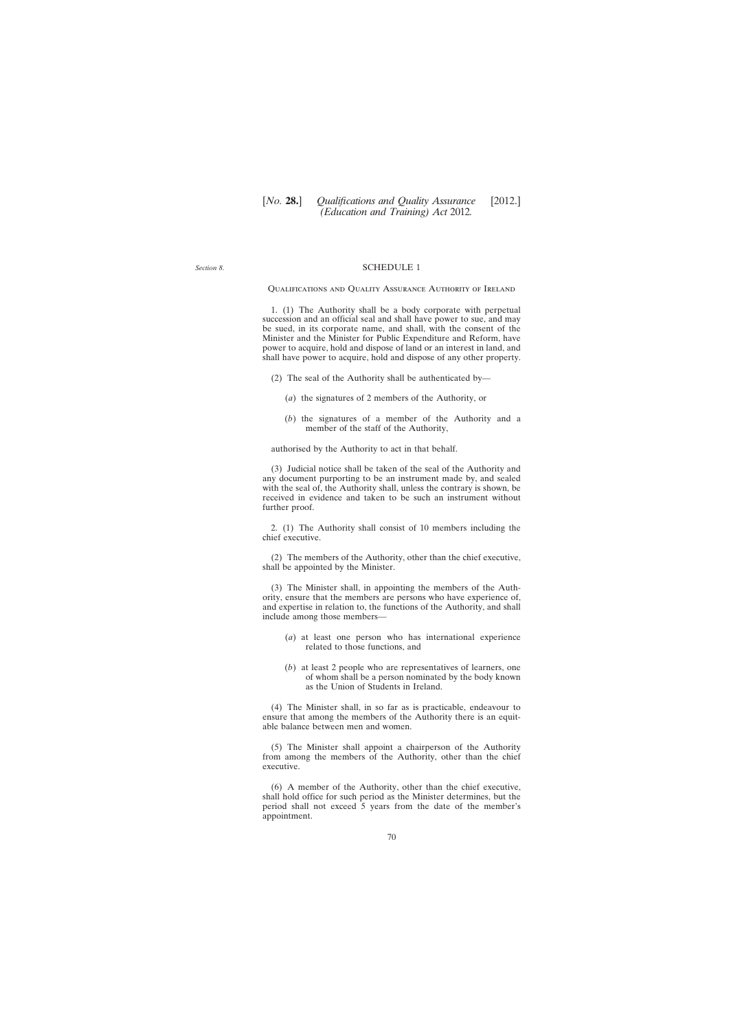*Section 8.*

## SCHEDULE 1

### Qualifications and Quality Assurance Authority of Ireland

1. (1) The Authority shall be a body corporate with perpetual succession and an official seal and shall have power to sue, and may be sued, in its corporate name, and shall, with the consent of the Minister and the Minister for Public Expenditure and Reform, have power to acquire, hold and dispose of land or an interest in land, and shall have power to acquire, hold and dispose of any other property.

(2) The seal of the Authority shall be authenticated by—

(*a*) the signatures of 2 members of the Authority, or

(*b*) the signatures of a member of the Authority and a member of the staff of the Authority,

authorised by the Authority to act in that behalf.

(3) Judicial notice shall be taken of the seal of the Authority and any document purporting to be an instrument made by, and sealed with the seal of, the Authority shall, unless the contrary is shown, be received in evidence and taken to be such an instrument without further proof.

2. (1) The Authority shall consist of 10 members including the chief executive.

(2) The members of the Authority, other than the chief executive, shall be appointed by the Minister.

(3) The Minister shall, in appointing the members of the Authority, ensure that the members are persons who have experience of, and expertise in relation to, the functions of the Authority, and shall include among those members—

(*a*) at least one person who has international experience related to those functions, and

(*b*) at least 2 people who are representatives of learners, one of whom shall be a person nominated by the body known as the Union of Students in Ireland.

(4) The Minister shall, in so far as is practicable, endeavour to ensure that among the members of the Authority there is an equitable balance between men and women.

(5) The Minister shall appoint a chairperson of the Authority from among the members of the Authority, other than the chief executive.

(6) A member of the Authority, other than the chief executive, shall hold office for such period as the Minister determines, but the period shall not exceed 5 years from the date of the member's appointment.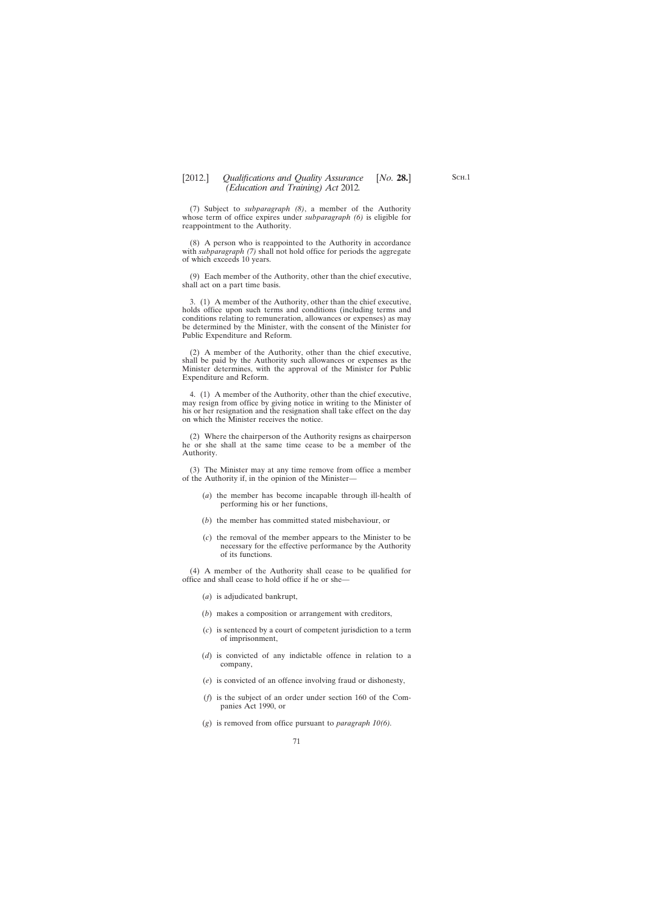(7) Subject to *subparagraph (8)*, a member of the Authority whose term of office expires under *subparagraph (6)* is eligible for reappointment to the Authority.

(8) A person who is reappointed to the Authority in accordance with *subparagraph (7)* shall not hold office for periods the aggregate of which exceeds 10 years.

(9) Each member of the Authority, other than the chief executive, shall act on a part time basis.

3. (1) A member of the Authority, other than the chief executive, holds office upon such terms and conditions (including terms and conditions relating to remuneration, allowances or expenses) as may be determined by the Minister, with the consent of the Minister for Public Expenditure and Reform.

(2) A member of the Authority, other than the chief executive, shall be paid by the Authority such allowances or expenses as the Minister determines, with the approval of the Minister for Public Expenditure and Reform.

4. (1) A member of the Authority, other than the chief executive, may resign from office by giving notice in writing to the Minister of his or her resignation and the resignation shall take effect on the day on which the Minister receives the notice.

(2) Where the chairperson of the Authority resigns as chairperson he or she shall at the same time cease to be a member of the Authority.

(3) The Minister may at any time remove from office a member of the Authority if, in the opinion of the Minister—

(*a*) the member has become incapable through ill-health of performing his or her functions,

(*b*) the member has committed stated misbehaviour, or

(*c*) the removal of the member appears to the Minister to be necessary for the effective performance by the Authority of its functions.

(4) A member of the Authority shall cease to be qualified for office and shall cease to hold office if he or she—

(*a*) is adjudicated bankrupt,

(*b*) makes a composition or arrangement with creditors,

(*c*) is sentenced by a court of competent jurisdiction to a term of imprisonment,

(*d*) is convicted of any indictable offence in relation to a company,

(*e*) is convicted of an offence involving fraud or dishonesty,

(*f*) is the subject of an order under section 160 of the Companies Act 1990, or

(*g*) is removed from office pursuant to *paragraph 10(6)*.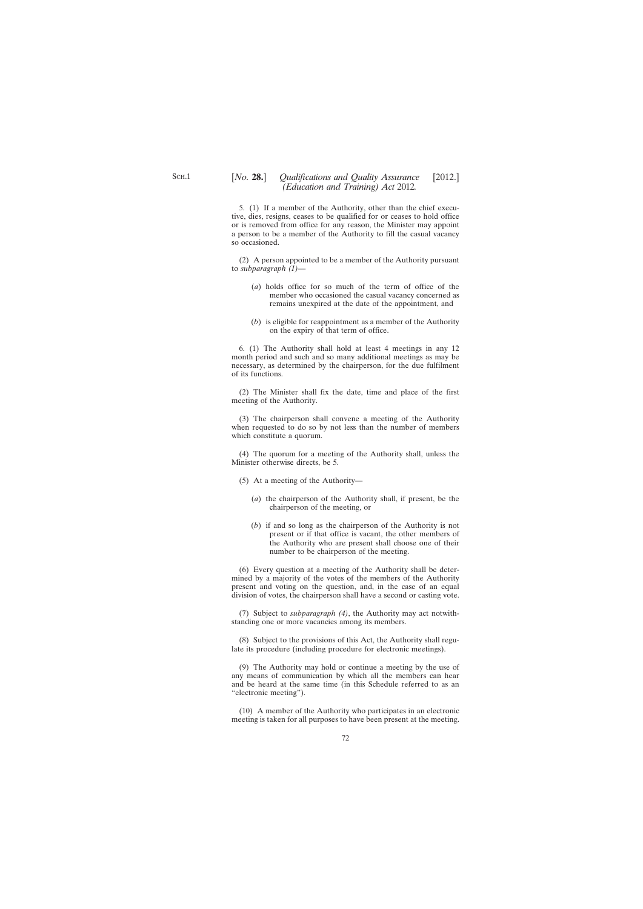5. (1) If a member of the Authority, other than the chief executive, dies, resigns, ceases to be qualified for or ceases to hold office or is removed from office for any reason, the Minister may appoint a person to be a member of the Authority to fill the casual vacancy so occasioned.

(2) A person appointed to be a member of the Authority pursuant to *subparagraph (1)*—

(*a*) holds office for so much of the term of office of the member who occasioned the casual vacancy concerned as remains unexpired at the date of the appointment, and

(*b*) is eligible for reappointment as a member of the Authority on the expiry of that term of office.

6. (1) The Authority shall hold at least 4 meetings in any 12 month period and such and so many additional meetings as may be necessary, as determined by the chairperson, for the due fulfilment of its functions.

(2) The Minister shall fix the date, time and place of the first meeting of the Authority.

(3) The chairperson shall convene a meeting of the Authority when requested to do so by not less than the number of members which constitute a quorum.

(4) The quorum for a meeting of the Authority shall, unless the Minister otherwise directs, be 5.

(5) At a meeting of the Authority—

(*a*) the chairperson of the Authority shall, if present, be the chairperson of the meeting, or

(*b*) if and so long as the chairperson of the Authority is not present or if that office is vacant, the other members of the Authority who are present shall choose one of their number to be chairperson of the meeting.

(6) Every question at a meeting of the Authority shall be determined by a majority of the votes of the members of the Authority present and voting on the question, and, in the case of an equal division of votes, the chairperson shall have a second or casting vote.

(7) Subject to *subparagraph (4)*, the Authority may act notwithstanding one or more vacancies among its members.

(8) Subject to the provisions of this Act, the Authority shall regulate its procedure (including procedure for electronic meetings).

(9) The Authority may hold or continue a meeting by the use of any means of communication by which all the members can hear and be heard at the same time (in this Schedule referred to as an "electronic meeting").

(10) A member of the Authority who participates in an electronic meeting is taken for all purposes to have been present at the meeting.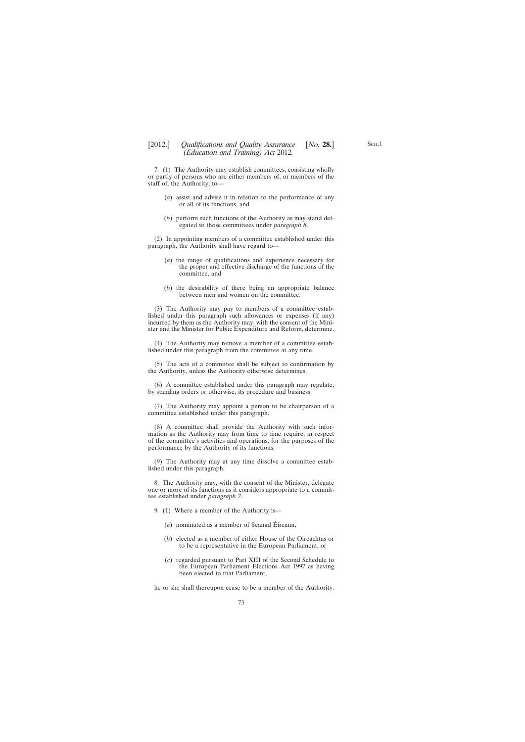7. (1) The Authority may establish committees, consisting wholly or partly of persons who are either members of, or members of the staff of, the Authority, to—

(*a*) assist and advise it in relation to the performance of any or all of its functions, and

(*b*) perform such functions of the Authority as may stand delegated to those committees under *paragraph 8*.

(2) In appointing members of a committee established under this paragraph, the Authority shall have regard to—

(*a*) the range of qualifications and experience necessary for the proper and effective discharge of the functions of the committee, and

(*b*) the desirability of there being an appropriate balance between men and women on the committee.

(3) The Authority may pay to members of a committee established under this paragraph such allowances or expenses (if any) incurred by them as the Authority may, with the consent of the Minister and the Minister for Public Expenditure and Reform, determine.

(4) The Authority may remove a member of a committee established under this paragraph from the committee at any time.

(5) The acts of a committee shall be subject to confirmation by the Authority, unless the Authority otherwise determines.

(6) A committee established under this paragraph may regulate, by standing orders or otherwise, its procedure and business.

(7) The Authority may appoint a person to be chairperson of a committee established under this paragraph.

(8) A committee shall provide the Authority with such information as the Authority may from time to time require, in respect of the committee's activities and operations, for the purposes of the performance by the Authority of its functions.

(9) The Authority may at any time dissolve a committee established under this paragraph.

8. The Authority may, with the consent of the Minister, delegate one or more of its functions as it considers appropriate to a committee established under *paragraph 7*.

9. (1) Where a member of the Authority is—

(*a*) nominated as a member of Seanad Éireann,

(*b*) elected as a member of either House of the Oireachtas or to be a representative in the European Parliament, or

(*c*) regarded pursuant to Part XIII of the Second Schedule to the European Parliament Elections Act 1997 as having been elected to that Parliament,

he or she shall thereupon cease to be a member of the Authority.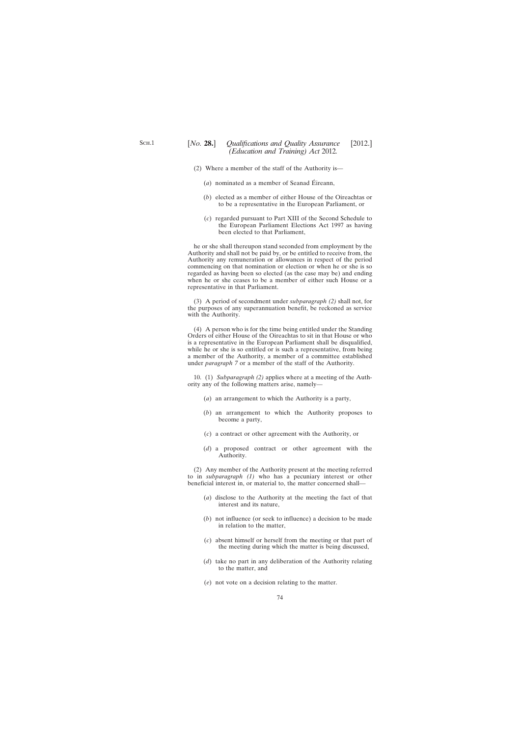(2) Where a member of the staff of the Authority is—

(*a*) nominated as a member of Seanad Éireann,

(*b*) elected as a member of either House of the Oireachtas or to be a representative in the European Parliament, or

(*c*) regarded pursuant to Part XIII of the Second Schedule to the European Parliament Elections Act 1997 as having been elected to that Parliament,

he or she shall thereupon stand seconded from employment by the Authority and shall not be paid by, or be entitled to receive from, the Authority any remuneration or allowances in respect of the period commencing on that nomination or election or when he or she is so regarded as having been so elected (as the case may be) and ending when he or she ceases to be a member of either such House or a representative in that Parliament.

(3) A period of secondment under *subparagraph (2)* shall not, for the purposes of any superannuation benefit, be reckoned as service with the Authority.

(4) A person who is for the time being entitled under the Standing Orders of either House of the Oireachtas to sit in that House or who is a representative in the European Parliament shall be disqualified, while he or she is so entitled or is such a representative, from being a member of the Authority, a member of a committee established under *paragraph 7* or a member of the staff of the Authority.

10. (1) *Subparagraph (2)* applies where at a meeting of the Authority any of the following matters arise, namely—

(*a*) an arrangement to which the Authority is a party,

(*b*) an arrangement to which the Authority proposes to become a party,

(*c*) a contract or other agreement with the Authority, or

(*d*) a proposed contract or other agreement with the Authority.

(2) Any member of the Authority present at the meeting referred to in *subparagraph (1)* who has a pecuniary interest or other beneficial interest in, or material to, the matter concerned shall—

(*a*) disclose to the Authority at the meeting the fact of that interest and its nature,

(*b*) not influence (or seek to influence) a decision to be made in relation to the matter,

(*c*) absent himself or herself from the meeting or that part of the meeting during which the matter is being discussed,

(*d*) take no part in any deliberation of the Authority relating to the matter, and

(*e*) not vote on a decision relating to the matter.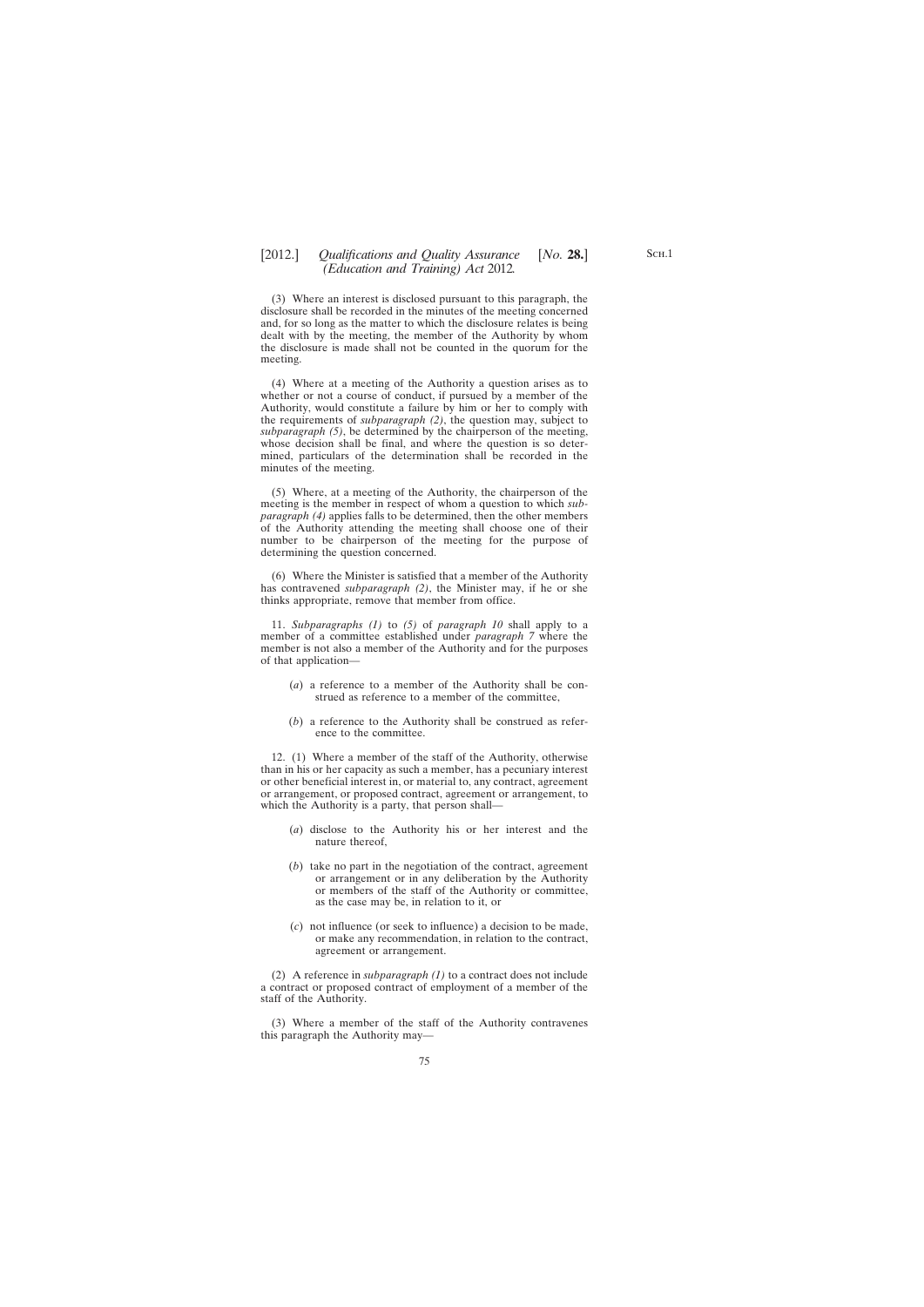(3) Where an interest is disclosed pursuant to this paragraph, the disclosure shall be recorded in the minutes of the meeting concerned and, for so long as the matter to which the disclosure relates is being dealt with by the meeting, the member of the Authority by whom the disclosure is made shall not be counted in the quorum for the meeting.

(4) Where at a meeting of the Authority a question arises as to whether or not a course of conduct, if pursued by a member of the Authority, would constitute a failure by him or her to comply with the requirements of *subparagraph (2)*, the question may, subject to *subparagraph (5)*, be determined by the chairperson of the meeting, whose decision shall be final, and where the question is so determined, particulars of the determination shall be recorded in the minutes of the meeting.

(5) Where, at a meeting of the Authority, the chairperson of the meeting is the member in respect of whom a question to which *subparagraph (4)* applies falls to be determined, then the other members of the Authority attending the meeting shall choose one of their number to be chairperson of the meeting for the purpose of determining the question concerned.

(6) Where the Minister is satisfied that a member of the Authority has contravened *subparagraph (2)*, the Minister may, if he or she thinks appropriate, remove that member from office.

11. *Subparagraphs (1)* to *(5)* of *paragraph 10* shall apply to a member of a committee established under *paragraph 7* where the member is not also a member of the Authority and for the purposes of that application—

(*a*) a reference to a member of the Authority shall be construed as reference to a member of the committee,

(*b*) a reference to the Authority shall be construed as reference to the committee.

12. (1) Where a member of the staff of the Authority, otherwise than in his or her capacity as such a member, has a pecuniary interest or other beneficial interest in, or material to, any contract, agreement or arrangement, or proposed contract, agreement or arrangement, to which the Authority is a party, that person shall—

(*a*) disclose to the Authority his or her interest and the nature thereof,

(*b*) take no part in the negotiation of the contract, agreement or arrangement or in any deliberation by the Authority or members of the staff of the Authority or committee, as the case may be, in relation to it, or

(*c*) not influence (or seek to influence) a decision to be made, or make any recommendation, in relation to the contract, agreement or arrangement.

(2) A reference in *subparagraph (1)* to a contract does not include a contract or proposed contract of employment of a member of the staff of the Authority.

(3) Where a member of the staff of the Authority contravenes this paragraph the Authority may—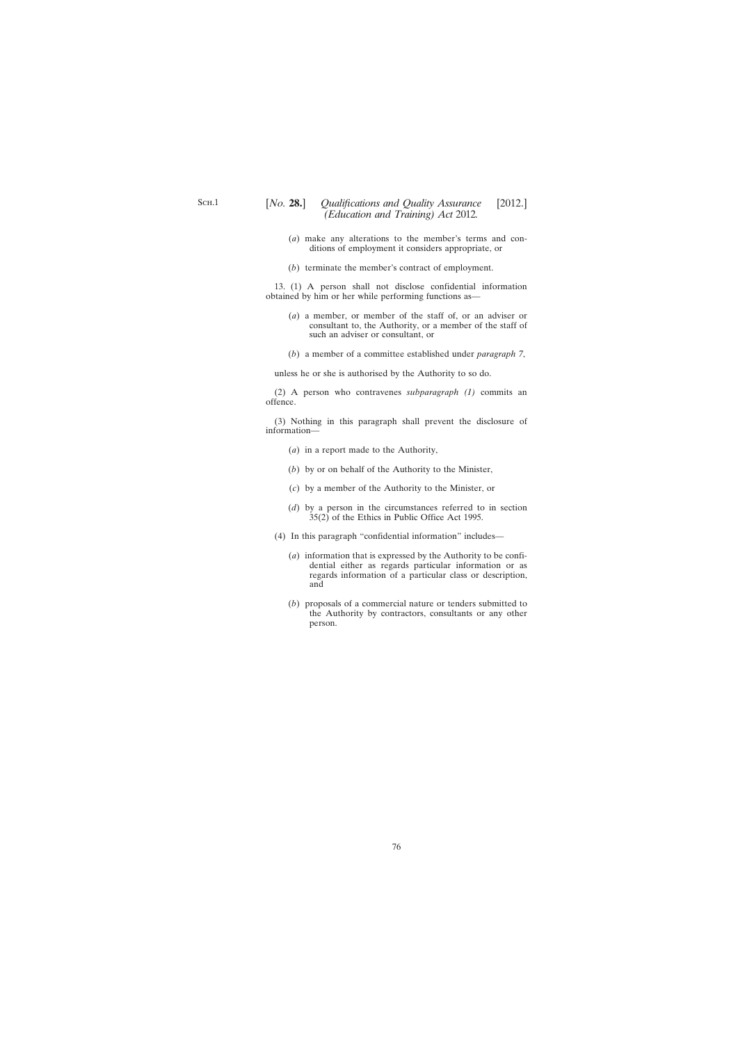(*a*) make any alterations to the member's terms and conditions of employment it considers appropriate, or

(*b*) terminate the member's contract of employment.

13. (1) A person shall not disclose confidential information obtained by him or her while performing functions as—

(*a*) a member, or member of the staff of, or an adviser or consultant to, the Authority, or a member of the staff of such an adviser or consultant, or

(*b*) a member of a committee established under *paragraph 7*,

unless he or she is authorised by the Authority to so do.

(2) A person who contravenes *subparagraph (1)* commits an offence.

(3) Nothing in this paragraph shall prevent the disclosure of information—

(*a*) in a report made to the Authority,

(*b*) by or on behalf of the Authority to the Minister,

(*c*) by a member of the Authority to the Minister, or

(*d*) by a person in the circumstances referred to in section 35(2) of the Ethics in Public Office Act 1995.

(4) In this paragraph "confidential information" includes—

(*a*) information that is expressed by the Authority to be confidential either as regards particular information or as regards information of a particular class or description, and

(*b*) proposals of a commercial nature or tenders submitted to the Authority by contractors, consultants or any other person.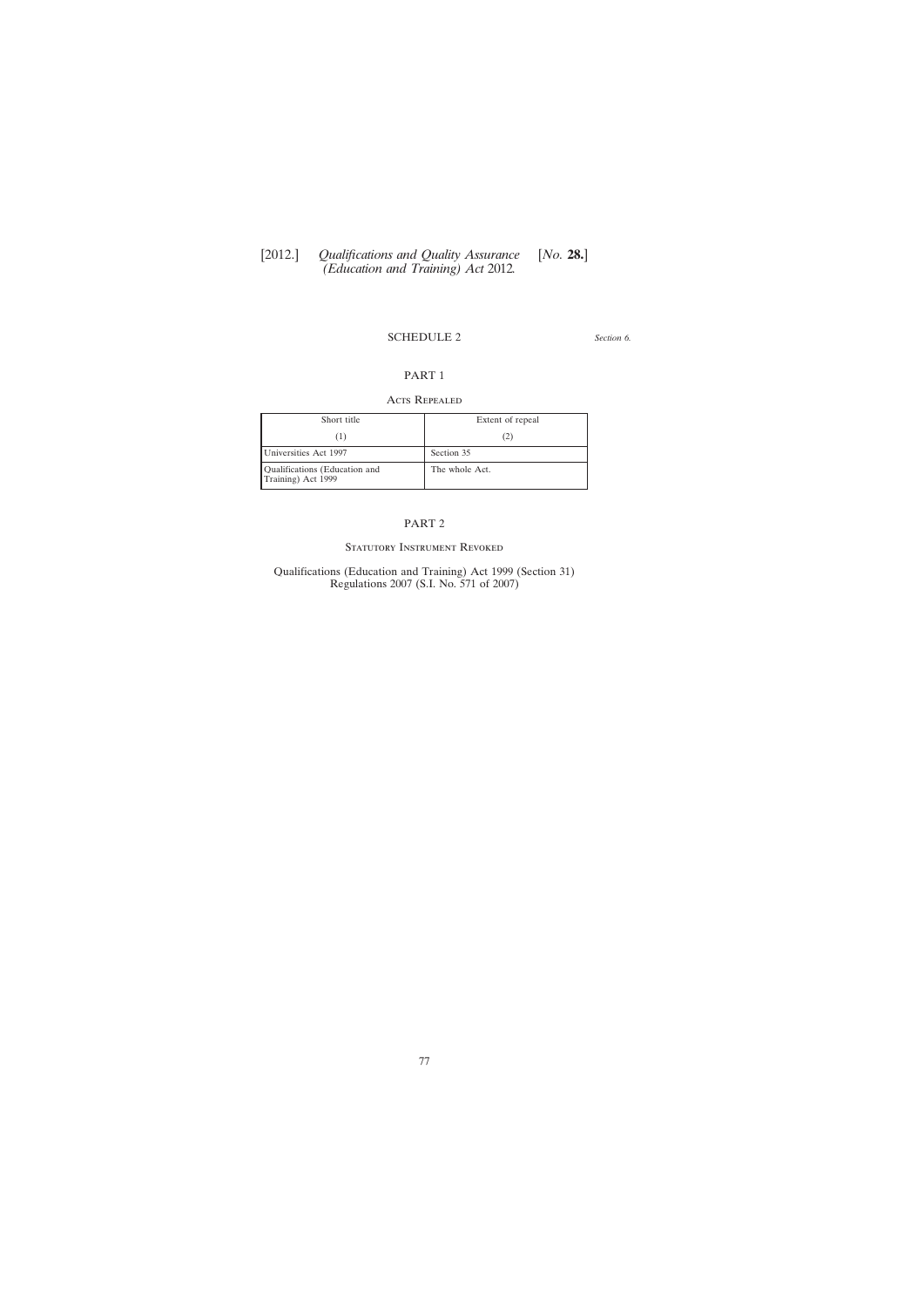## SCHEDULE 2

*Section 6.*

### PART 1

#### Acts Repealed

| Short title | Extent of repeal |
|---|---|
| (1) | (2) |
| Universities Act 1997 | Section 35 |
| Qualifications (Education and Training) Act 1999 | The whole Act. |

### PART 2

#### Statutory Instrument Revoked

Qualifications (Education and Training) Act 1999 (Section 31) Regulations 2007 (S.I. No. 571 of 2007)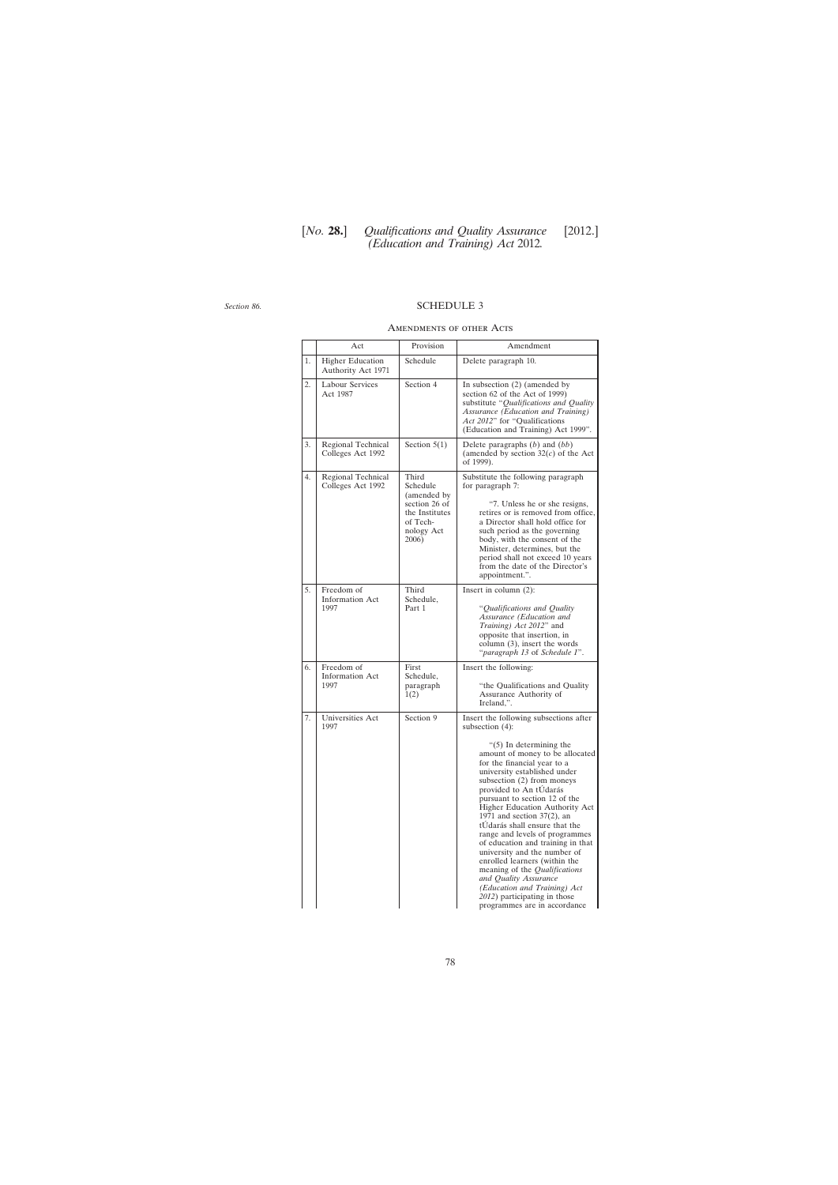*Section 86.*

# SCHEDULE 3

## Amendments of other Acts

| | Act | Provision | Amendment |
|---|---|---|---|
| 1. | Higher Education Authority Act 1971 | Schedule | Delete paragraph 10. |
| 2. | Labour Services Act 1987 | Section 4 | In subsection (2) (amended by section 62 of the Act of 1999) substitute "*Qualifications and Quality Assurance (Education and Training) Act 2012*" for "Qualifications (Education and Training) Act 1999". |
| 3. | Regional Technical Colleges Act 1992 | Section 5(1) | Delete paragraphs (*b*) and (*bb*) (amended by section 32(*c*) of the Act of 1999). |
| 4. | Regional Technical Colleges Act 1992 | Third Schedule (amended by section 26 of the Institutes of Technology Act 2006) | Substitute the following paragraph for paragraph 7: "7. Unless he or she resigns, retires or is removed from office, a Director shall hold office for such period as the governing body, with the consent of the Minister, determines, but the period shall not exceed 10 years from the date of the Director's appointment.". |
| 5. | Freedom of Information Act 1997 | Third Schedule, Part 1 | Insert in column (2): "*Qualifications and Quality Assurance (Education and Training) Act 2012*" and opposite that insertion, in column (3), insert the words "*paragraph 13* of *Schedule 1*". |
| 6. | Freedom of Information Act 1997 | First Schedule, paragraph 1(2) | Insert the following: "the Qualifications and Quality Assurance Authority of Ireland,". |
| 7. | Universities Act 1997 | Section 9 | Insert the following subsections after subsection (4): "(5) In determining the amount of money to be allocated for the financial year to a university established under subsection (2) from moneys provided to An tÚdarás pursuant to section 12 of the Higher Education Authority Act 1971 and section 37(2), an tÚdarás shall ensure that the range and levels of programmes of education and training in that university and the number of enrolled learners (within the meaning of the *Qualifications and Quality Assurance (Education and Training) Act 2012*) participating in those programmes are in accordance |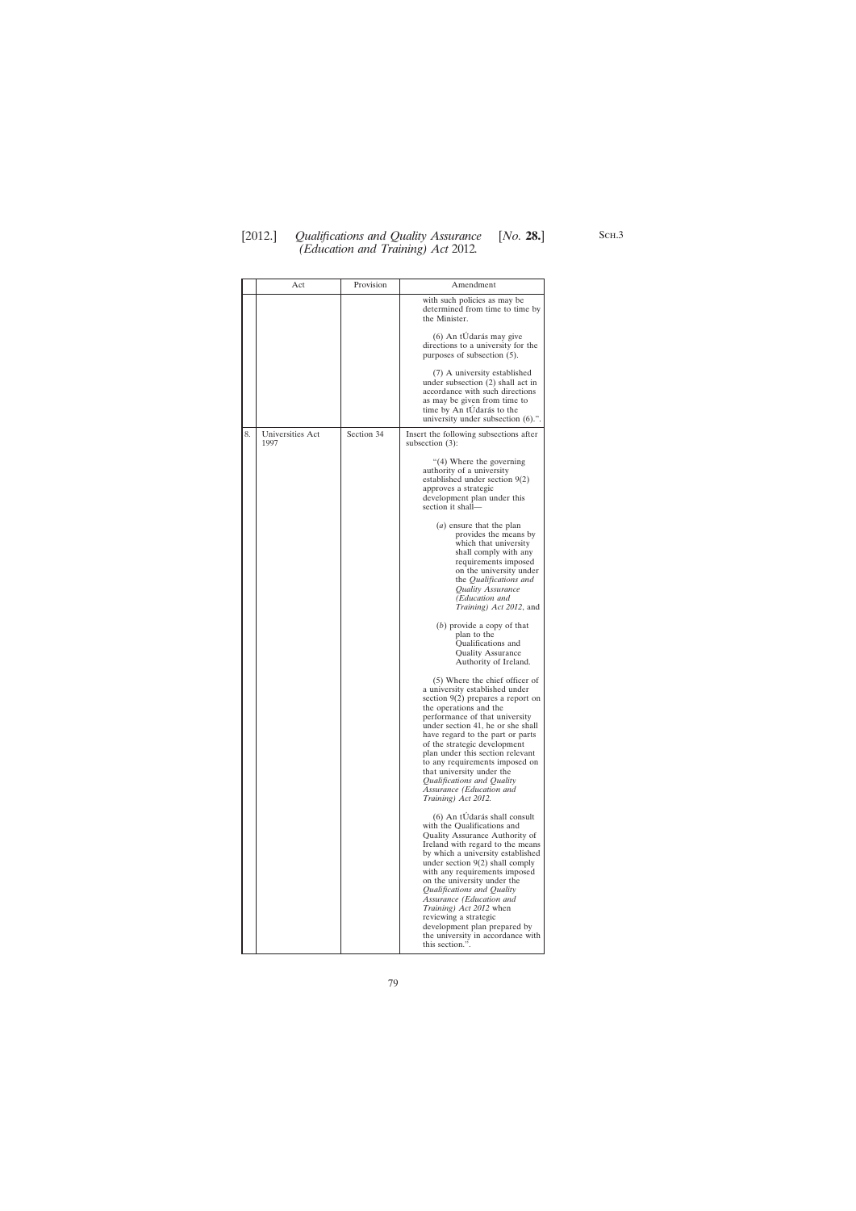| | Act | Provision | Amendment |
|---|---|---|---|
| | | | with such policies as may be determined from time to time by the Minister.<br><br>(6) An tÚdarás may give directions to a university for the purposes of subsection (5).<br><br>(7) A university established under subsection (2) shall act in accordance with such directions as may be given from time to time by An tÚdarás to the university under subsection (6).”. |
| 8. | Universities Act 1997 | Section 34 | Insert the following subsections after subsection (3):<br><br>“(4) Where the governing authority of a university established under section 9(2) approves a strategic development plan under this section it shall—<br><br>(*a*) ensure that the plan provides the means by which that university shall comply with any requirements imposed on the university under the *Qualifications and Quality Assurance (Education and Training) Act 2012*, and<br><br>(*b*) provide a copy of that plan to the Qualifications and Quality Assurance Authority of Ireland.<br><br>(5) Where the chief officer of a university established under section 9(2) prepares a report on the operations and the performance of that university under section 41, he or she shall have regard to the part or parts of the strategic development plan under this section relevant to any requirements imposed on that university under the *Qualifications and Quality Assurance (Education and Training) Act 2012*.<br><br>(6) An tÚdarás shall consult with the Qualifications and Quality Assurance Authority of Ireland with regard to the means by which a university established under section 9(2) shall comply with any requirements imposed on the university under the *Qualifications and Quality Assurance (Education and Training) Act 2012* when reviewing a strategic development plan prepared by the university in accordance with this section.”. |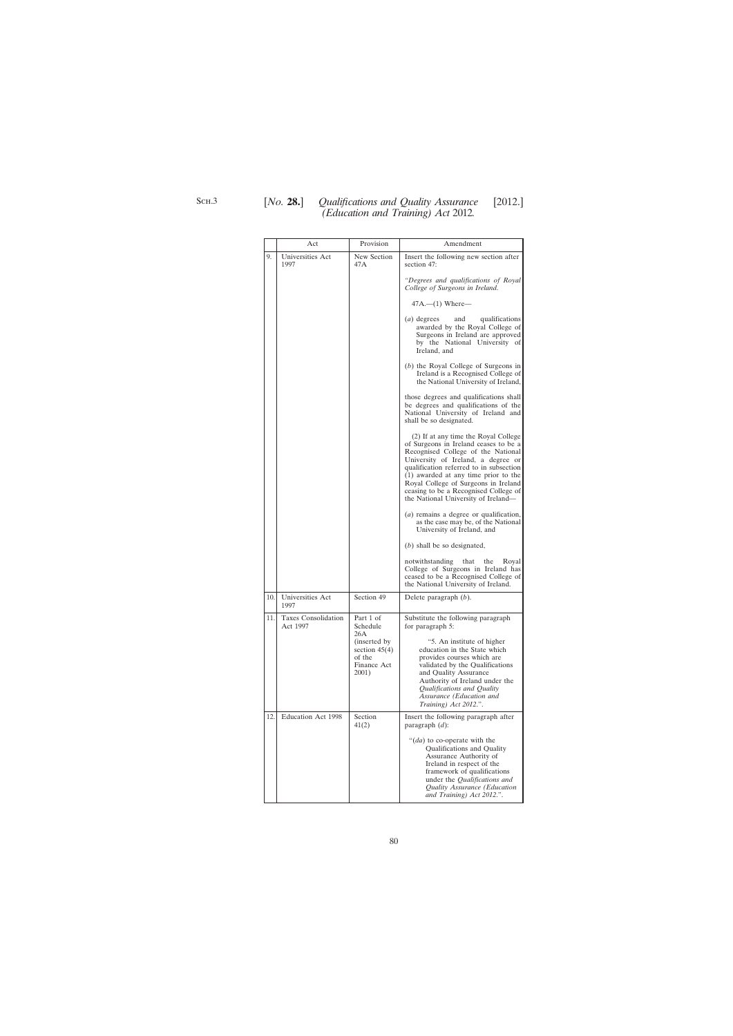| | Act | Provision | Amendment |
|---|---|---|---|
| 9. | Universities Act 1997 | New Section 47A | Insert the following new section after section 47:<br><br>"*Degrees and qualifications of Royal College of Surgeons in Ireland.*<br><br>47A.—(1) Where—<br><br>(*a*) degrees and qualifications awarded by the Royal College of Surgeons in Ireland are approved by the National University of Ireland, and<br><br>(*b*) the Royal College of Surgeons in Ireland is a Recognised College of the National University of Ireland,<br><br>those degrees and qualifications shall be degrees and qualifications of the National University of Ireland and shall be so designated.<br><br>(2) If at any time the Royal College of Surgeons in Ireland ceases to be a Recognised College of the National University of Ireland, a degree or qualification referred to in subsection (1) awarded at any time prior to the Royal College of Surgeons in Ireland ceasing to be a Recognised College of the National University of Ireland—<br><br>(*a*) remains a degree or qualification, as the case may be, of the National University of Ireland, and<br><br>(*b*) shall be so designated,<br><br>notwithstanding that the Royal College of Surgeons in Ireland has ceased to be a Recognised College of the National University of Ireland. |
| 10. | Universities Act 1997 | Section 49 | Delete paragraph (*b*). |
| 11. | Taxes Consolidation Act 1997 | Part 1 of Schedule 26A (inserted by section 45(4) of the Finance Act 2001) | Substitute the following paragraph for paragraph 5:<br><br>"5. An institute of higher education in the State which provides courses which are validated by the Qualifications and Quality Assurance Authority of Ireland under the *Qualifications and Quality Assurance (Education and Training) Act 2012*.". |
| 12. | Education Act 1998 | Section 41(2) | Insert the following paragraph after paragraph (*d*):<br><br>"(*da*) to co-operate with the Qualifications and Quality Assurance Authority of Ireland in respect of the framework of qualifications under the *Qualifications and Quality Assurance (Education and Training) Act 2012*.". |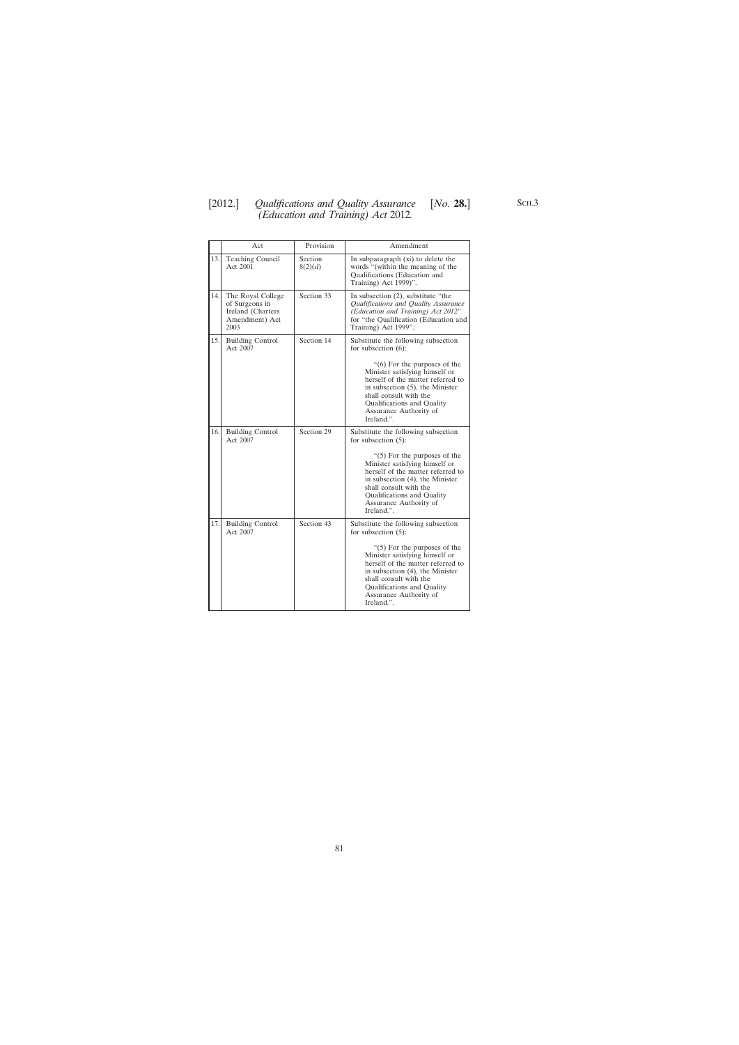| | Act | Provision | Amendment |
|---|---|---|---|
| 13. | Teaching Council Act 2001 | Section 8(2)(*d*) | In subparagraph (xi) to delete the words "(within the meaning of the Qualifications (Education and Training) Act 1999)". |
| 14. | The Royal College of Surgeons in Ireland (Charters Amendment) Act 2003 | Section 33 | In subsection (2), substitute "the *Qualifications and Quality Assurance (Education and Training) Act 2012*" for "the Qualification (Education and Training) Act 1999". |
| 15. | Building Control Act 2007 | Section 14 | Substitute the following subsection for subsection (6): "(6) For the purposes of the Minister satisfying himself or herself of the matter referred to in subsection (5), the Minister shall consult with the Qualifications and Quality Assurance Authority of Ireland.". |
| 16. | Building Control Act 2007 | Section 29 | Substitute the following subsection for subsection (5): "(5) For the purposes of the Minister satisfying himself or herself of the matter referred to in subsection (4), the Minister shall consult with the Qualifications and Quality Assurance Authority of Ireland.". |
| 17. | Building Control Act 2007 | Section 43 | Substitute the following subsection for subsection (5): "(5) For the purposes of the Minister satisfying himself or herself of the matter referred to in subsection (4), the Minister shall consult with the Qualifications and Quality Assurance Authority of Ireland.". |